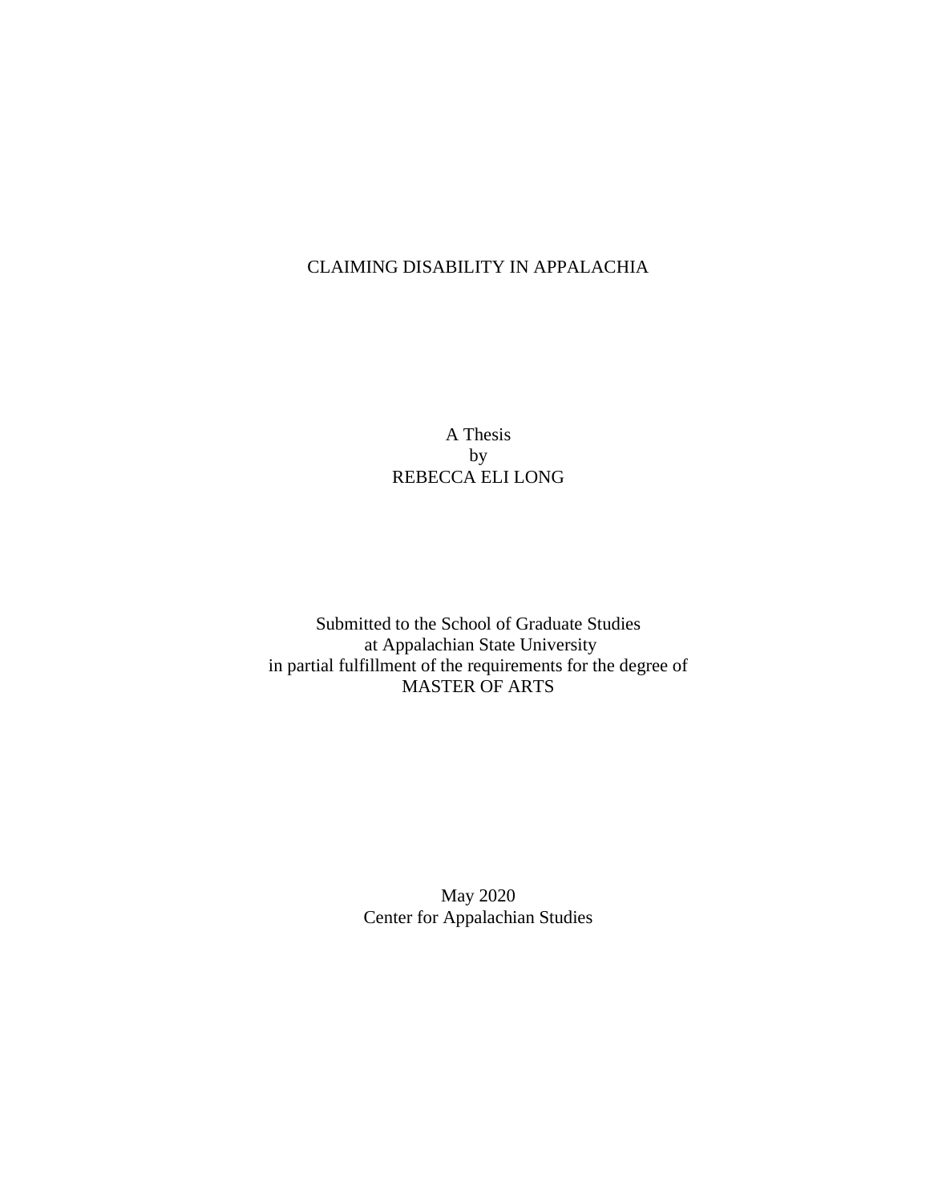# CLAIMING DISABILITY IN APPALACHIA

A Thesis
by
REBECCA ELI LONG

Submitted to the School of Graduate Studies
at Appalachian State University
in partial fulfillment of the requirements for the degree of
MASTER OF ARTS

May 2020
Center for Appalachian Studies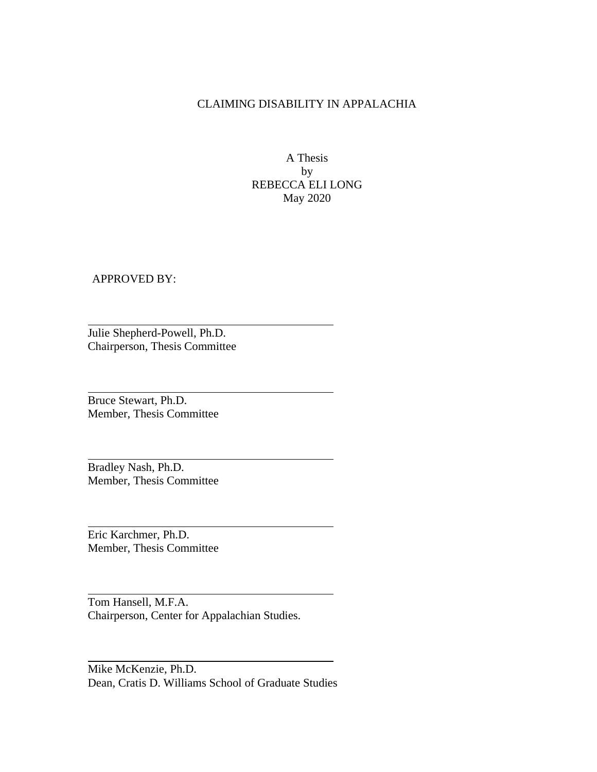CLAIMING DISABILITY IN APPALACHIA

A Thesis
by
REBECCA ELI LONG
May 2020

APPROVED BY:

Julie Shepherd-Powell, Ph.D.
Chairperson, Thesis Committee

Bruce Stewart, Ph.D.
Member, Thesis Committee

Bradley Nash, Ph.D.
Member, Thesis Committee

Eric Karchmer, Ph.D.
Member, Thesis Committee

Tom Hansell, M.F.A.
Chairperson, Center for Appalachian Studies.

Mike McKenzie, Ph.D.
Dean, Cratis D. Williams School of Graduate Studies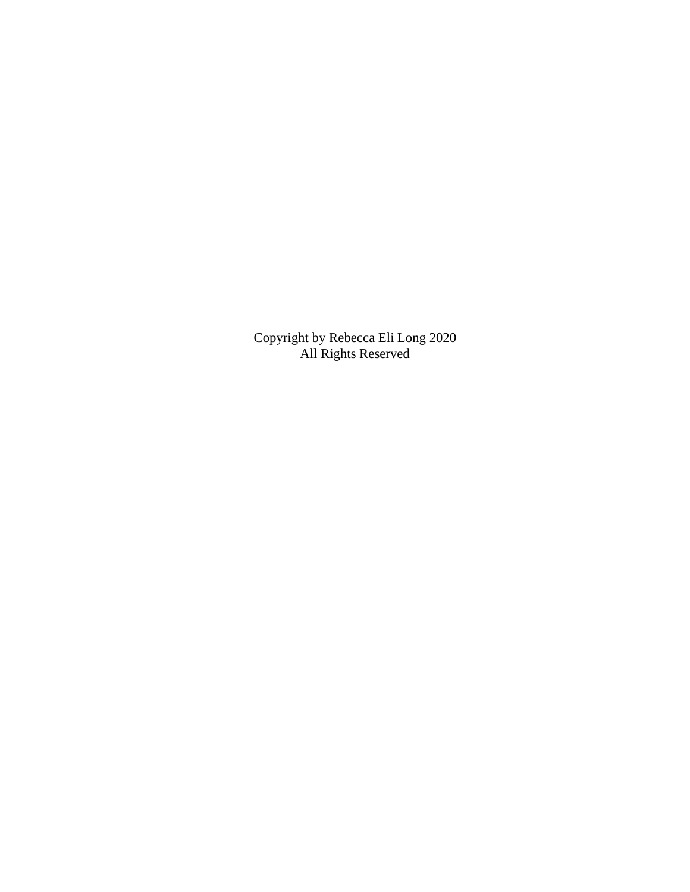Copyright by Rebecca Eli Long 2020
All Rights Reserved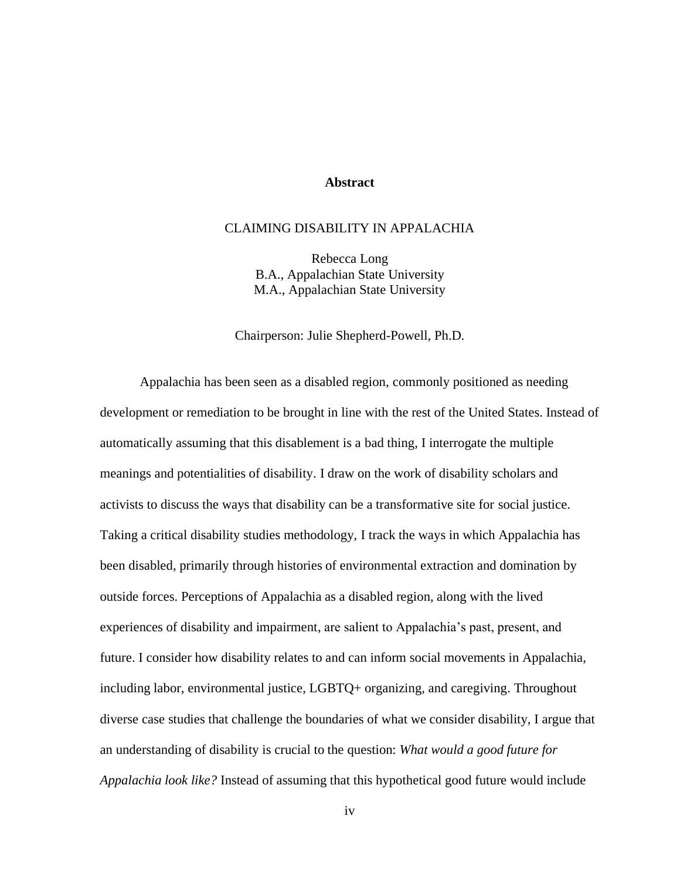## Abstract

CLAIMING DISABILITY IN APPALACHIA

Rebecca Long
B.A., Appalachian State University
M.A., Appalachian State University

Chairperson: Julie Shepherd-Powell, Ph.D.

Appalachia has been seen as a disabled region, commonly positioned as needing development or remediation to be brought in line with the rest of the United States. Instead of automatically assuming that this disablement is a bad thing, I interrogate the multiple meanings and potentialities of disability. I draw on the work of disability scholars and activists to discuss the ways that disability can be a transformative site for social justice. Taking a critical disability studies methodology, I track the ways in which Appalachia has been disabled, primarily through histories of environmental extraction and domination by outside forces. Perceptions of Appalachia as a disabled region, along with the lived experiences of disability and impairment, are salient to Appalachia's past, present, and future. I consider how disability relates to and can inform social movements in Appalachia, including labor, environmental justice, LGBTQ+ organizing, and caregiving. Throughout diverse case studies that challenge the boundaries of what we consider disability, I argue that an understanding of disability is crucial to the question: *What would a good future for Appalachia look like?* Instead of assuming that this hypothetical good future would include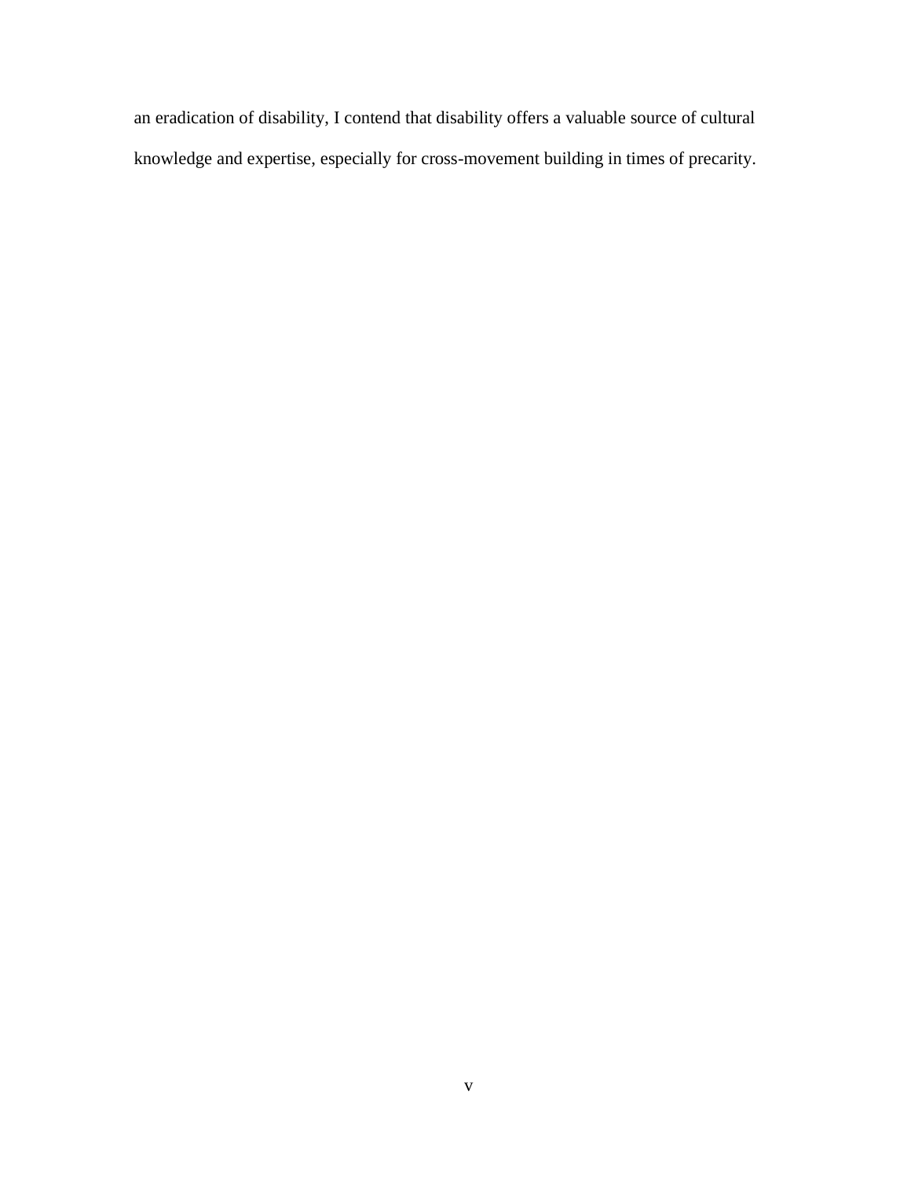an eradication of disability, I contend that disability offers a valuable source of cultural knowledge and expertise, especially for cross-movement building in times of precarity.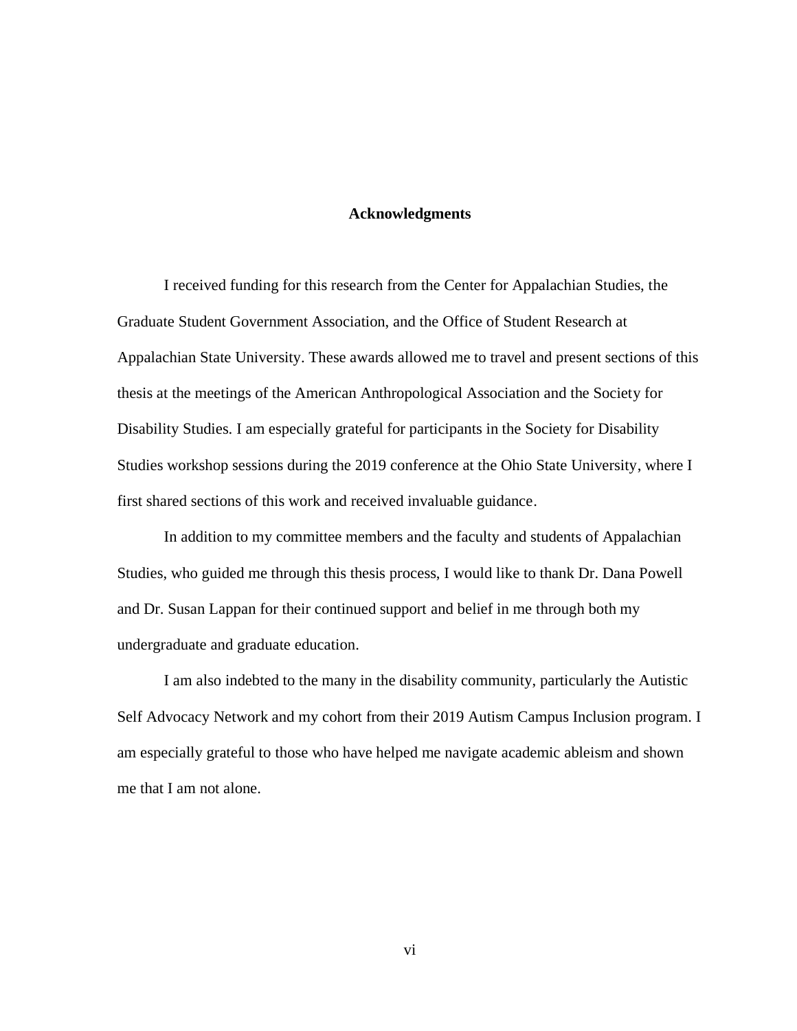# Acknowledgments

I received funding for this research from the Center for Appalachian Studies, the Graduate Student Government Association, and the Office of Student Research at Appalachian State University. These awards allowed me to travel and present sections of this thesis at the meetings of the American Anthropological Association and the Society for Disability Studies. I am especially grateful for participants in the Society for Disability Studies workshop sessions during the 2019 conference at the Ohio State University, where I first shared sections of this work and received invaluable guidance.

In addition to my committee members and the faculty and students of Appalachian Studies, who guided me through this thesis process, I would like to thank Dr. Dana Powell and Dr. Susan Lappan for their continued support and belief in me through both my undergraduate and graduate education.

I am also indebted to the many in the disability community, particularly the Autistic Self Advocacy Network and my cohort from their 2019 Autism Campus Inclusion program. I am especially grateful to those who have helped me navigate academic ableism and shown me that I am not alone.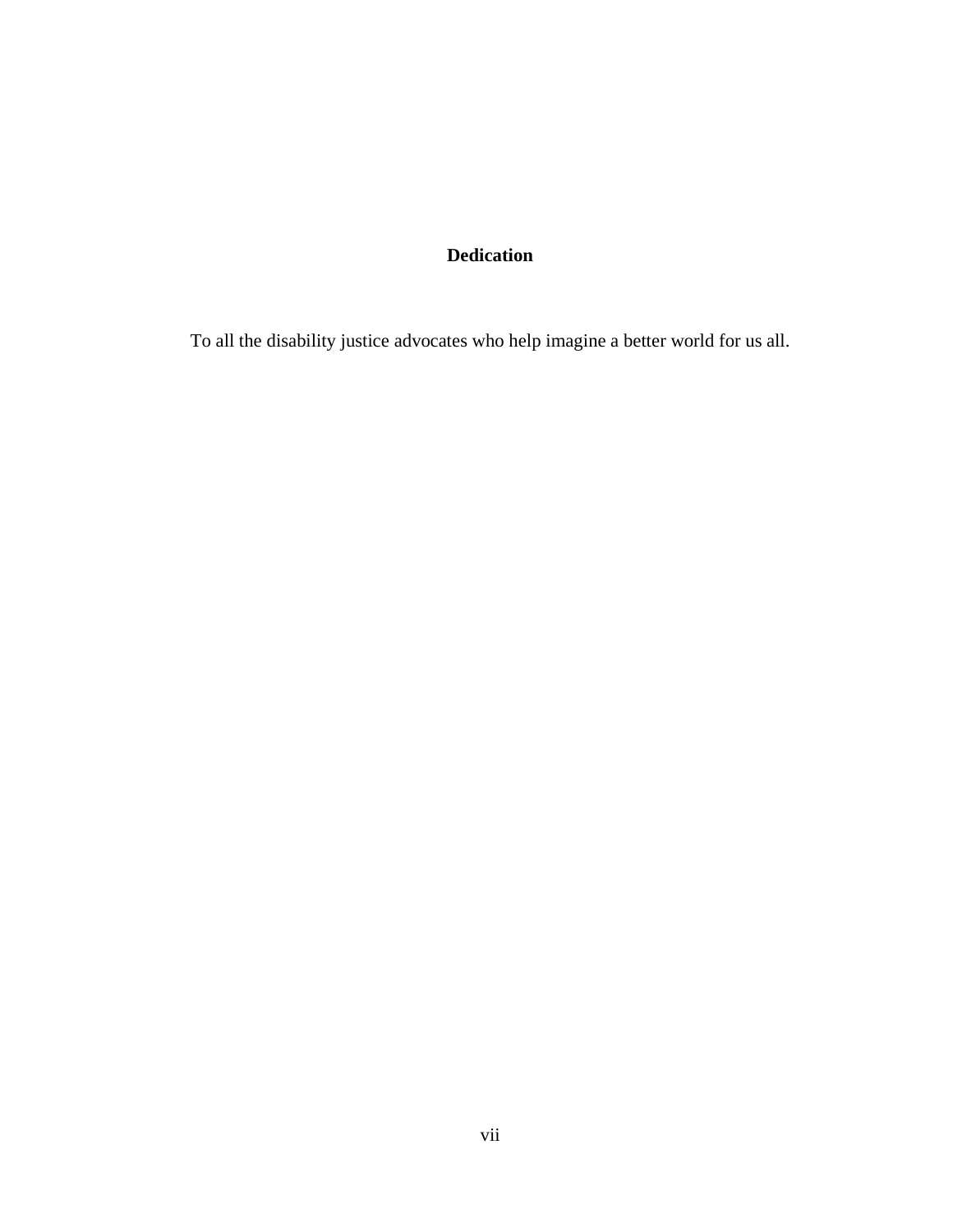# Dedication

To all the disability justice advocates who help imagine a better world for us all.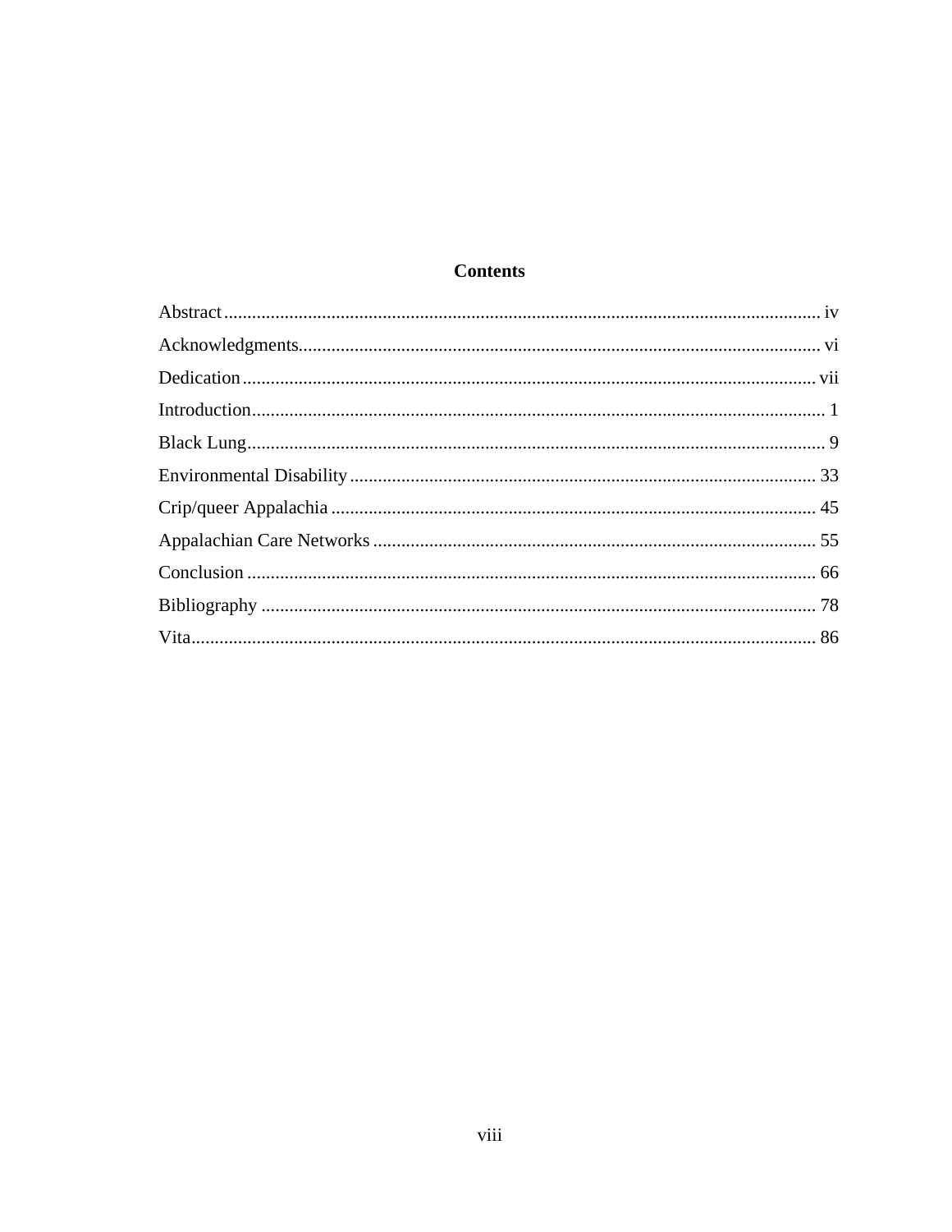# Contents

Abstract ........................................................................................................................ iv

Acknowledgments ........................................................................................................ vi

Dedication ................................................................................................................... vii

Introduction ................................................................................................................... 1

Black Lung .................................................................................................................... 9

Environmental Disability ............................................................................................ 33

Crip/queer Appalachia ................................................................................................. 45

Appalachian Care Networks ........................................................................................ 55

Conclusion .................................................................................................................. 66

Bibliography ................................................................................................................ 78

Vita .............................................................................................................................. 86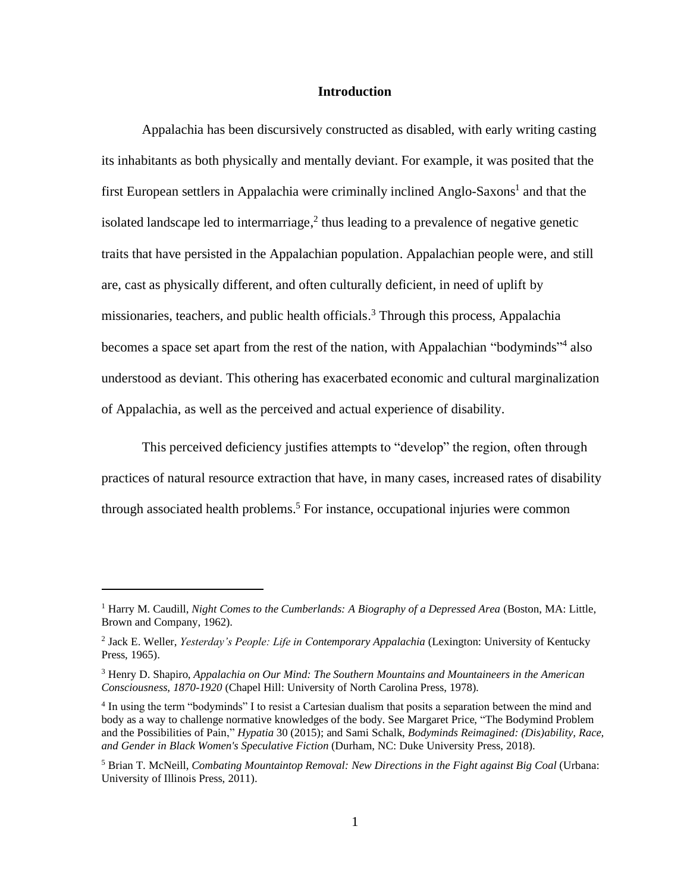# Introduction

Appalachia has been discursively constructed as disabled, with early writing casting its inhabitants as both physically and mentally deviant. For example, it was posited that the first European settlers in Appalachia were criminally inclined Anglo-Saxons[1] and that the isolated landscape led to intermarriage,[2] thus leading to a prevalence of negative genetic traits that have persisted in the Appalachian population. Appalachian people were, and still are, cast as physically different, and often culturally deficient, in need of uplift by missionaries, teachers, and public health officials.[3] Through this process, Appalachia becomes a space set apart from the rest of the nation, with Appalachian "bodyminds"[4] also understood as deviant. This othering has exacerbated economic and cultural marginalization of Appalachia, as well as the perceived and actual experience of disability.

This perceived deficiency justifies attempts to "develop" the region, often through practices of natural resource extraction that have, in many cases, increased rates of disability through associated health problems.[5] For instance, occupational injuries were common

---

[1] Harry M. Caudill, *Night Comes to the Cumberlands: A Biography of a Depressed Area* (Boston, MA: Little, Brown and Company, 1962).

[2] Jack E. Weller, *Yesterday's People: Life in Contemporary Appalachia* (Lexington: University of Kentucky Press, 1965).

[3] Henry D. Shapiro, *Appalachia on Our Mind: The Southern Mountains and Mountaineers in the American Consciousness, 1870-1920* (Chapel Hill: University of North Carolina Press, 1978).

[4] In using the term "bodyminds" I to resist a Cartesian dualism that posits a separation between the mind and body as a way to challenge normative knowledges of the body. See Margaret Price, "The Bodymind Problem and the Possibilities of Pain," *Hypatia* 30 (2015); and Sami Schalk, *Bodyminds Reimagined: (Dis)ability, Race, and Gender in Black Women's Speculative Fiction* (Durham, NC: Duke University Press, 2018).

[5] Brian T. McNeill, *Combating Mountaintop Removal: New Directions in the Fight against Big Coal* (Urbana: University of Illinois Press, 2011).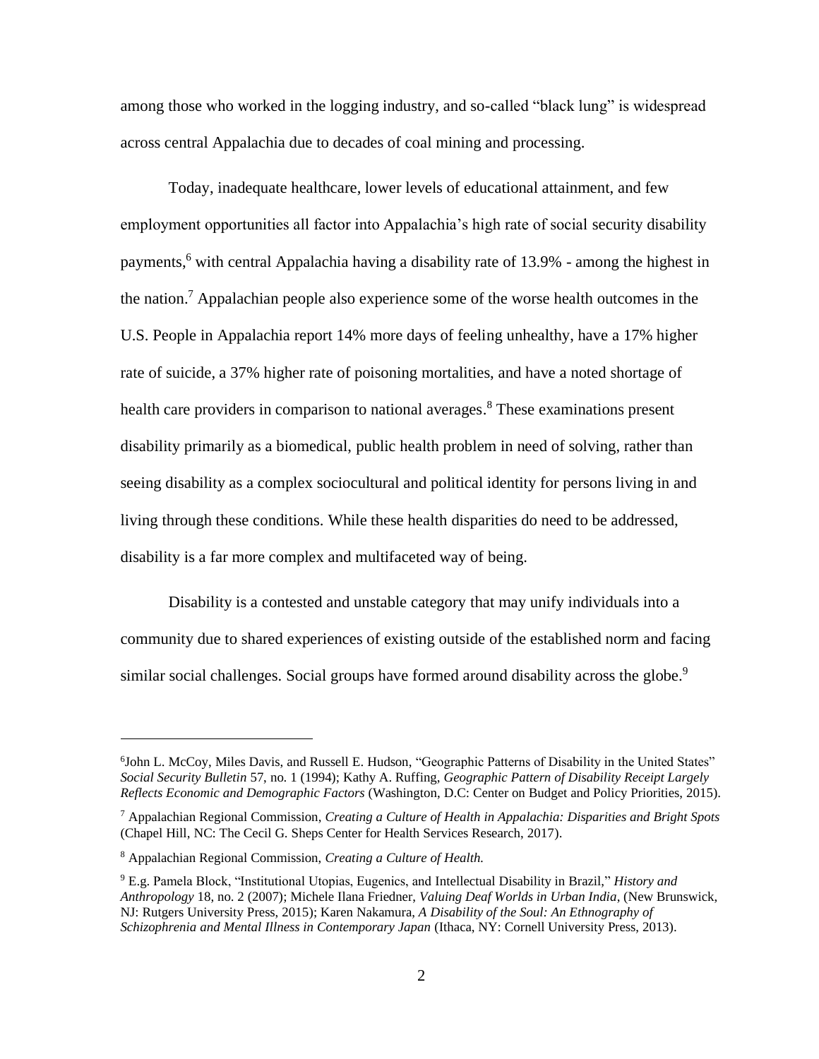among those who worked in the logging industry, and so-called "black lung" is widespread across central Appalachia due to decades of coal mining and processing.

Today, inadequate healthcare, lower levels of educational attainment, and few employment opportunities all factor into Appalachia's high rate of social security disability payments,[6] with central Appalachia having a disability rate of 13.9% - among the highest in the nation.[7] Appalachian people also experience some of the worse health outcomes in the U.S. People in Appalachia report 14% more days of feeling unhealthy, have a 17% higher rate of suicide, a 37% higher rate of poisoning mortalities, and have a noted shortage of health care providers in comparison to national averages.[8] These examinations present disability primarily as a biomedical, public health problem in need of solving, rather than seeing disability as a complex sociocultural and political identity for persons living in and living through these conditions. While these health disparities do need to be addressed, disability is a far more complex and multifaceted way of being.

Disability is a contested and unstable category that may unify individuals into a community due to shared experiences of existing outside of the established norm and facing similar social challenges. Social groups have formed around disability across the globe.[9]

---

[6] John L. McCoy, Miles Davis, and Russell E. Hudson, "Geographic Patterns of Disability in the United States" *Social Security Bulletin* 57, no. 1 (1994); Kathy A. Ruffing, *Geographic Pattern of Disability Receipt Largely Reflects Economic and Demographic Factors* (Washington, D.C: Center on Budget and Policy Priorities, 2015).

[7] Appalachian Regional Commission, *Creating a Culture of Health in Appalachia: Disparities and Bright Spots* (Chapel Hill, NC: The Cecil G. Sheps Center for Health Services Research, 2017).

[8] Appalachian Regional Commission, *Creating a Culture of Health.*

[9] E.g. Pamela Block, "Institutional Utopias, Eugenics, and Intellectual Disability in Brazil," *History and Anthropology* 18, no. 2 (2007); Michele Ilana Friedner, *Valuing Deaf Worlds in Urban India*, (New Brunswick, NJ: Rutgers University Press, 2015); Karen Nakamura, *A Disability of the Soul: An Ethnography of Schizophrenia and Mental Illness in Contemporary Japan* (Ithaca, NY: Cornell University Press, 2013).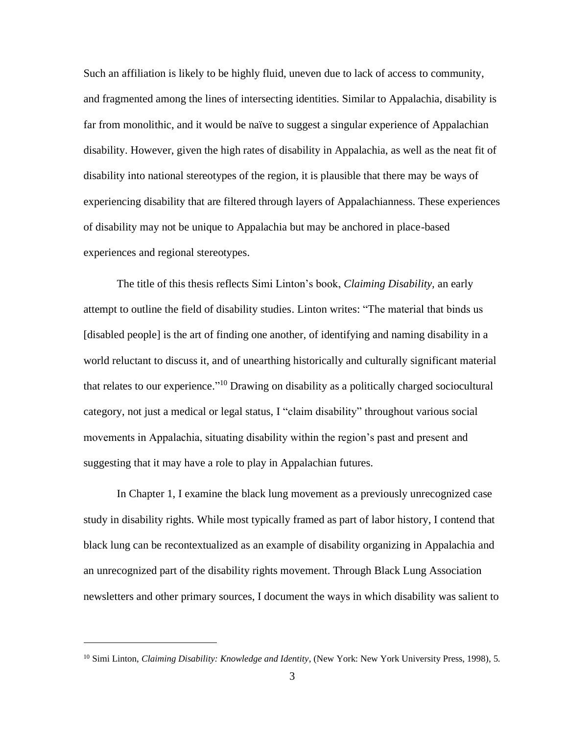Such an affiliation is likely to be highly fluid, uneven due to lack of access to community, and fragmented among the lines of intersecting identities. Similar to Appalachia, disability is far from monolithic, and it would be naïve to suggest a singular experience of Appalachian disability. However, given the high rates of disability in Appalachia, as well as the neat fit of disability into national stereotypes of the region, it is plausible that there may be ways of experiencing disability that are filtered through layers of Appalachianness. These experiences of disability may not be unique to Appalachia but may be anchored in place-based experiences and regional stereotypes.

The title of this thesis reflects Simi Linton's book, *Claiming Disability*, an early attempt to outline the field of disability studies. Linton writes: "The material that binds us [disabled people] is the art of finding one another, of identifying and naming disability in a world reluctant to discuss it, and of unearthing historically and culturally significant material that relates to our experience."[10] Drawing on disability as a politically charged sociocultural category, not just a medical or legal status, I "claim disability" throughout various social movements in Appalachia, situating disability within the region's past and present and suggesting that it may have a role to play in Appalachian futures.

In Chapter 1, I examine the black lung movement as a previously unrecognized case study in disability rights. While most typically framed as part of labor history, I contend that black lung can be recontextualized as an example of disability organizing in Appalachia and an unrecognized part of the disability rights movement. Through Black Lung Association newsletters and other primary sources, I document the ways in which disability was salient to

[10] Simi Linton, *Claiming Disability: Knowledge and Identity*, (New York: New York University Press, 1998), 5.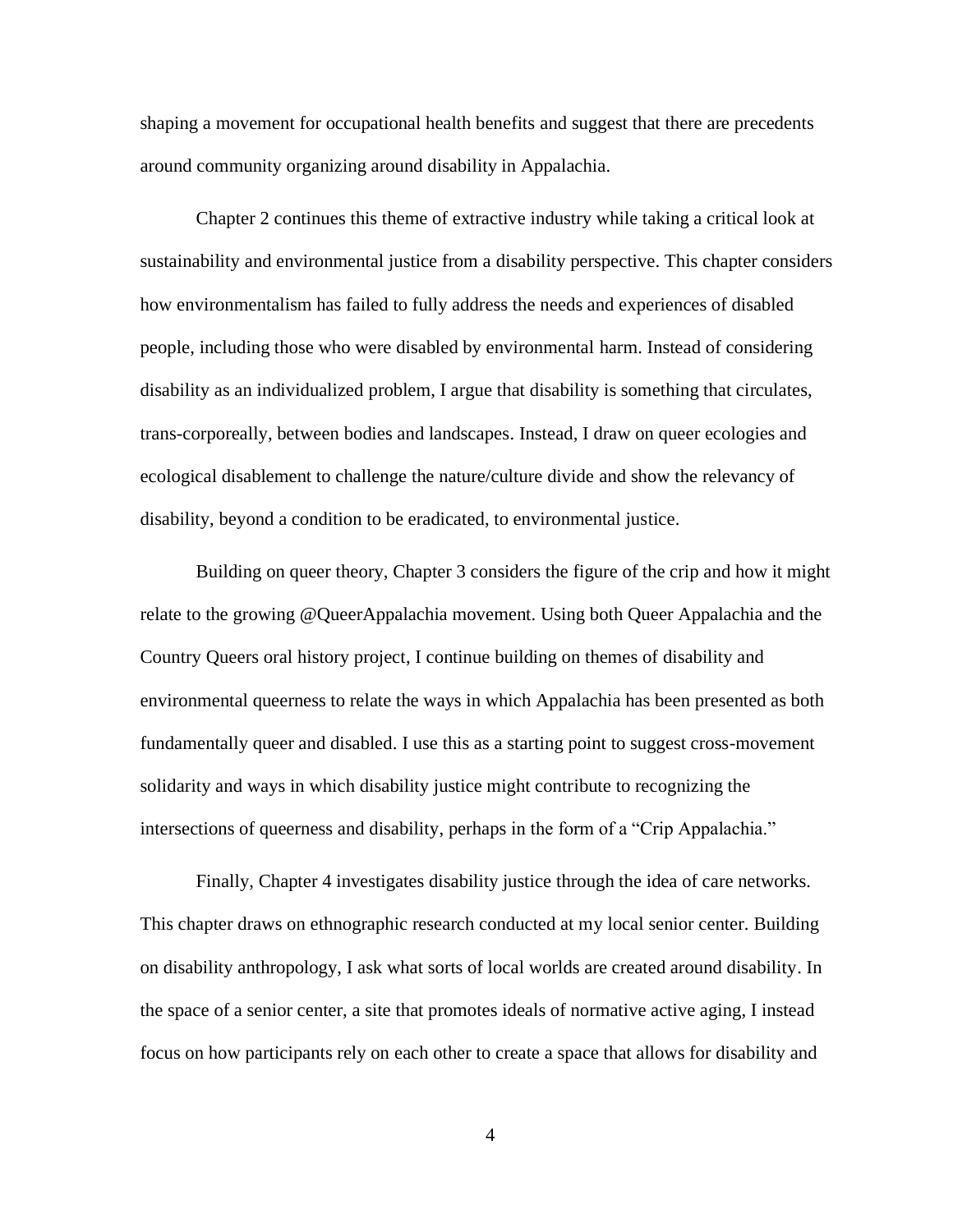shaping a movement for occupational health benefits and suggest that there are precedents around community organizing around disability in Appalachia.

Chapter 2 continues this theme of extractive industry while taking a critical look at sustainability and environmental justice from a disability perspective. This chapter considers how environmentalism has failed to fully address the needs and experiences of disabled people, including those who were disabled by environmental harm. Instead of considering disability as an individualized problem, I argue that disability is something that circulates, trans-corporeally, between bodies and landscapes. Instead, I draw on queer ecologies and ecological disablement to challenge the nature/culture divide and show the relevancy of disability, beyond a condition to be eradicated, to environmental justice.

Building on queer theory, Chapter 3 considers the figure of the crip and how it might relate to the growing @QueerAppalachia movement. Using both Queer Appalachia and the Country Queers oral history project, I continue building on themes of disability and environmental queerness to relate the ways in which Appalachia has been presented as both fundamentally queer and disabled. I use this as a starting point to suggest cross-movement solidarity and ways in which disability justice might contribute to recognizing the intersections of queerness and disability, perhaps in the form of a "Crip Appalachia."

Finally, Chapter 4 investigates disability justice through the idea of care networks. This chapter draws on ethnographic research conducted at my local senior center. Building on disability anthropology, I ask what sorts of local worlds are created around disability. In the space of a senior center, a site that promotes ideals of normative active aging, I instead focus on how participants rely on each other to create a space that allows for disability and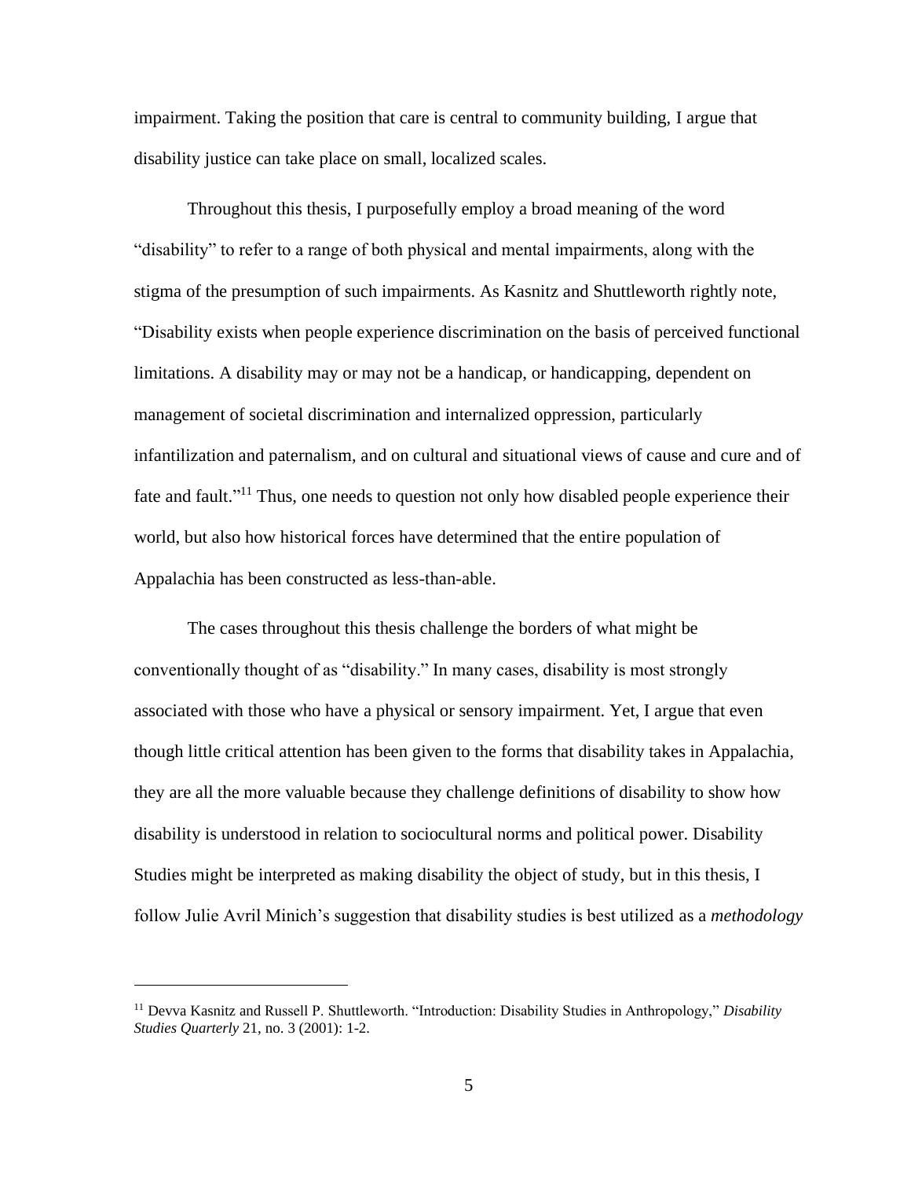impairment. Taking the position that care is central to community building, I argue that disability justice can take place on small, localized scales.

Throughout this thesis, I purposefully employ a broad meaning of the word "disability" to refer to a range of both physical and mental impairments, along with the stigma of the presumption of such impairments. As Kasnitz and Shuttleworth rightly note, "Disability exists when people experience discrimination on the basis of perceived functional limitations. A disability may or may not be a handicap, or handicapping, dependent on management of societal discrimination and internalized oppression, particularly infantilization and paternalism, and on cultural and situational views of cause and cure and of fate and fault."[11] Thus, one needs to question not only how disabled people experience their world, but also how historical forces have determined that the entire population of Appalachia has been constructed as less-than-able.

The cases throughout this thesis challenge the borders of what might be conventionally thought of as "disability." In many cases, disability is most strongly associated with those who have a physical or sensory impairment. Yet, I argue that even though little critical attention has been given to the forms that disability takes in Appalachia, they are all the more valuable because they challenge definitions of disability to show how disability is understood in relation to sociocultural norms and political power. Disability Studies might be interpreted as making disability the object of study, but in this thesis, I follow Julie Avril Minich's suggestion that disability studies is best utilized as a *methodology*

---

[11] Devva Kasnitz and Russell P. Shuttleworth. "Introduction: Disability Studies in Anthropology," *Disability Studies Quarterly* 21, no. 3 (2001): 1-2.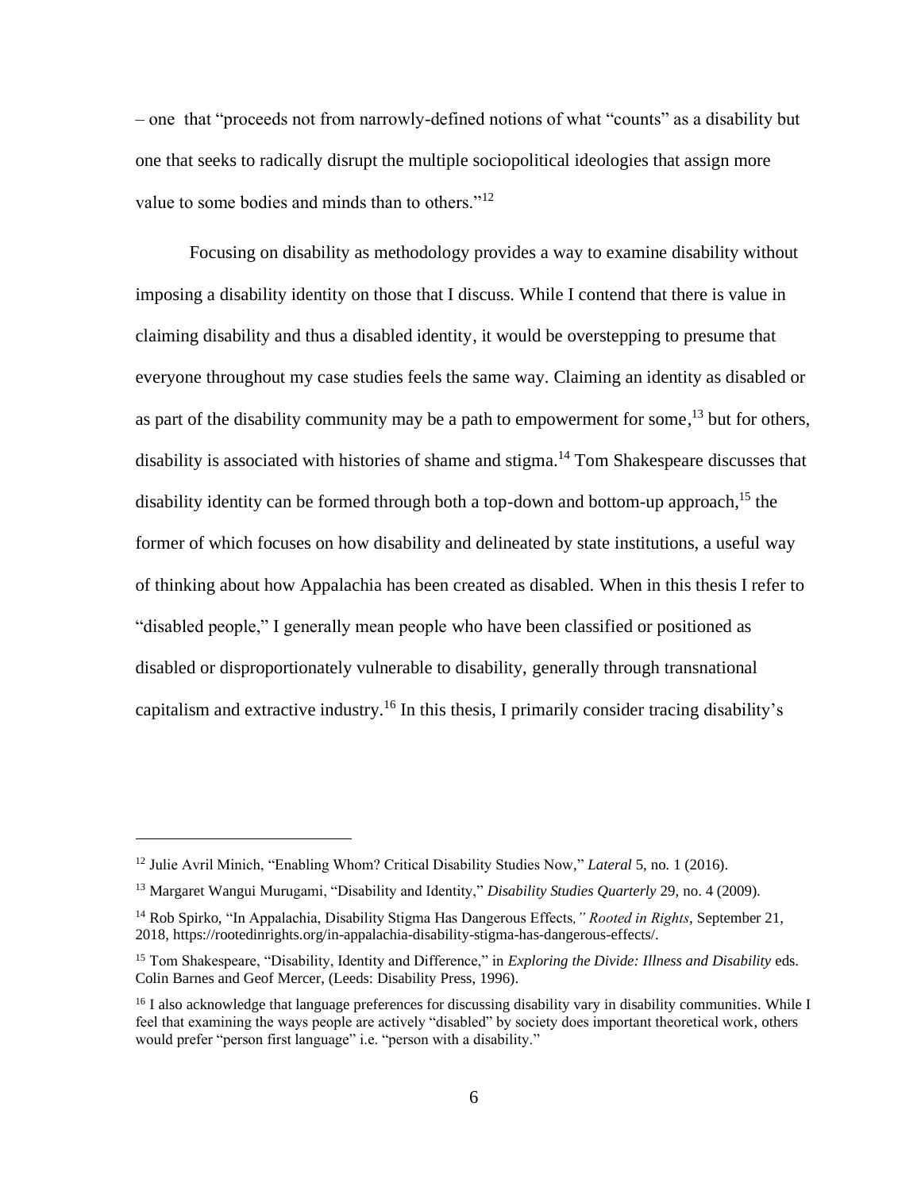– one  that "proceeds not from narrowly-defined notions of what "counts" as a disability but one that seeks to radically disrupt the multiple sociopolitical ideologies that assign more value to some bodies and minds than to others."[12]

Focusing on disability as methodology provides a way to examine disability without imposing a disability identity on those that I discuss. While I contend that there is value in claiming disability and thus a disabled identity, it would be overstepping to presume that everyone throughout my case studies feels the same way. Claiming an identity as disabled or as part of the disability community may be a path to empowerment for some,[13] but for others, disability is associated with histories of shame and stigma.[14] Tom Shakespeare discusses that disability identity can be formed through both a top-down and bottom-up approach,[15] the former of which focuses on how disability and delineated by state institutions, a useful way of thinking about how Appalachia has been created as disabled. When in this thesis I refer to "disabled people," I generally mean people who have been classified or positioned as disabled or disproportionately vulnerable to disability, generally through transnational capitalism and extractive industry.[16] In this thesis, I primarily consider tracing disability's

---

[12] Julie Avril Minich, "Enabling Whom? Critical Disability Studies Now," *Lateral* 5, no. 1 (2016).

[13] Margaret Wangui Murugami, "Disability and Identity," *Disability Studies Quarterly* 29, no. 4 (2009).

[14] Rob Spirko, "In Appalachia, Disability Stigma Has Dangerous Effects," *Rooted in Rights*, September 21, 2018, https://rootedinrights.org/in-appalachia-disability-stigma-has-dangerous-effects/.

[15] Tom Shakespeare, "Disability, Identity and Difference," in *Exploring the Divide: Illness and Disability* eds. Colin Barnes and Geof Mercer, (Leeds: Disability Press, 1996).

[16] I also acknowledge that language preferences for discussing disability vary in disability communities. While I feel that examining the ways people are actively "disabled" by society does important theoretical work, others would prefer "person first language" i.e. "person with a disability."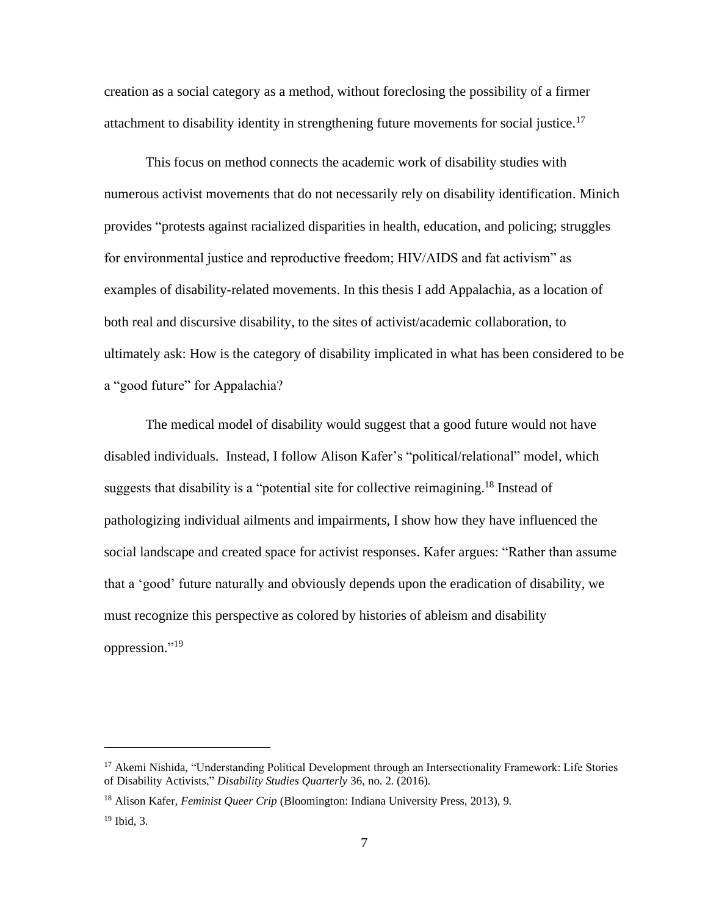creation as a social category as a method, without foreclosing the possibility of a firmer attachment to disability identity in strengthening future movements for social justice.[17]

This focus on method connects the academic work of disability studies with numerous activist movements that do not necessarily rely on disability identification. Minich provides "protests against racialized disparities in health, education, and policing; struggles for environmental justice and reproductive freedom; HIV/AIDS and fat activism" as examples of disability-related movements. In this thesis I add Appalachia, as a location of both real and discursive disability, to the sites of activist/academic collaboration, to ultimately ask: How is the category of disability implicated in what has been considered to be a "good future" for Appalachia?

The medical model of disability would suggest that a good future would not have disabled individuals. Instead, I follow Alison Kafer's "political/relational" model, which suggests that disability is a "potential site for collective reimagining.[18] Instead of pathologizing individual ailments and impairments, I show how they have influenced the social landscape and created space for activist responses. Kafer argues: "Rather than assume that a 'good' future naturally and obviously depends upon the eradication of disability, we must recognize this perspective as colored by histories of ableism and disability oppression."[19]

---

[17] Akemi Nishida, "Understanding Political Development through an Intersectionality Framework: Life Stories of Disability Activists," *Disability Studies Quarterly* 36, no. 2. (2016).

[18] Alison Kafer, *Feminist Queer Crip* (Bloomington: Indiana University Press, 2013), 9.

[19] Ibid, 3.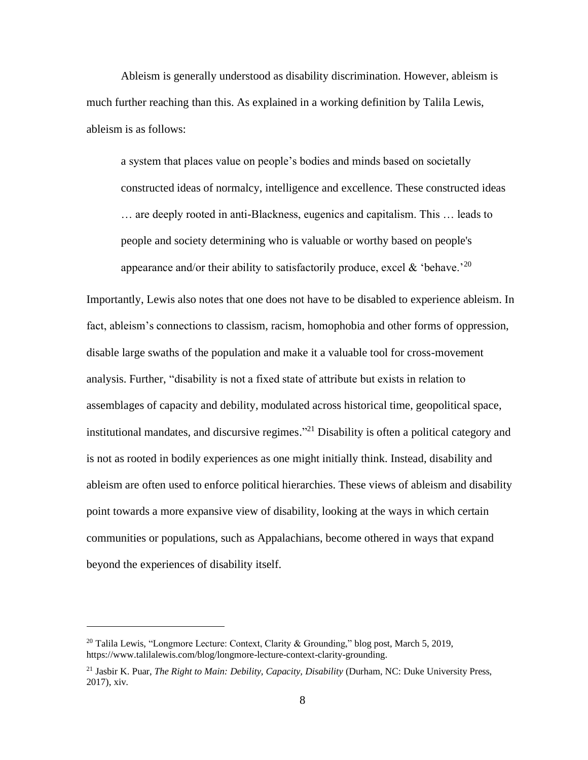Ableism is generally understood as disability discrimination. However, ableism is much further reaching than this. As explained in a working definition by Talila Lewis, ableism is as follows:

> a system that places value on people's bodies and minds based on societally constructed ideas of normalcy, intelligence and excellence. These constructed ideas … are deeply rooted in anti-Blackness, eugenics and capitalism. This … leads to people and society determining who is valuable or worthy based on people's appearance and/or their ability to satisfactorily produce, excel & 'behave.'[20]

Importantly, Lewis also notes that one does not have to be disabled to experience ableism. In fact, ableism's connections to classism, racism, homophobia and other forms of oppression, disable large swaths of the population and make it a valuable tool for cross-movement analysis. Further, "disability is not a fixed state of attribute but exists in relation to assemblages of capacity and debility, modulated across historical time, geopolitical space, institutional mandates, and discursive regimes."[21] Disability is often a political category and is not as rooted in bodily experiences as one might initially think. Instead, disability and ableism are often used to enforce political hierarchies. These views of ableism and disability point towards a more expansive view of disability, looking at the ways in which certain communities or populations, such as Appalachians, become othered in ways that expand beyond the experiences of disability itself.

---

[20] Talila Lewis, "Longmore Lecture: Context, Clarity & Grounding," blog post, March 5, 2019, https://www.talilalewis.com/blog/longmore-lecture-context-clarity-grounding.

[21] Jasbir K. Puar, *The Right to Main: Debility, Capacity, Disability* (Durham, NC: Duke University Press, 2017), xiv.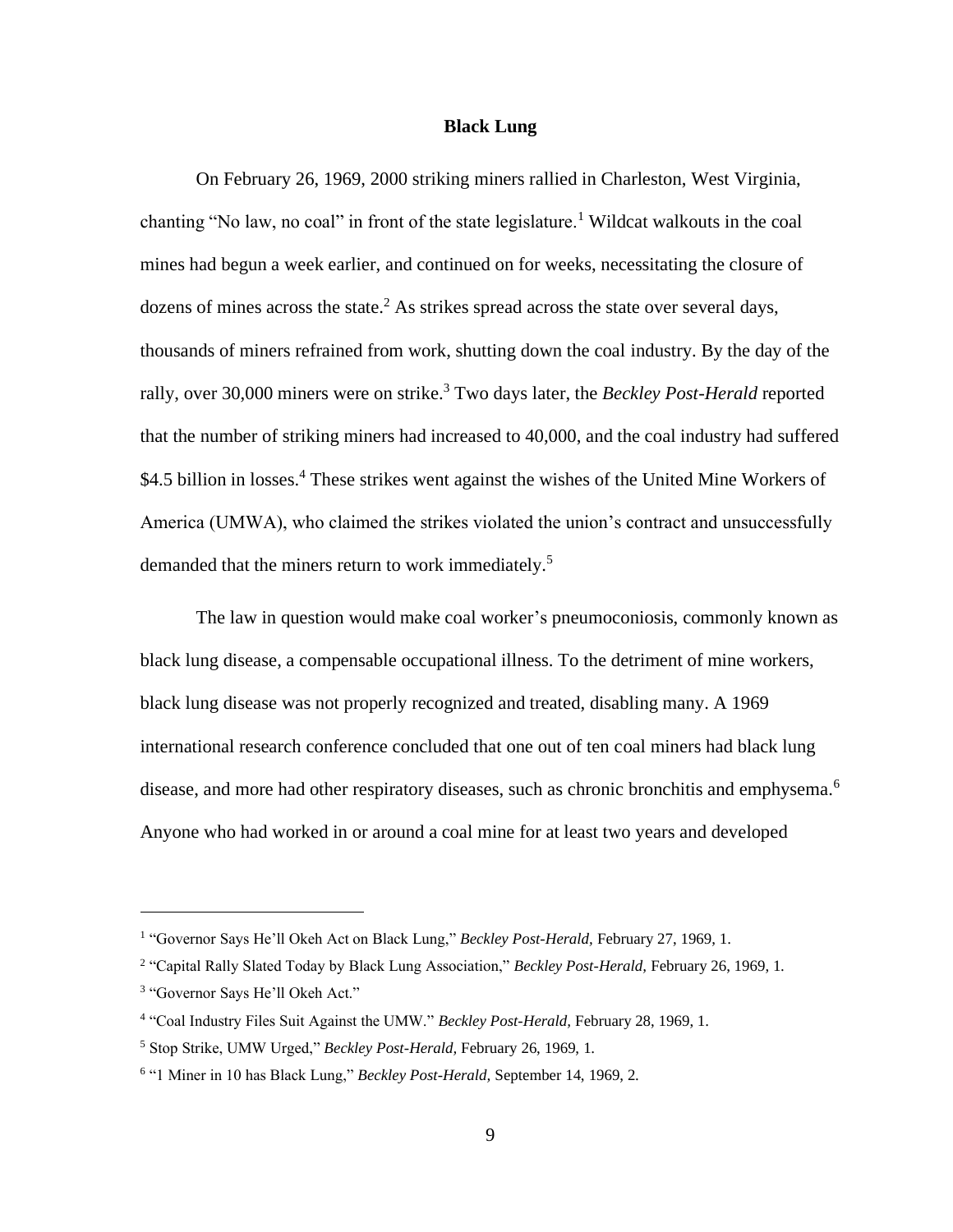## Black Lung

On February 26, 1969, 2000 striking miners rallied in Charleston, West Virginia, chanting "No law, no coal" in front of the state legislature.[1] Wildcat walkouts in the coal mines had begun a week earlier, and continued on for weeks, necessitating the closure of dozens of mines across the state.[2] As strikes spread across the state over several days, thousands of miners refrained from work, shutting down the coal industry. By the day of the rally, over 30,000 miners were on strike.[3] Two days later, the *Beckley Post-Herald* reported that the number of striking miners had increased to 40,000, and the coal industry had suffered $4.5 billion in losses.[4] These strikes went against the wishes of the United Mine Workers of America (UMWA), who claimed the strikes violated the union's contract and unsuccessfully demanded that the miners return to work immediately.[5]

The law in question would make coal worker's pneumoconiosis, commonly known as black lung disease, a compensable occupational illness. To the detriment of mine workers, black lung disease was not properly recognized and treated, disabling many. A 1969 international research conference concluded that one out of ten coal miners had black lung disease, and more had other respiratory diseases, such as chronic bronchitis and emphysema.[6] Anyone who had worked in or around a coal mine for at least two years and developed

---

[1] "Governor Says He'll Okeh Act on Black Lung," *Beckley Post-Herald,* February 27, 1969, 1.

[2] "Capital Rally Slated Today by Black Lung Association," *Beckley Post-Herald,* February 26, 1969, 1.

[3] "Governor Says He'll Okeh Act."

[4] "Coal Industry Files Suit Against the UMW." *Beckley Post-Herald,* February 28, 1969, 1.

[5] Stop Strike, UMW Urged," *Beckley Post-Herald,* February 26, 1969, 1.

[6] "1 Miner in 10 has Black Lung," *Beckley Post-Herald,* September 14, 1969, 2.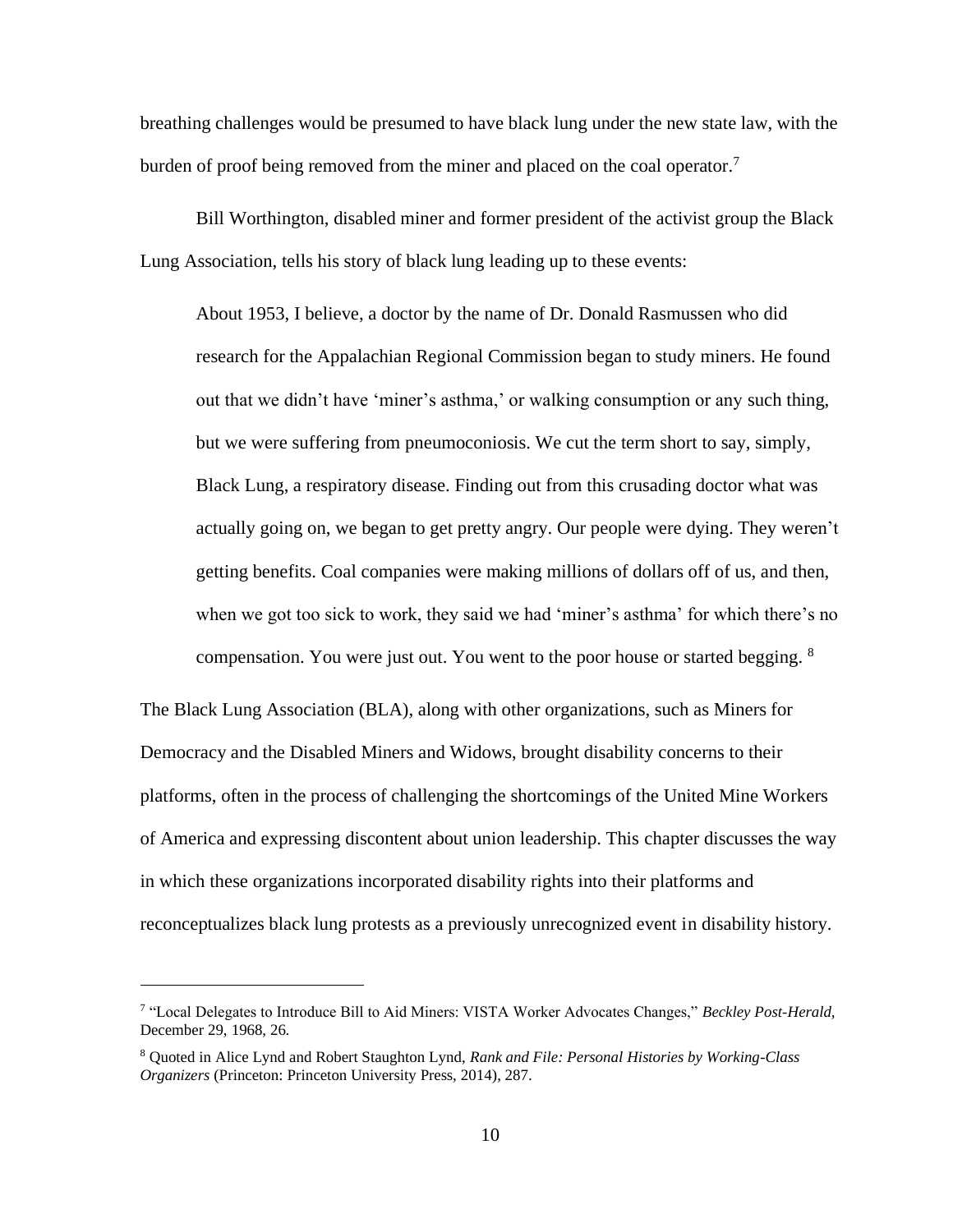breathing challenges would be presumed to have black lung under the new state law, with the burden of proof being removed from the miner and placed on the coal operator.[7]

Bill Worthington, disabled miner and former president of the activist group the Black Lung Association, tells his story of black lung leading up to these events:

> About 1953, I believe, a doctor by the name of Dr. Donald Rasmussen who did research for the Appalachian Regional Commission began to study miners. He found out that we didn't have 'miner's asthma,' or walking consumption or any such thing, but we were suffering from pneumoconiosis. We cut the term short to say, simply, Black Lung, a respiratory disease. Finding out from this crusading doctor what was actually going on, we began to get pretty angry. Our people were dying. They weren't getting benefits. Coal companies were making millions of dollars off of us, and then, when we got too sick to work, they said we had 'miner's asthma' for which there's no compensation. You were just out. You went to the poor house or started begging. [8]

The Black Lung Association (BLA), along with other organizations, such as Miners for Democracy and the Disabled Miners and Widows, brought disability concerns to their platforms, often in the process of challenging the shortcomings of the United Mine Workers of America and expressing discontent about union leadership. This chapter discusses the way in which these organizations incorporated disability rights into their platforms and reconceptualizes black lung protests as a previously unrecognized event in disability history.

---

[7] "Local Delegates to Introduce Bill to Aid Miners: VISTA Worker Advocates Changes," *Beckley Post-Herald*, December 29, 1968, 26.

[8] Quoted in Alice Lynd and Robert Staughton Lynd, *Rank and File: Personal Histories by Working-Class Organizers* (Princeton: Princeton University Press, 2014), 287.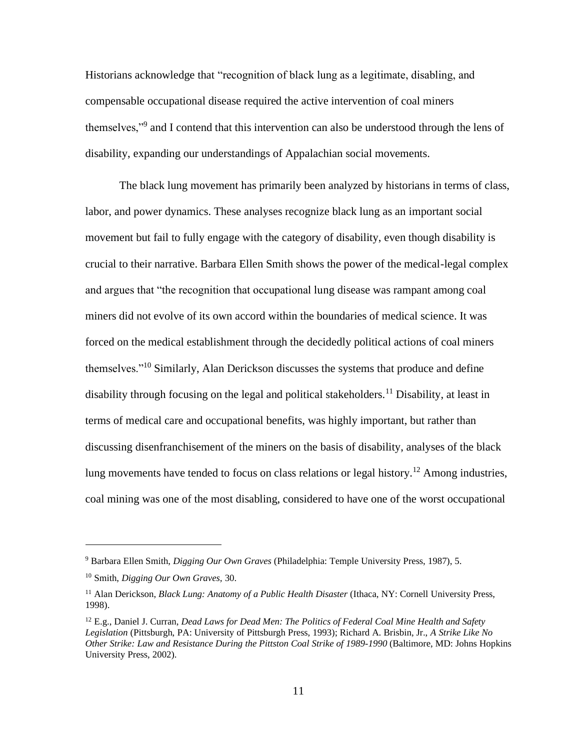Historians acknowledge that "recognition of black lung as a legitimate, disabling, and compensable occupational disease required the active intervention of coal miners themselves,"[9] and I contend that this intervention can also be understood through the lens of disability, expanding our understandings of Appalachian social movements.

The black lung movement has primarily been analyzed by historians in terms of class, labor, and power dynamics. These analyses recognize black lung as an important social movement but fail to fully engage with the category of disability, even though disability is crucial to their narrative. Barbara Ellen Smith shows the power of the medical-legal complex and argues that "the recognition that occupational lung disease was rampant among coal miners did not evolve of its own accord within the boundaries of medical science. It was forced on the medical establishment through the decidedly political actions of coal miners themselves."[10] Similarly, Alan Derickson discusses the systems that produce and define disability through focusing on the legal and political stakeholders.[11] Disability, at least in terms of medical care and occupational benefits, was highly important, but rather than discussing disenfranchisement of the miners on the basis of disability, analyses of the black lung movements have tended to focus on class relations or legal history.[12] Among industries, coal mining was one of the most disabling, considered to have one of the worst occupational

---

[9] Barbara Ellen Smith, *Digging Our Own Graves* (Philadelphia: Temple University Press, 1987), 5.

[10] Smith, *Digging Our Own Graves,* 30.

[11] Alan Derickson, *Black Lung: Anatomy of a Public Health Disaster* (Ithaca, NY: Cornell University Press, 1998).

[12] E.g., Daniel J. Curran, *Dead Laws for Dead Men: The Politics of Federal Coal Mine Health and Safety Legislation* (Pittsburgh, PA: University of Pittsburgh Press, 1993); Richard A. Brisbin, Jr., *A Strike Like No Other Strike: Law and Resistance During the Pittston Coal Strike of 1989-1990* (Baltimore, MD: Johns Hopkins University Press, 2002).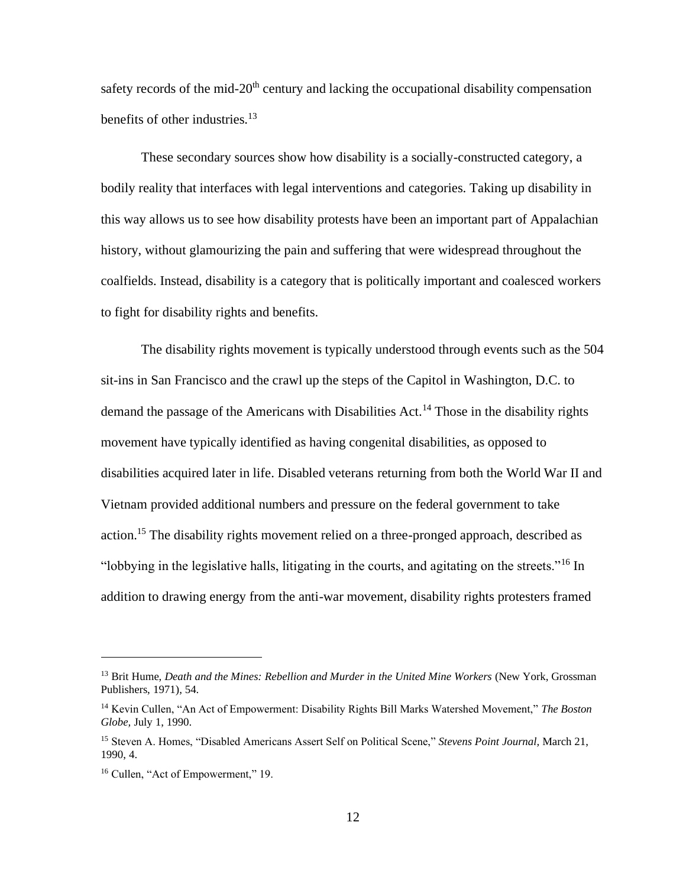safety records of the mid-20th century and lacking the occupational disability compensation benefits of other industries.[13]

These secondary sources show how disability is a socially-constructed category, a bodily reality that interfaces with legal interventions and categories. Taking up disability in this way allows us to see how disability protests have been an important part of Appalachian history, without glamourizing the pain and suffering that were widespread throughout the coalfields. Instead, disability is a category that is politically important and coalesced workers to fight for disability rights and benefits.

The disability rights movement is typically understood through events such as the 504 sit-ins in San Francisco and the crawl up the steps of the Capitol in Washington, D.C. to demand the passage of the Americans with Disabilities Act.[14] Those in the disability rights movement have typically identified as having congenital disabilities, as opposed to disabilities acquired later in life. Disabled veterans returning from both the World War II and Vietnam provided additional numbers and pressure on the federal government to take action.[15] The disability rights movement relied on a three-pronged approach, described as "lobbying in the legislative halls, litigating in the courts, and agitating on the streets."[16] In addition to drawing energy from the anti-war movement, disability rights protesters framed

---

[13] Brit Hume, *Death and the Mines: Rebellion and Murder in the United Mine Workers* (New York, Grossman Publishers, 1971), 54.

[14] Kevin Cullen, "An Act of Empowerment: Disability Rights Bill Marks Watershed Movement," *The Boston Globe,* July 1, 1990.

[15] Steven A. Homes, "Disabled Americans Assert Self on Political Scene," *Stevens Point Journal,* March 21, 1990, 4.

[16] Cullen, "Act of Empowerment," 19.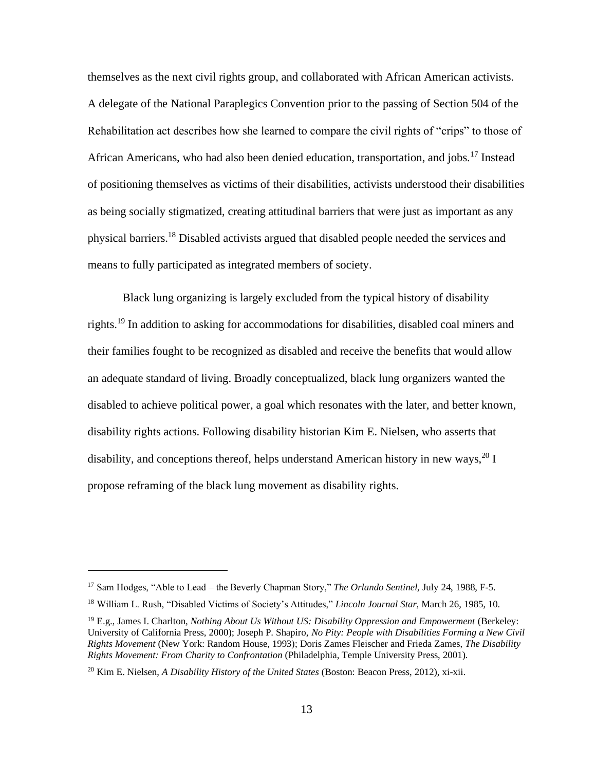themselves as the next civil rights group, and collaborated with African American activists. A delegate of the National Paraplegics Convention prior to the passing of Section 504 of the Rehabilitation act describes how she learned to compare the civil rights of "crips" to those of African Americans, who had also been denied education, transportation, and jobs.[17] Instead of positioning themselves as victims of their disabilities, activists understood their disabilities as being socially stigmatized, creating attitudinal barriers that were just as important as any physical barriers.[18] Disabled activists argued that disabled people needed the services and means to fully participated as integrated members of society.

Black lung organizing is largely excluded from the typical history of disability rights.[19] In addition to asking for accommodations for disabilities, disabled coal miners and their families fought to be recognized as disabled and receive the benefits that would allow an adequate standard of living. Broadly conceptualized, black lung organizers wanted the disabled to achieve political power, a goal which resonates with the later, and better known, disability rights actions. Following disability historian Kim E. Nielsen, who asserts that disability, and conceptions thereof, helps understand American history in new ways,[20] I propose reframing of the black lung movement as disability rights.

---

[17] Sam Hodges, "Able to Lead – the Beverly Chapman Story," *The Orlando Sentinel,* July 24, 1988, F-5.

[18] William L. Rush, "Disabled Victims of Society's Attitudes," *Lincoln Journal Star,* March 26, 1985, 10.

[19] E.g., James I. Charlton, *Nothing About Us Without US: Disability Oppression and Empowerment* (Berkeley: University of California Press, 2000); Joseph P. Shapiro, *No Pity: People with Disabilities Forming a New Civil Rights Movement* (New York: Random House, 1993); Doris Zames Fleischer and Frieda Zames, *The Disability Rights Movement: From Charity to Confrontation* (Philadelphia, Temple University Press, 2001).

[20] Kim E. Nielsen, *A Disability History of the United States* (Boston: Beacon Press, 2012), xi-xii.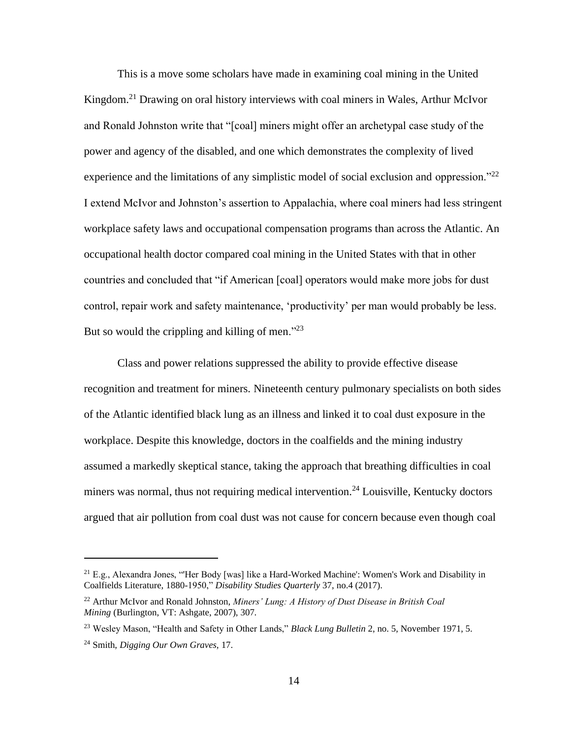This is a move some scholars have made in examining coal mining in the United Kingdom.[21] Drawing on oral history interviews with coal miners in Wales, Arthur McIvor and Ronald Johnston write that "[coal] miners might offer an archetypal case study of the power and agency of the disabled, and one which demonstrates the complexity of lived experience and the limitations of any simplistic model of social exclusion and oppression."[22] I extend McIvor and Johnston's assertion to Appalachia, where coal miners had less stringent workplace safety laws and occupational compensation programs than across the Atlantic. An occupational health doctor compared coal mining in the United States with that in other countries and concluded that "if American [coal] operators would make more jobs for dust control, repair work and safety maintenance, 'productivity' per man would probably be less. But so would the crippling and killing of men."[23]

Class and power relations suppressed the ability to provide effective disease recognition and treatment for miners. Nineteenth century pulmonary specialists on both sides of the Atlantic identified black lung as an illness and linked it to coal dust exposure in the workplace. Despite this knowledge, doctors in the coalfields and the mining industry assumed a markedly skeptical stance, taking the approach that breathing difficulties in coal miners was normal, thus not requiring medical intervention.[24] Louisville, Kentucky doctors argued that air pollution from coal dust was not cause for concern because even though coal

---

[21] E.g., Alexandra Jones, "'Her Body [was] like a Hard-Worked Machine': Women's Work and Disability in Coalfields Literature, 1880-1950," *Disability Studies Quarterly* 37, no.4 (2017).

[22] Arthur McIvor and Ronald Johnston, *Miners' Lung: A History of Dust Disease in British Coal Mining* (Burlington, VT: Ashgate, 2007), 307.

[23] Wesley Mason, "Health and Safety in Other Lands," *Black Lung Bulletin* 2, no. 5, November 1971, 5.

[24] Smith, *Digging Our Own Graves*, 17.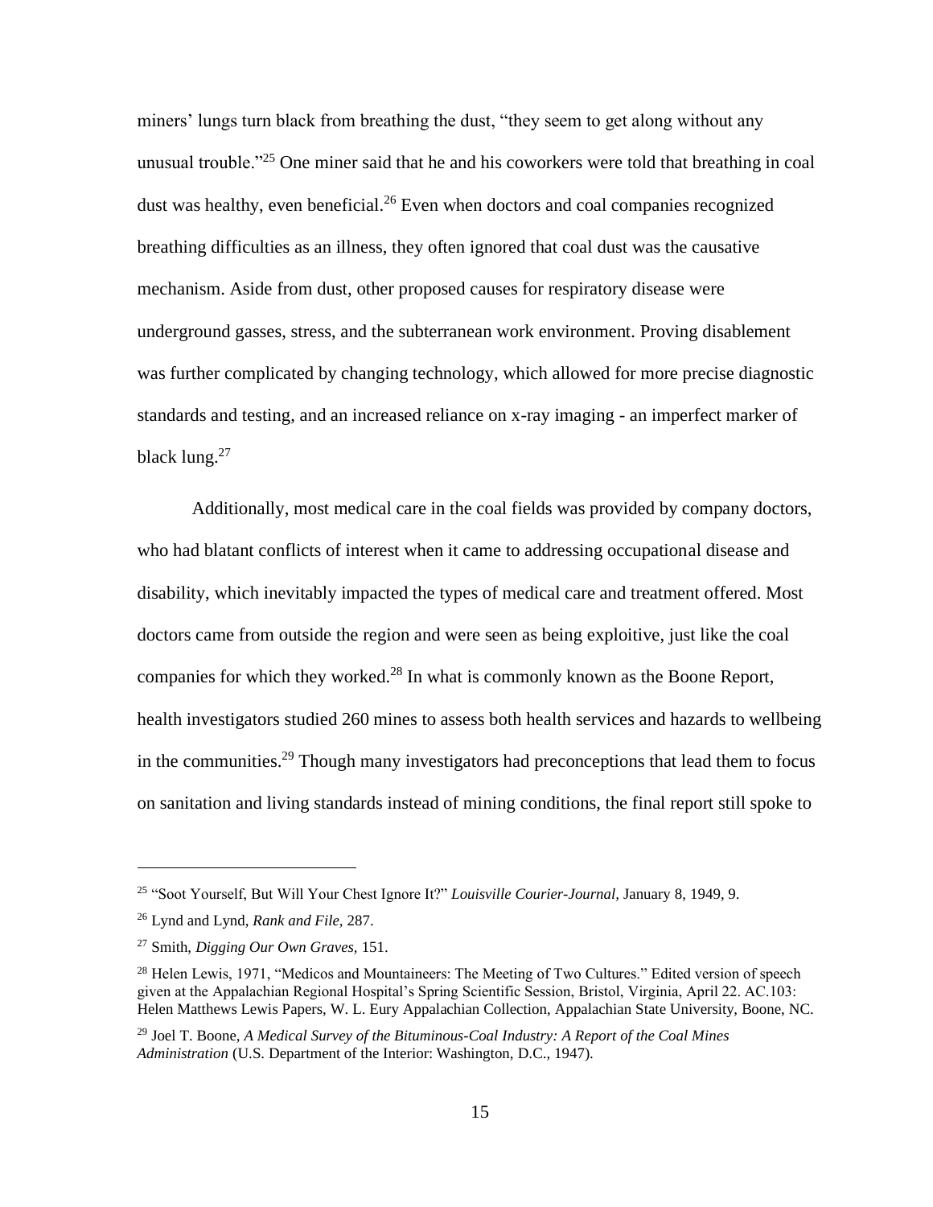miners' lungs turn black from breathing the dust, "they seem to get along without any unusual trouble."[25] One miner said that he and his coworkers were told that breathing in coal dust was healthy, even beneficial.[26] Even when doctors and coal companies recognized breathing difficulties as an illness, they often ignored that coal dust was the causative mechanism. Aside from dust, other proposed causes for respiratory disease were underground gasses, stress, and the subterranean work environment. Proving disablement was further complicated by changing technology, which allowed for more precise diagnostic standards and testing, and an increased reliance on x-ray imaging - an imperfect marker of black lung.[27]

Additionally, most medical care in the coal fields was provided by company doctors, who had blatant conflicts of interest when it came to addressing occupational disease and disability, which inevitably impacted the types of medical care and treatment offered. Most doctors came from outside the region and were seen as being exploitive, just like the coal companies for which they worked.[28] In what is commonly known as the Boone Report, health investigators studied 260 mines to assess both health services and hazards to wellbeing in the communities.[29] Though many investigators had preconceptions that lead them to focus on sanitation and living standards instead of mining conditions, the final report still spoke to

---

[25] "Soot Yourself, But Will Your Chest Ignore It?" *Louisville Courier-Journal*, January 8, 1949, 9.

[26] Lynd and Lynd, *Rank and File,* 287.

[27] Smith, *Digging Our Own Graves,* 151.

[28] Helen Lewis, 1971, "Medicos and Mountaineers: The Meeting of Two Cultures." Edited version of speech given at the Appalachian Regional Hospital's Spring Scientific Session, Bristol, Virginia, April 22. AC.103: Helen Matthews Lewis Papers, W. L. Eury Appalachian Collection, Appalachian State University, Boone, NC.

[29] Joel T. Boone, *A Medical Survey of the Bituminous-Coal Industry: A Report of the Coal Mines Administration* (U.S. Department of the Interior: Washington, D.C., 1947).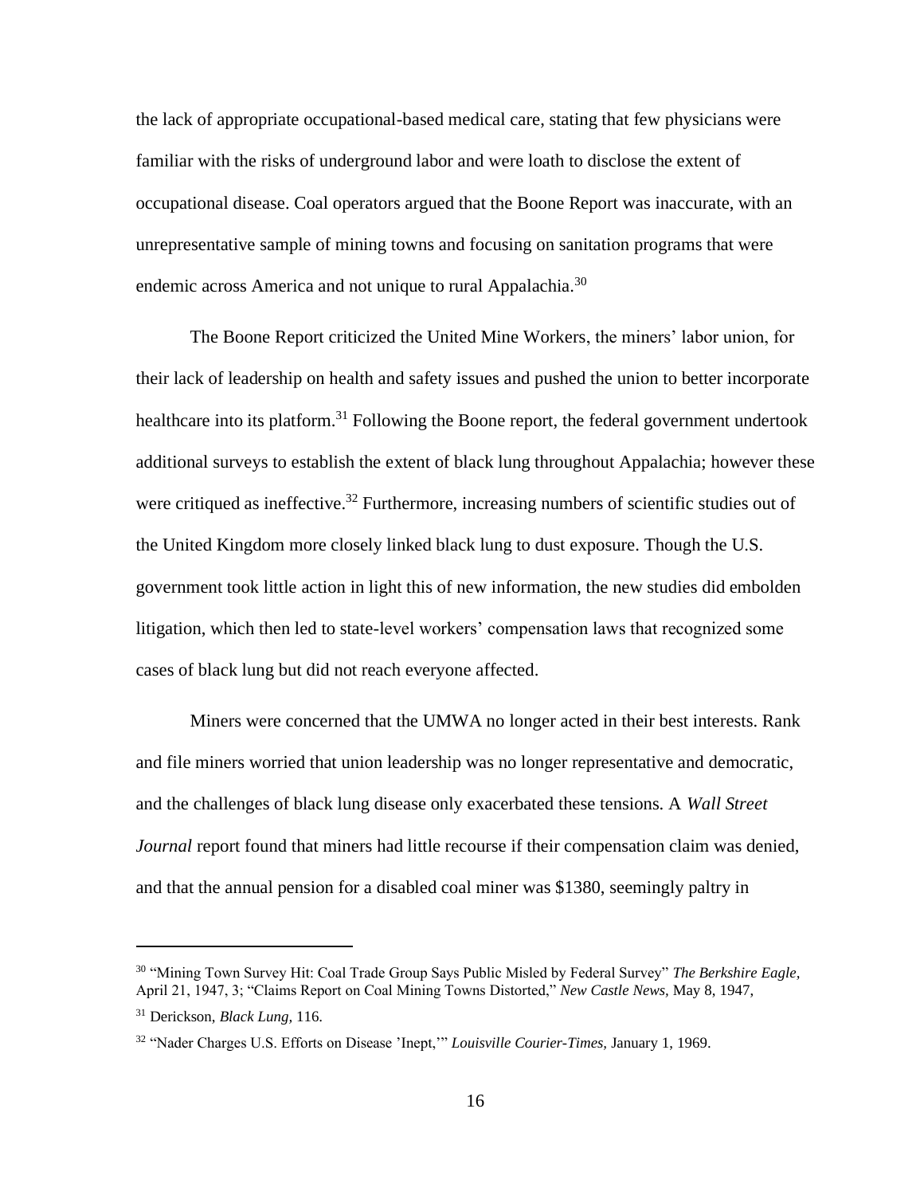the lack of appropriate occupational-based medical care, stating that few physicians were familiar with the risks of underground labor and were loath to disclose the extent of occupational disease. Coal operators argued that the Boone Report was inaccurate, with an unrepresentative sample of mining towns and focusing on sanitation programs that were endemic across America and not unique to rural Appalachia.[30]

The Boone Report criticized the United Mine Workers, the miners' labor union, for their lack of leadership on health and safety issues and pushed the union to better incorporate healthcare into its platform.[31] Following the Boone report, the federal government undertook additional surveys to establish the extent of black lung throughout Appalachia; however these were critiqued as ineffective.[32] Furthermore, increasing numbers of scientific studies out of the United Kingdom more closely linked black lung to dust exposure. Though the U.S. government took little action in light this of new information, the new studies did embolden litigation, which then led to state-level workers' compensation laws that recognized some cases of black lung but did not reach everyone affected.

Miners were concerned that the UMWA no longer acted in their best interests. Rank and file miners worried that union leadership was no longer representative and democratic, and the challenges of black lung disease only exacerbated these tensions. A *Wall Street Journal* report found that miners had little recourse if their compensation claim was denied, and that the annual pension for a disabled coal miner was $1380, seemingly paltry in

---

[30] "Mining Town Survey Hit: Coal Trade Group Says Public Misled by Federal Survey" *The Berkshire Eagle,* April 21, 1947, 3; "Claims Report on Coal Mining Towns Distorted," *New Castle News,* May 8, 1947,

[31] Derickson, *Black Lung,* 116.

[32] "Nader Charges U.S. Efforts on Disease 'Inept,'" *Louisville Courier-Times,* January 1, 1969.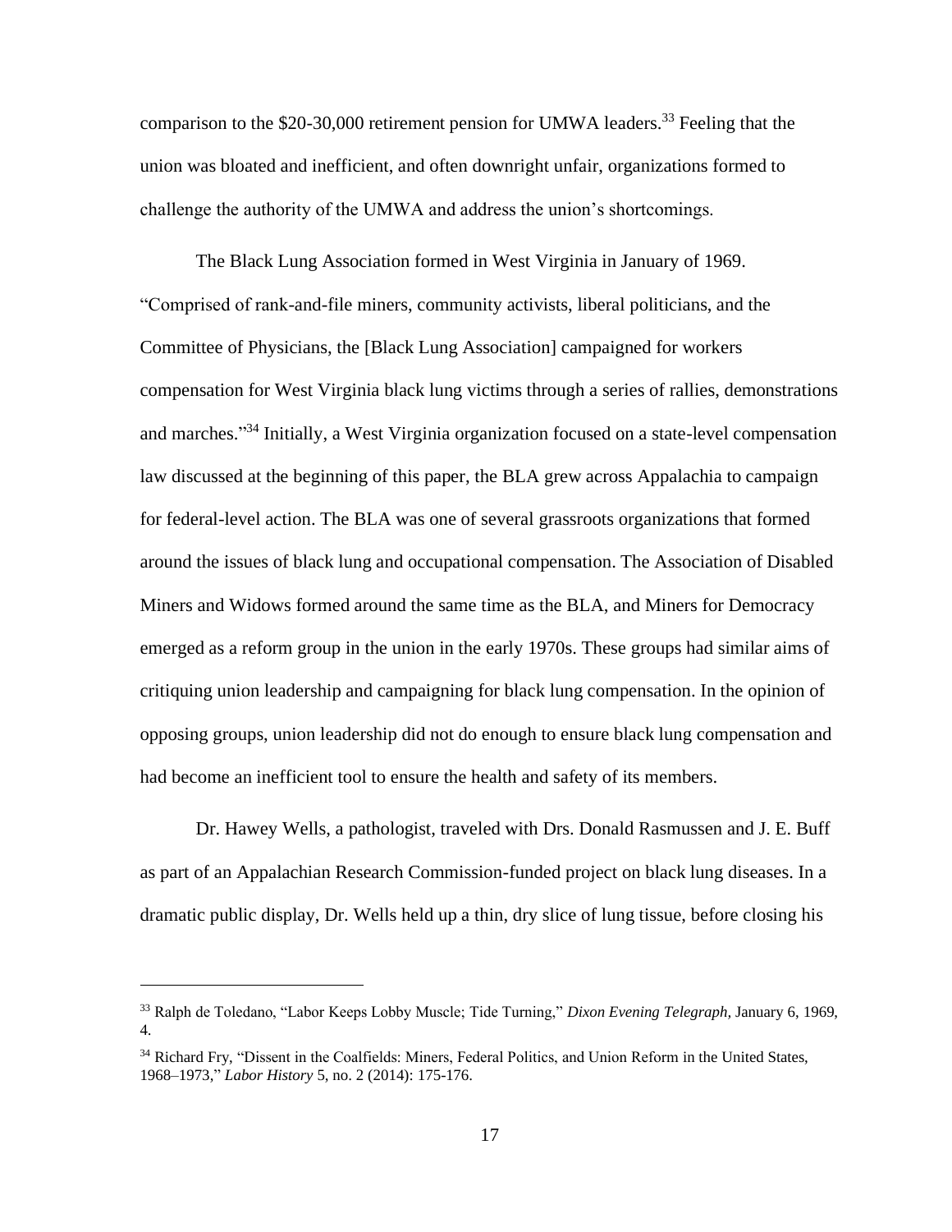comparison to the $20-30,000 retirement pension for UMWA leaders.[33] Feeling that the union was bloated and inefficient, and often downright unfair, organizations formed to challenge the authority of the UMWA and address the union's shortcomings.

The Black Lung Association formed in West Virginia in January of 1969. "Comprised of rank-and-file miners, community activists, liberal politicians, and the Committee of Physicians, the [Black Lung Association] campaigned for workers compensation for West Virginia black lung victims through a series of rallies, demonstrations and marches."[34] Initially, a West Virginia organization focused on a state-level compensation law discussed at the beginning of this paper, the BLA grew across Appalachia to campaign for federal-level action. The BLA was one of several grassroots organizations that formed around the issues of black lung and occupational compensation. The Association of Disabled Miners and Widows formed around the same time as the BLA, and Miners for Democracy emerged as a reform group in the union in the early 1970s. These groups had similar aims of critiquing union leadership and campaigning for black lung compensation. In the opinion of opposing groups, union leadership did not do enough to ensure black lung compensation and had become an inefficient tool to ensure the health and safety of its members.

Dr. Hawey Wells, a pathologist, traveled with Drs. Donald Rasmussen and J. E. Buff as part of an Appalachian Research Commission-funded project on black lung diseases. In a dramatic public display, Dr. Wells held up a thin, dry slice of lung tissue, before closing his

---

[33] Ralph de Toledano, "Labor Keeps Lobby Muscle; Tide Turning," *Dixon Evening Telegraph,* January 6, 1969, 4.

[34] Richard Fry, "Dissent in the Coalfields: Miners, Federal Politics, and Union Reform in the United States, 1968–1973," *Labor History* 5, no. 2 (2014): 175-176.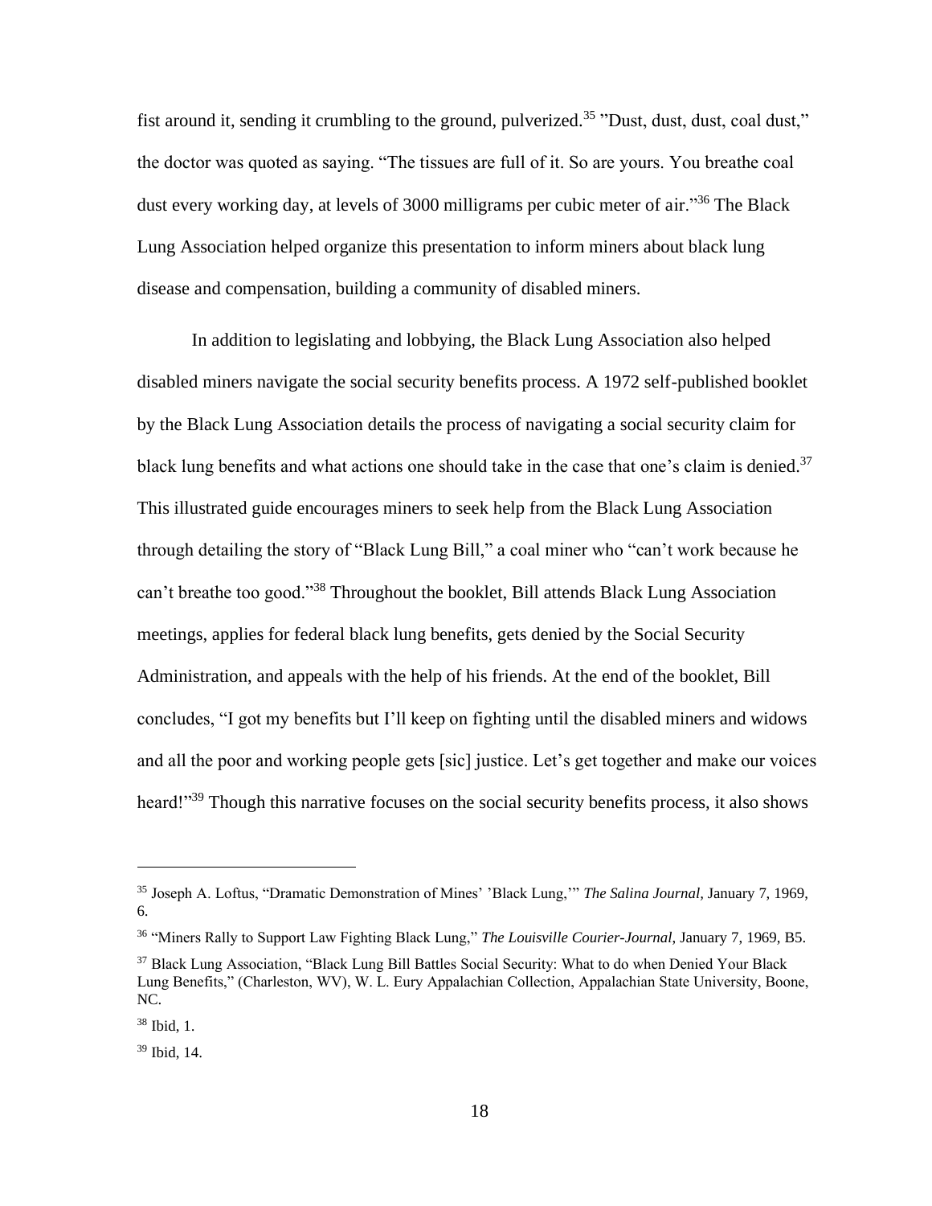fist around it, sending it crumbling to the ground, pulverized.[35] "Dust, dust, dust, coal dust," the doctor was quoted as saying. "The tissues are full of it. So are yours. You breathe coal dust every working day, at levels of 3000 milligrams per cubic meter of air."[36] The Black Lung Association helped organize this presentation to inform miners about black lung disease and compensation, building a community of disabled miners.

In addition to legislating and lobbying, the Black Lung Association also helped disabled miners navigate the social security benefits process. A 1972 self-published booklet by the Black Lung Association details the process of navigating a social security claim for black lung benefits and what actions one should take in the case that one's claim is denied.[37] This illustrated guide encourages miners to seek help from the Black Lung Association through detailing the story of "Black Lung Bill," a coal miner who "can't work because he can't breathe too good."[38] Throughout the booklet, Bill attends Black Lung Association meetings, applies for federal black lung benefits, gets denied by the Social Security Administration, and appeals with the help of his friends. At the end of the booklet, Bill concludes, "I got my benefits but I'll keep on fighting until the disabled miners and widows and all the poor and working people gets [sic] justice. Let's get together and make our voices heard!"[39] Though this narrative focuses on the social security benefits process, it also shows

---

[35] Joseph A. Loftus, "Dramatic Demonstration of Mines' 'Black Lung,'" *The Salina Journal,* January 7, 1969, 6.

[36] "Miners Rally to Support Law Fighting Black Lung," *The Louisville Courier-Journal,* January 7, 1969, B5.

[37] Black Lung Association, "Black Lung Bill Battles Social Security: What to do when Denied Your Black Lung Benefits," (Charleston, WV), W. L. Eury Appalachian Collection, Appalachian State University, Boone, NC.

[38] Ibid, 1.

[39] Ibid, 14.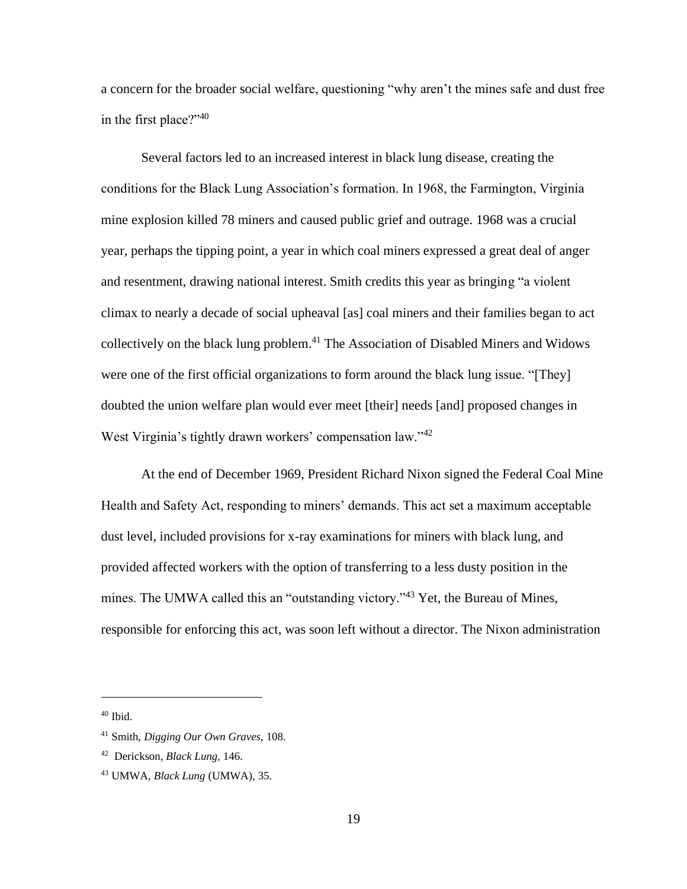a concern for the broader social welfare, questioning "why aren't the mines safe and dust free in the first place?"[40]

Several factors led to an increased interest in black lung disease, creating the conditions for the Black Lung Association's formation. In 1968, the Farmington, Virginia mine explosion killed 78 miners and caused public grief and outrage. 1968 was a crucial year, perhaps the tipping point, a year in which coal miners expressed a great deal of anger and resentment, drawing national interest. Smith credits this year as bringing "a violent climax to nearly a decade of social upheaval [as] coal miners and their families began to act collectively on the black lung problem.[41] The Association of Disabled Miners and Widows were one of the first official organizations to form around the black lung issue. "[They] doubted the union welfare plan would ever meet [their] needs [and] proposed changes in West Virginia's tightly drawn workers' compensation law."[42]

At the end of December 1969, President Richard Nixon signed the Federal Coal Mine Health and Safety Act, responding to miners' demands. This act set a maximum acceptable dust level, included provisions for x-ray examinations for miners with black lung, and provided affected workers with the option of transferring to a less dusty position in the mines. The UMWA called this an "outstanding victory."[43] Yet, the Bureau of Mines, responsible for enforcing this act, was soon left without a director. The Nixon administration

---

[40] Ibid.

[41] Smith, *Digging Our Own Graves,* 108.

[42] Derickson, *Black Lung,* 146.

[43] UMWA, *Black Lung* (UMWA), 35.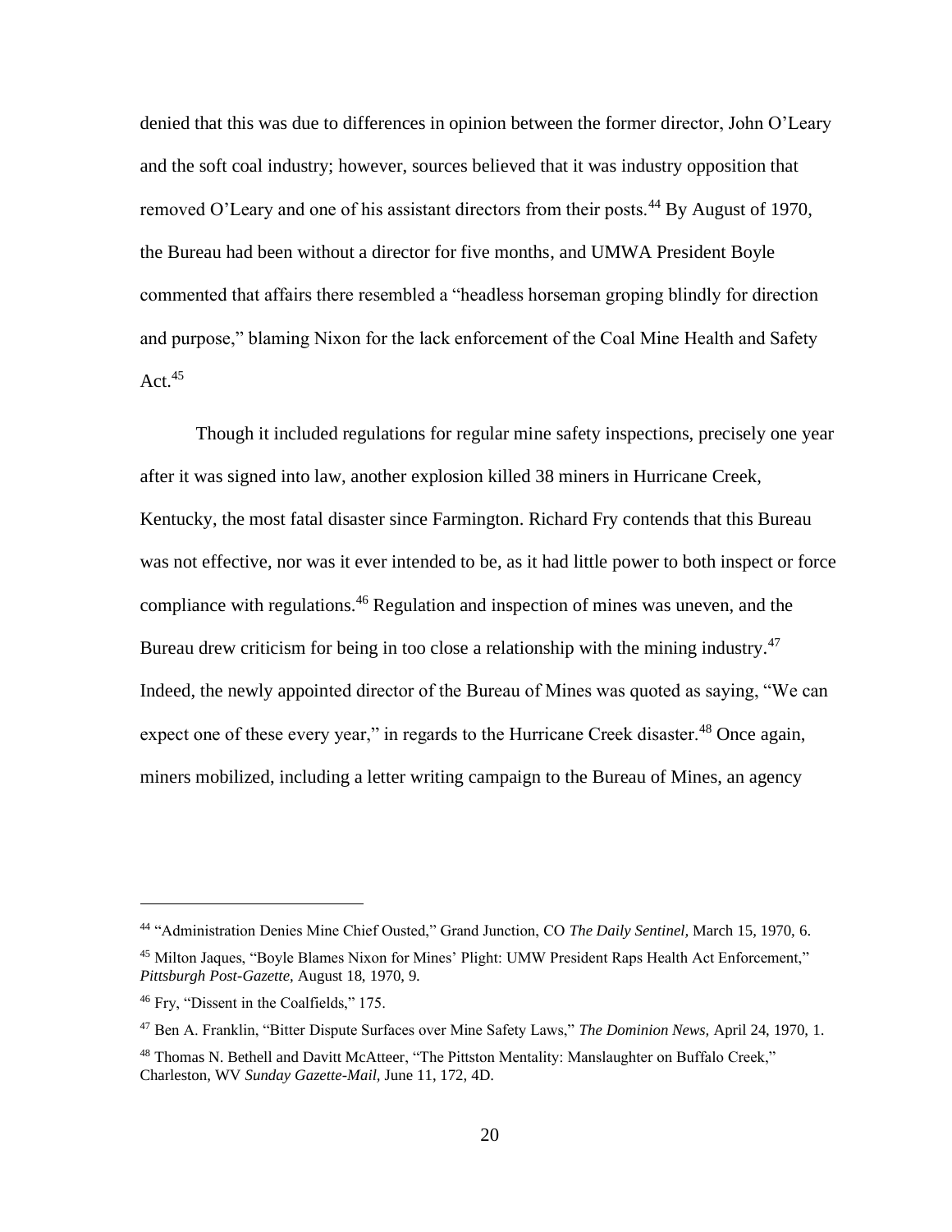denied that this was due to differences in opinion between the former director, John O'Leary and the soft coal industry; however, sources believed that it was industry opposition that removed O'Leary and one of his assistant directors from their posts.[44] By August of 1970, the Bureau had been without a director for five months, and UMWA President Boyle commented that affairs there resembled a "headless horseman groping blindly for direction and purpose," blaming Nixon for the lack enforcement of the Coal Mine Health and Safety Act.[45]

Though it included regulations for regular mine safety inspections, precisely one year after it was signed into law, another explosion killed 38 miners in Hurricane Creek, Kentucky, the most fatal disaster since Farmington. Richard Fry contends that this Bureau was not effective, nor was it ever intended to be, as it had little power to both inspect or force compliance with regulations.[46] Regulation and inspection of mines was uneven, and the Bureau drew criticism for being in too close a relationship with the mining industry.[47] Indeed, the newly appointed director of the Bureau of Mines was quoted as saying, "We can expect one of these every year," in regards to the Hurricane Creek disaster.[48] Once again, miners mobilized, including a letter writing campaign to the Bureau of Mines, an agency

---

[44] "Administration Denies Mine Chief Ousted," Grand Junction, CO *The Daily Sentinel,* March 15, 1970, 6.

[45] Milton Jaques, "Boyle Blames Nixon for Mines' Plight: UMW President Raps Health Act Enforcement," *Pittsburgh Post-Gazette,* August 18, 1970, 9.

[46] Fry, "Dissent in the Coalfields," 175.

[47] Ben A. Franklin, "Bitter Dispute Surfaces over Mine Safety Laws," *The Dominion News,* April 24, 1970, 1.

[48] Thomas N. Bethell and Davitt McAtteer, "The Pittston Mentality: Manslaughter on Buffalo Creek," Charleston, WV *Sunday Gazette-Mail,* June 11, 172, 4D.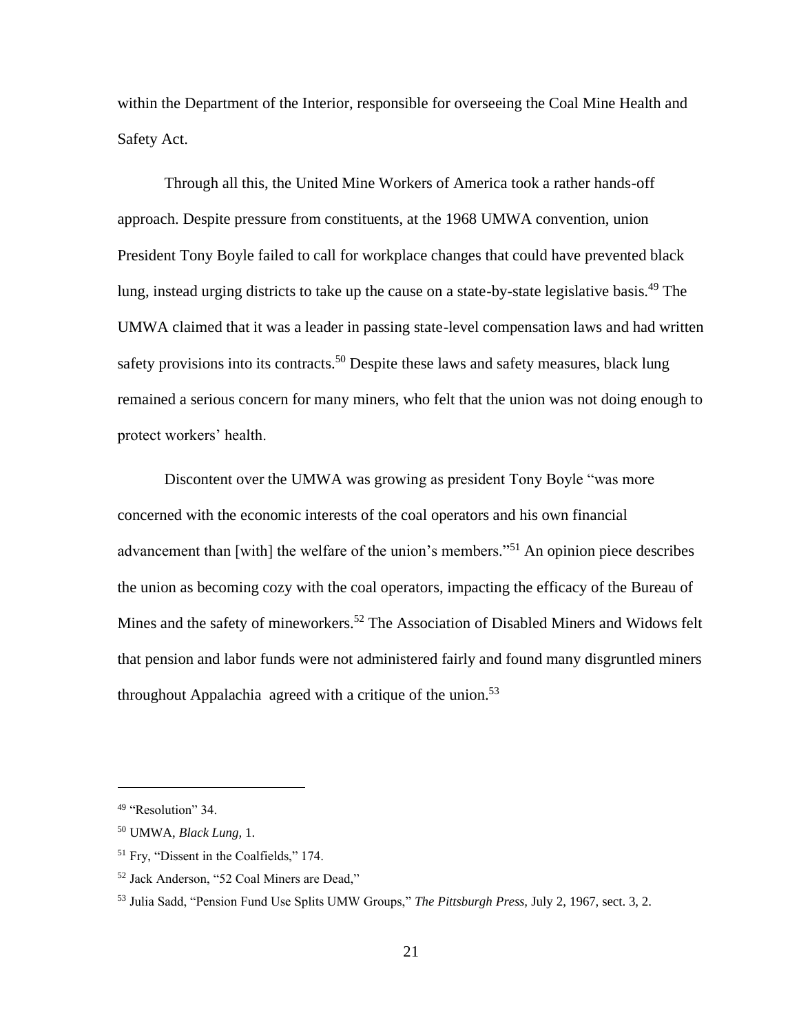within the Department of the Interior, responsible for overseeing the Coal Mine Health and Safety Act.

Through all this, the United Mine Workers of America took a rather hands-off approach. Despite pressure from constituents, at the 1968 UMWA convention, union President Tony Boyle failed to call for workplace changes that could have prevented black lung, instead urging districts to take up the cause on a state-by-state legislative basis.[49] The UMWA claimed that it was a leader in passing state-level compensation laws and had written safety provisions into its contracts.[50] Despite these laws and safety measures, black lung remained a serious concern for many miners, who felt that the union was not doing enough to protect workers' health.

Discontent over the UMWA was growing as president Tony Boyle "was more concerned with the economic interests of the coal operators and his own financial advancement than [with] the welfare of the union's members."[51] An opinion piece describes the union as becoming cozy with the coal operators, impacting the efficacy of the Bureau of Mines and the safety of mineworkers.[52] The Association of Disabled Miners and Widows felt that pension and labor funds were not administered fairly and found many disgruntled miners throughout Appalachia agreed with a critique of the union.[53]

---

[49] "Resolution" 34.

[50] UMWA, *Black Lung,* 1.

[51] Fry, "Dissent in the Coalfields," 174.

[52] Jack Anderson, "52 Coal Miners are Dead,"

[53] Julia Sadd, "Pension Fund Use Splits UMW Groups," *The Pittsburgh Press,* July 2, 1967, sect. 3, 2.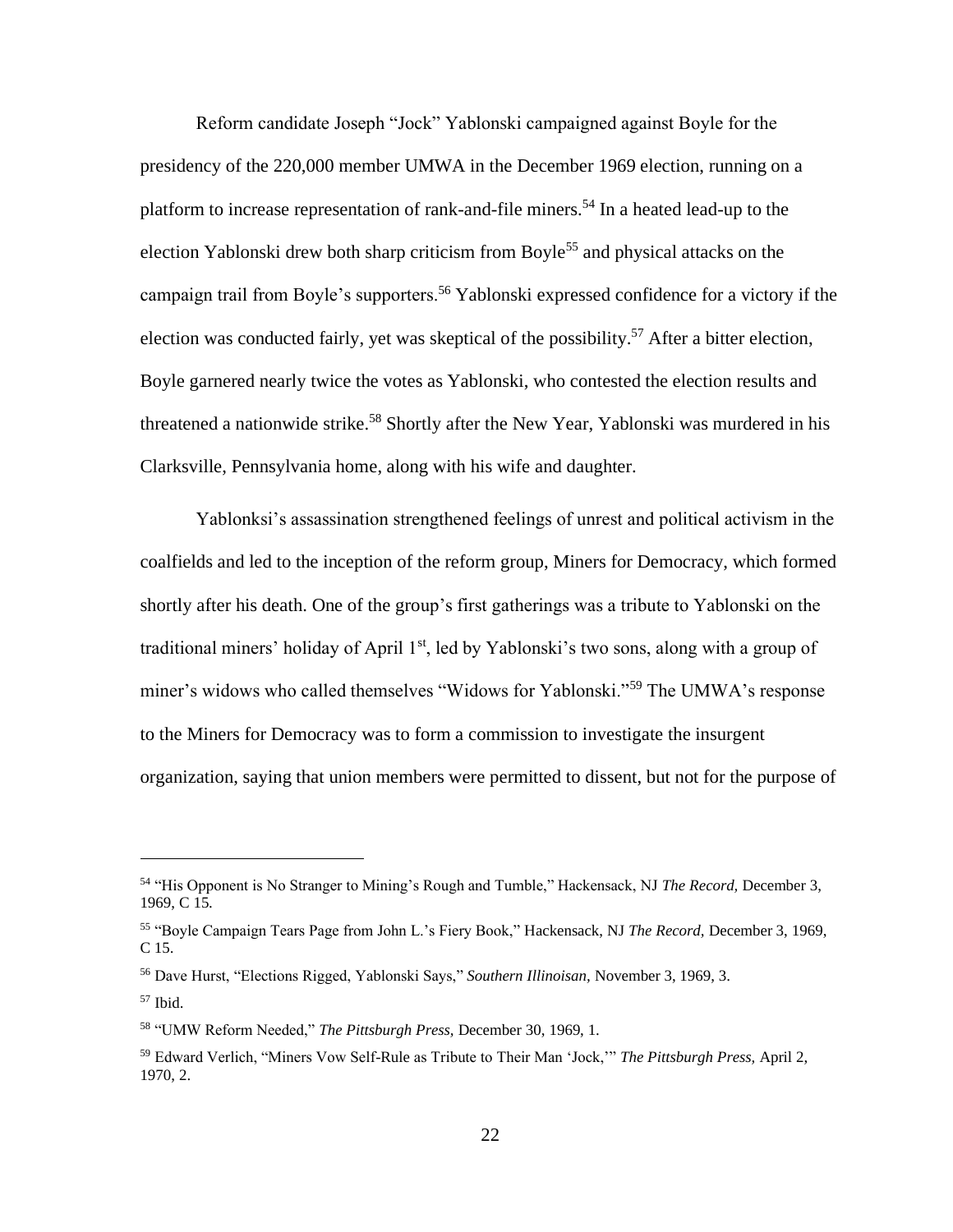Reform candidate Joseph "Jock" Yablonski campaigned against Boyle for the presidency of the 220,000 member UMWA in the December 1969 election, running on a platform to increase representation of rank-and-file miners.[54] In a heated lead-up to the election Yablonski drew both sharp criticism from Boyle[55] and physical attacks on the campaign trail from Boyle's supporters.[56] Yablonski expressed confidence for a victory if the election was conducted fairly, yet was skeptical of the possibility.[57] After a bitter election, Boyle garnered nearly twice the votes as Yablonski, who contested the election results and threatened a nationwide strike.[58] Shortly after the New Year, Yablonski was murdered in his Clarksville, Pennsylvania home, along with his wife and daughter.

Yablonksi's assassination strengthened feelings of unrest and political activism in the coalfields and led to the inception of the reform group, Miners for Democracy, which formed shortly after his death. One of the group's first gatherings was a tribute to Yablonski on the traditional miners' holiday of April 1st, led by Yablonski's two sons, along with a group of miner's widows who called themselves "Widows for Yablonski."[59] The UMWA's response to the Miners for Democracy was to form a commission to investigate the insurgent organization, saying that union members were permitted to dissent, but not for the purpose of

---

[54] "His Opponent is No Stranger to Mining's Rough and Tumble," Hackensack, NJ *The Record,* December 3, 1969, C 15.

[55] "Boyle Campaign Tears Page from John L.'s Fiery Book," Hackensack, NJ *The Record,* December 3, 1969, C 15.

[56] Dave Hurst, "Elections Rigged, Yablonski Says," *Southern Illinoisan,* November 3, 1969, 3.

[57] Ibid.

[58] "UMW Reform Needed," *The Pittsburgh Press,* December 30, 1969, 1.

[59] Edward Verlich, "Miners Vow Self-Rule as Tribute to Their Man 'Jock,'" *The Pittsburgh Press,* April 2, 1970, 2.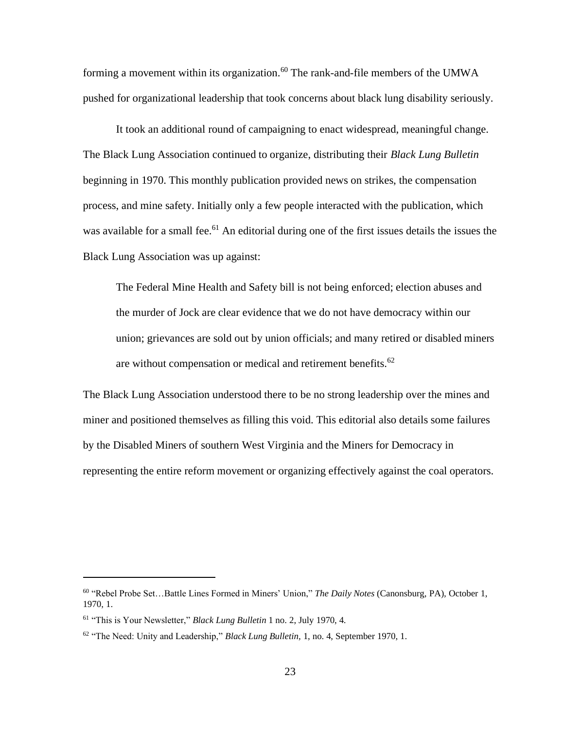forming a movement within its organization.[60] The rank-and-file members of the UMWA pushed for organizational leadership that took concerns about black lung disability seriously.

It took an additional round of campaigning to enact widespread, meaningful change. The Black Lung Association continued to organize, distributing their *Black Lung Bulletin* beginning in 1970. This monthly publication provided news on strikes, the compensation process, and mine safety. Initially only a few people interacted with the publication, which was available for a small fee.[61] An editorial during one of the first issues details the issues the Black Lung Association was up against:

> The Federal Mine Health and Safety bill is not being enforced; election abuses and the murder of Jock are clear evidence that we do not have democracy within our union; grievances are sold out by union officials; and many retired or disabled miners are without compensation or medical and retirement benefits.[62]

The Black Lung Association understood there to be no strong leadership over the mines and miner and positioned themselves as filling this void. This editorial also details some failures by the Disabled Miners of southern West Virginia and the Miners for Democracy in representing the entire reform movement or organizing effectively against the coal operators.

---

[60] "Rebel Probe Set…Battle Lines Formed in Miners' Union," *The Daily Notes* (Canonsburg, PA), October 1, 1970, 1.

[61] "This is Your Newsletter," *Black Lung Bulletin* 1 no. 2, July 1970, 4.

[62] "The Need: Unity and Leadership," *Black Lung Bulletin*, 1, no. 4, September 1970, 1.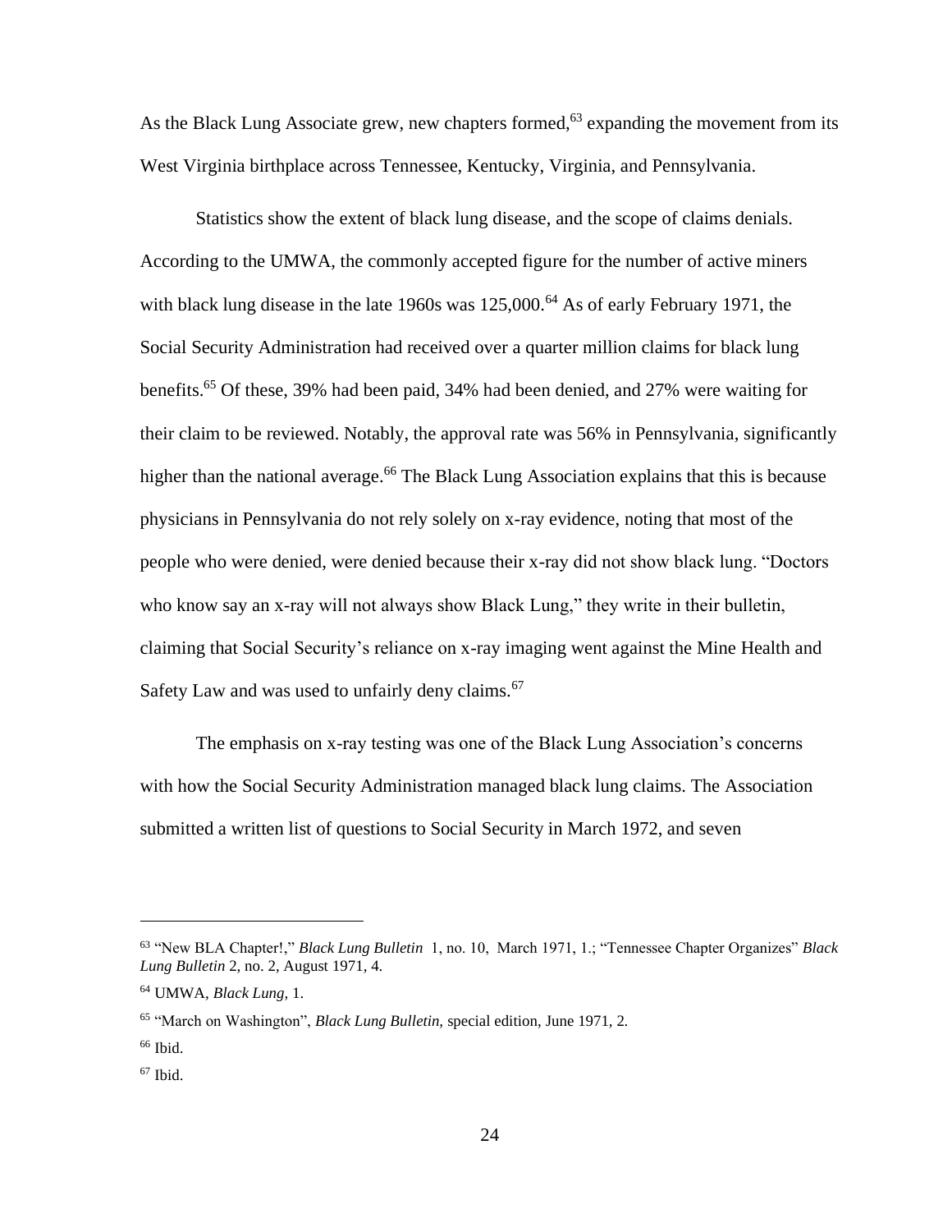As the Black Lung Associate grew, new chapters formed,[63] expanding the movement from its West Virginia birthplace across Tennessee, Kentucky, Virginia, and Pennsylvania.

Statistics show the extent of black lung disease, and the scope of claims denials. According to the UMWA, the commonly accepted figure for the number of active miners with black lung disease in the late 1960s was 125,000.[64] As of early February 1971, the Social Security Administration had received over a quarter million claims for black lung benefits.[65] Of these, 39% had been paid, 34% had been denied, and 27% were waiting for their claim to be reviewed. Notably, the approval rate was 56% in Pennsylvania, significantly higher than the national average.[66] The Black Lung Association explains that this is because physicians in Pennsylvania do not rely solely on x-ray evidence, noting that most of the people who were denied, were denied because their x-ray did not show black lung. "Doctors who know say an x-ray will not always show Black Lung," they write in their bulletin, claiming that Social Security's reliance on x-ray imaging went against the Mine Health and Safety Law and was used to unfairly deny claims.[67]

The emphasis on x-ray testing was one of the Black Lung Association's concerns with how the Social Security Administration managed black lung claims. The Association submitted a written list of questions to Social Security in March 1972, and seven

---

[63] "New BLA Chapter!," *Black Lung Bulletin* 1, no. 10, March 1971, 1.; "Tennessee Chapter Organizes" *Black Lung Bulletin* 2, no. 2, August 1971, 4.

[64] UMWA, *Black Lung*, 1.

[65] "March on Washington", *Black Lung Bulletin*, special edition, June 1971, 2.

[66] Ibid.

[67] Ibid.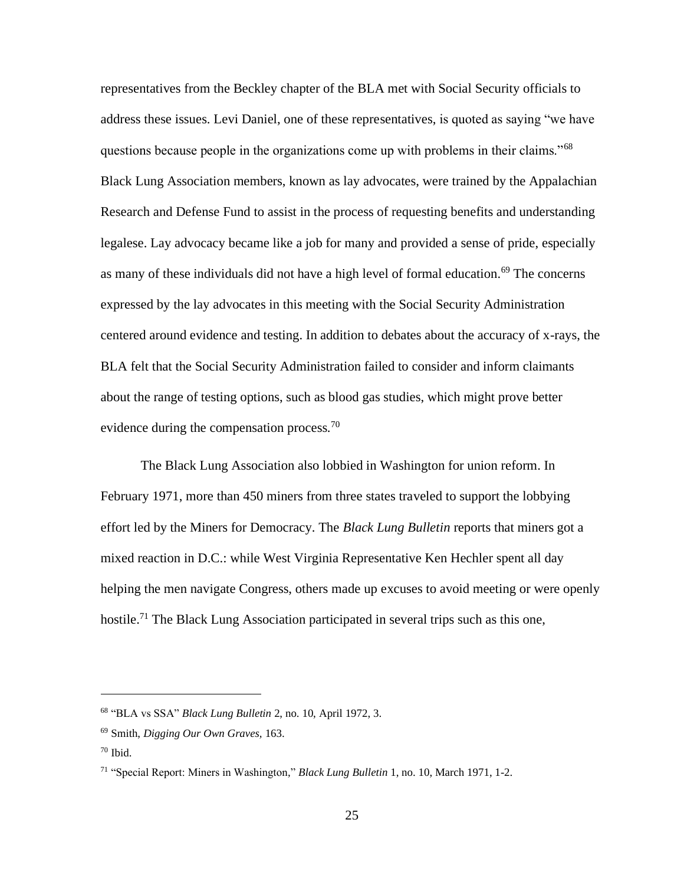representatives from the Beckley chapter of the BLA met with Social Security officials to address these issues. Levi Daniel, one of these representatives, is quoted as saying "we have questions because people in the organizations come up with problems in their claims."[68] Black Lung Association members, known as lay advocates, were trained by the Appalachian Research and Defense Fund to assist in the process of requesting benefits and understanding legalese. Lay advocacy became like a job for many and provided a sense of pride, especially as many of these individuals did not have a high level of formal education.[69] The concerns expressed by the lay advocates in this meeting with the Social Security Administration centered around evidence and testing. In addition to debates about the accuracy of x-rays, the BLA felt that the Social Security Administration failed to consider and inform claimants about the range of testing options, such as blood gas studies, which might prove better evidence during the compensation process.[70]

The Black Lung Association also lobbied in Washington for union reform. In February 1971, more than 450 miners from three states traveled to support the lobbying effort led by the Miners for Democracy. The *Black Lung Bulletin* reports that miners got a mixed reaction in D.C.: while West Virginia Representative Ken Hechler spent all day helping the men navigate Congress, others made up excuses to avoid meeting or were openly hostile.[71] The Black Lung Association participated in several trips such as this one,

---

[68] "BLA vs SSA" *Black Lung Bulletin* 2, no. 10, April 1972, 3.

[69] Smith, *Digging Our Own Graves,* 163.

[70] Ibid.

[71] "Special Report: Miners in Washington," *Black Lung Bulletin* 1, no. 10, March 1971, 1-2.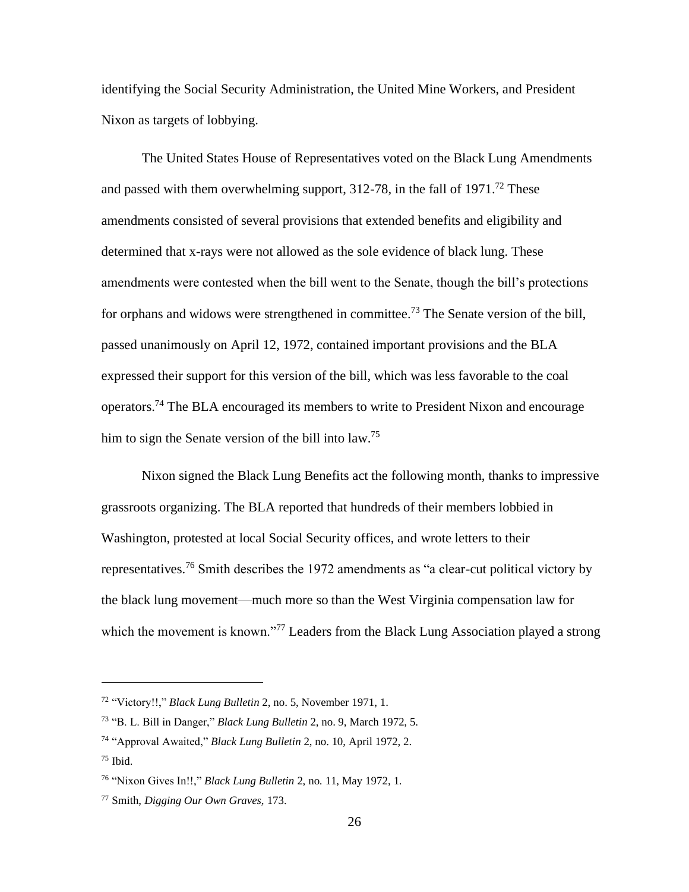identifying the Social Security Administration, the United Mine Workers, and President Nixon as targets of lobbying.

The United States House of Representatives voted on the Black Lung Amendments and passed with them overwhelming support, 312-78, in the fall of 1971.[72] These amendments consisted of several provisions that extended benefits and eligibility and determined that x-rays were not allowed as the sole evidence of black lung. These amendments were contested when the bill went to the Senate, though the bill's protections for orphans and widows were strengthened in committee.[73] The Senate version of the bill, passed unanimously on April 12, 1972, contained important provisions and the BLA expressed their support for this version of the bill, which was less favorable to the coal operators.[74] The BLA encouraged its members to write to President Nixon and encourage him to sign the Senate version of the bill into law.[75]

Nixon signed the Black Lung Benefits act the following month, thanks to impressive grassroots organizing. The BLA reported that hundreds of their members lobbied in Washington, protested at local Social Security offices, and wrote letters to their representatives.[76] Smith describes the 1972 amendments as "a clear-cut political victory by the black lung movement—much more so than the West Virginia compensation law for which the movement is known."[77] Leaders from the Black Lung Association played a strong

---

[72] "Victory!!," *Black Lung Bulletin* 2, no. 5, November 1971, 1.

[73] "B. L. Bill in Danger," *Black Lung Bulletin* 2, no. 9, March 1972, 5.

[74] "Approval Awaited," *Black Lung Bulletin* 2, no. 10, April 1972, 2.

[75] Ibid.

[76] "Nixon Gives In!!," *Black Lung Bulletin* 2, no. 11, May 1972, 1.

[77] Smith, *Digging Our Own Graves,* 173.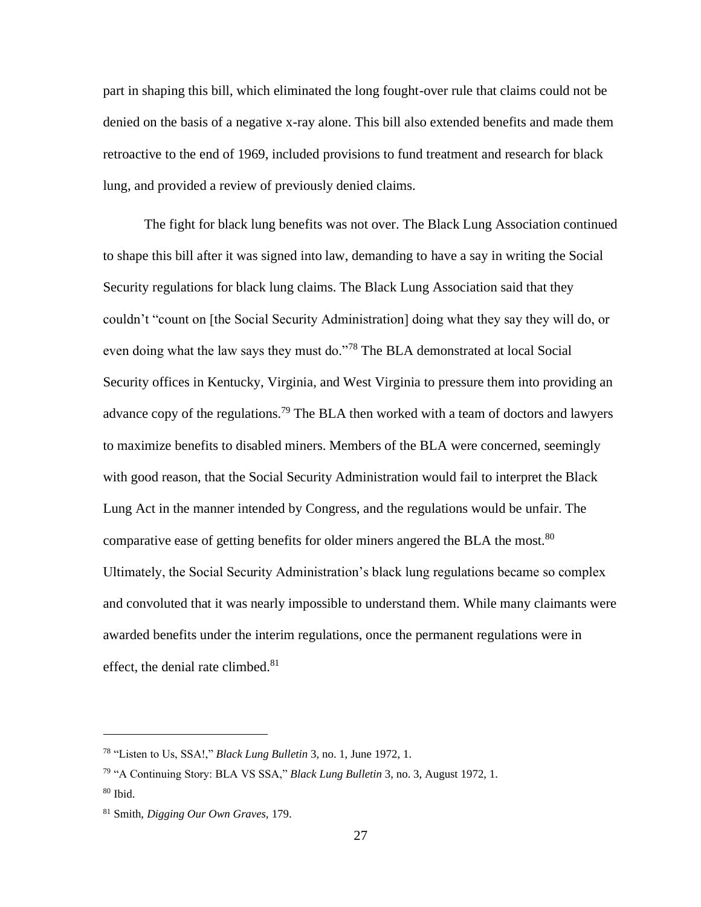part in shaping this bill, which eliminated the long fought-over rule that claims could not be denied on the basis of a negative x-ray alone. This bill also extended benefits and made them retroactive to the end of 1969, included provisions to fund treatment and research for black lung, and provided a review of previously denied claims.

The fight for black lung benefits was not over. The Black Lung Association continued to shape this bill after it was signed into law, demanding to have a say in writing the Social Security regulations for black lung claims. The Black Lung Association said that they couldn't "count on [the Social Security Administration] doing what they say they will do, or even doing what the law says they must do."[78] The BLA demonstrated at local Social Security offices in Kentucky, Virginia, and West Virginia to pressure them into providing an advance copy of the regulations.[79] The BLA then worked with a team of doctors and lawyers to maximize benefits to disabled miners. Members of the BLA were concerned, seemingly with good reason, that the Social Security Administration would fail to interpret the Black Lung Act in the manner intended by Congress, and the regulations would be unfair. The comparative ease of getting benefits for older miners angered the BLA the most.[80] Ultimately, the Social Security Administration's black lung regulations became so complex and convoluted that it was nearly impossible to understand them. While many claimants were awarded benefits under the interim regulations, once the permanent regulations were in effect, the denial rate climbed.[81]

---

[78] "Listen to Us, SSA!," *Black Lung Bulletin* 3, no. 1, June 1972, 1.

[79] "A Continuing Story: BLA VS SSA," *Black Lung Bulletin* 3, no. 3, August 1972, 1.

[80] Ibid.

[81] Smith, *Digging Our Own Graves,* 179.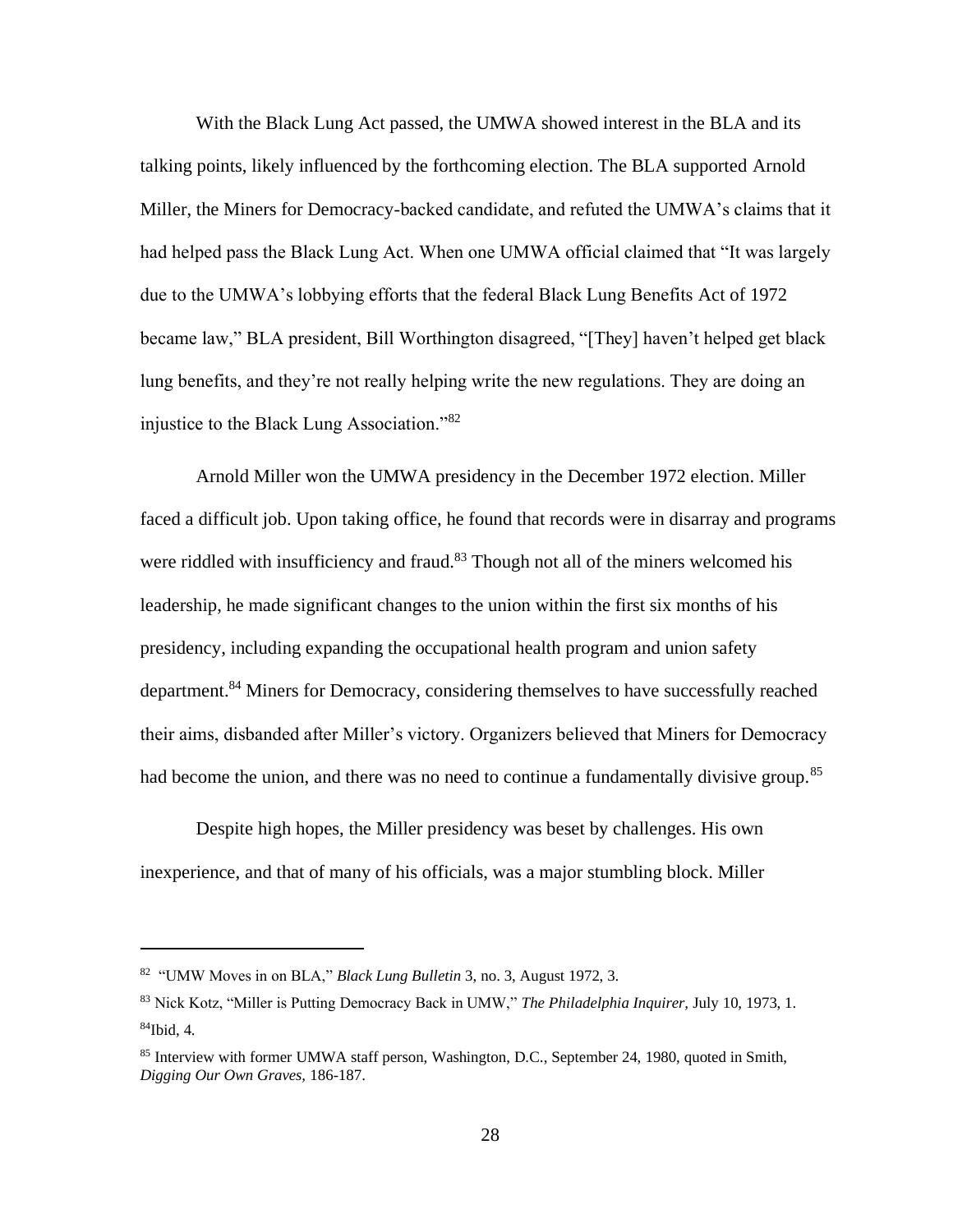With the Black Lung Act passed, the UMWA showed interest in the BLA and its talking points, likely influenced by the forthcoming election. The BLA supported Arnold Miller, the Miners for Democracy-backed candidate, and refuted the UMWA's claims that it had helped pass the Black Lung Act. When one UMWA official claimed that "It was largely due to the UMWA's lobbying efforts that the federal Black Lung Benefits Act of 1972 became law," BLA president, Bill Worthington disagreed, "[They] haven't helped get black lung benefits, and they're not really helping write the new regulations. They are doing an injustice to the Black Lung Association."[82]

Arnold Miller won the UMWA presidency in the December 1972 election. Miller faced a difficult job. Upon taking office, he found that records were in disarray and programs were riddled with insufficiency and fraud.[83] Though not all of the miners welcomed his leadership, he made significant changes to the union within the first six months of his presidency, including expanding the occupational health program and union safety department.[84] Miners for Democracy, considering themselves to have successfully reached their aims, disbanded after Miller's victory. Organizers believed that Miners for Democracy had become the union, and there was no need to continue a fundamentally divisive group.[85]

Despite high hopes, the Miller presidency was beset by challenges. His own inexperience, and that of many of his officials, was a major stumbling block. Miller

---

[82] "UMW Moves in on BLA," *Black Lung Bulletin* 3, no. 3, August 1972, 3.

[83] Nick Kotz, "Miller is Putting Democracy Back in UMW," *The Philadelphia Inquirer*, July 10, 1973, 1.

[84] Ibid, 4.

[85] Interview with former UMWA staff person, Washington, D.C., September 24, 1980, quoted in Smith, *Digging Our Own Graves,* 186-187.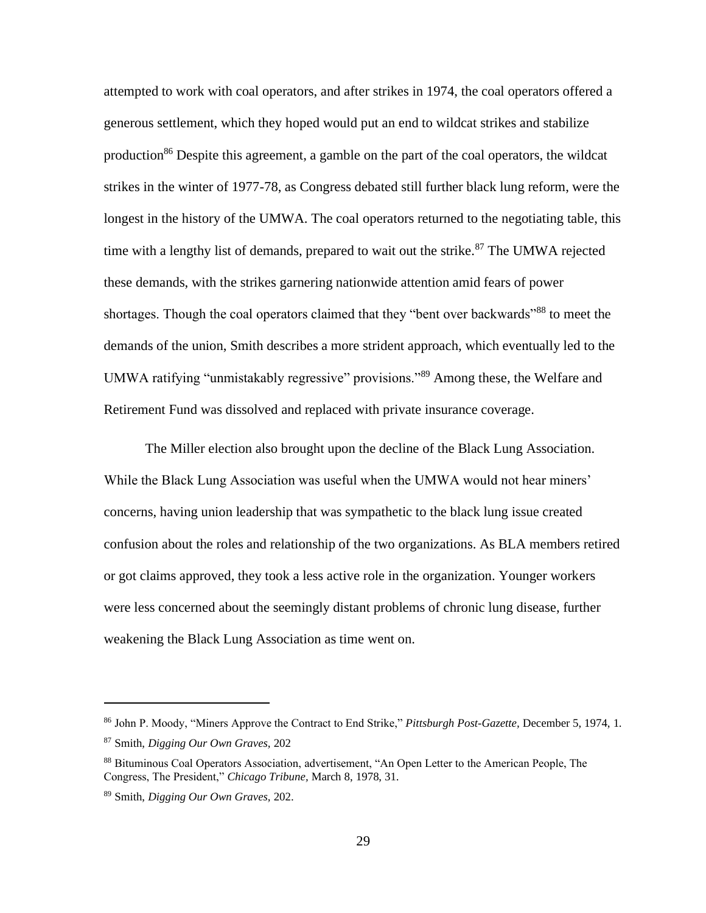attempted to work with coal operators, and after strikes in 1974, the coal operators offered a generous settlement, which they hoped would put an end to wildcat strikes and stabilize production[86] Despite this agreement, a gamble on the part of the coal operators, the wildcat strikes in the winter of 1977-78, as Congress debated still further black lung reform, were the longest in the history of the UMWA. The coal operators returned to the negotiating table, this time with a lengthy list of demands, prepared to wait out the strike.[87] The UMWA rejected these demands, with the strikes garnering nationwide attention amid fears of power shortages. Though the coal operators claimed that they "bent over backwards"[88] to meet the demands of the union, Smith describes a more strident approach, which eventually led to the UMWA ratifying "unmistakably regressive" provisions."[89] Among these, the Welfare and Retirement Fund was dissolved and replaced with private insurance coverage.

The Miller election also brought upon the decline of the Black Lung Association. While the Black Lung Association was useful when the UMWA would not hear miners' concerns, having union leadership that was sympathetic to the black lung issue created confusion about the roles and relationship of the two organizations. As BLA members retired or got claims approved, they took a less active role in the organization. Younger workers were less concerned about the seemingly distant problems of chronic lung disease, further weakening the Black Lung Association as time went on.

---

[86] John P. Moody, "Miners Approve the Contract to End Strike," *Pittsburgh Post-Gazette,* December 5, 1974, 1.

[87] Smith, *Digging Our Own Graves,* 202

[88] Bituminous Coal Operators Association, advertisement, "An Open Letter to the American People, The Congress, The President," *Chicago Tribune,* March 8, 1978, 31.

[89] Smith, *Digging Our Own Graves,* 202.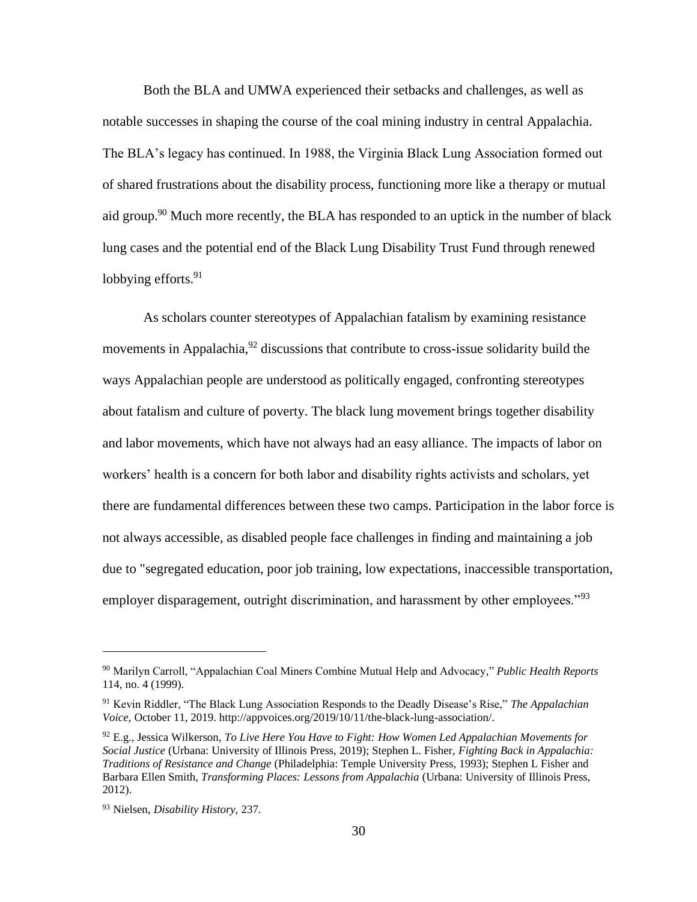Both the BLA and UMWA experienced their setbacks and challenges, as well as notable successes in shaping the course of the coal mining industry in central Appalachia. The BLA's legacy has continued. In 1988, the Virginia Black Lung Association formed out of shared frustrations about the disability process, functioning more like a therapy or mutual aid group.[90] Much more recently, the BLA has responded to an uptick in the number of black lung cases and the potential end of the Black Lung Disability Trust Fund through renewed lobbying efforts.[91]

As scholars counter stereotypes of Appalachian fatalism by examining resistance movements in Appalachia,[92] discussions that contribute to cross-issue solidarity build the ways Appalachian people are understood as politically engaged, confronting stereotypes about fatalism and culture of poverty. The black lung movement brings together disability and labor movements, which have not always had an easy alliance. The impacts of labor on workers' health is a concern for both labor and disability rights activists and scholars, yet there are fundamental differences between these two camps. Participation in the labor force is not always accessible, as disabled people face challenges in finding and maintaining a job due to "segregated education, poor job training, low expectations, inaccessible transportation, employer disparagement, outright discrimination, and harassment by other employees."[93]

---

[90] Marilyn Carroll, "Appalachian Coal Miners Combine Mutual Help and Advocacy," *Public Health Reports* 114, no. 4 (1999).

[91] Kevin Riddler, "The Black Lung Association Responds to the Deadly Disease's Rise," *The Appalachian Voice,* October 11, 2019. http://appvoices.org/2019/10/11/the-black-lung-association/.

[92] E.g., Jessica Wilkerson, *To Live Here You Have to Fight: How Women Led Appalachian Movements for Social Justice* (Urbana: University of Illinois Press, 2019); Stephen L. Fisher, *Fighting Back in Appalachia: Traditions of Resistance and Change* (Philadelphia: Temple University Press, 1993); Stephen L Fisher and Barbara Ellen Smith, *Transforming Places: Lessons from Appalachia* (Urbana: University of Illinois Press, 2012).

[93] Nielsen, *Disability History,* 237.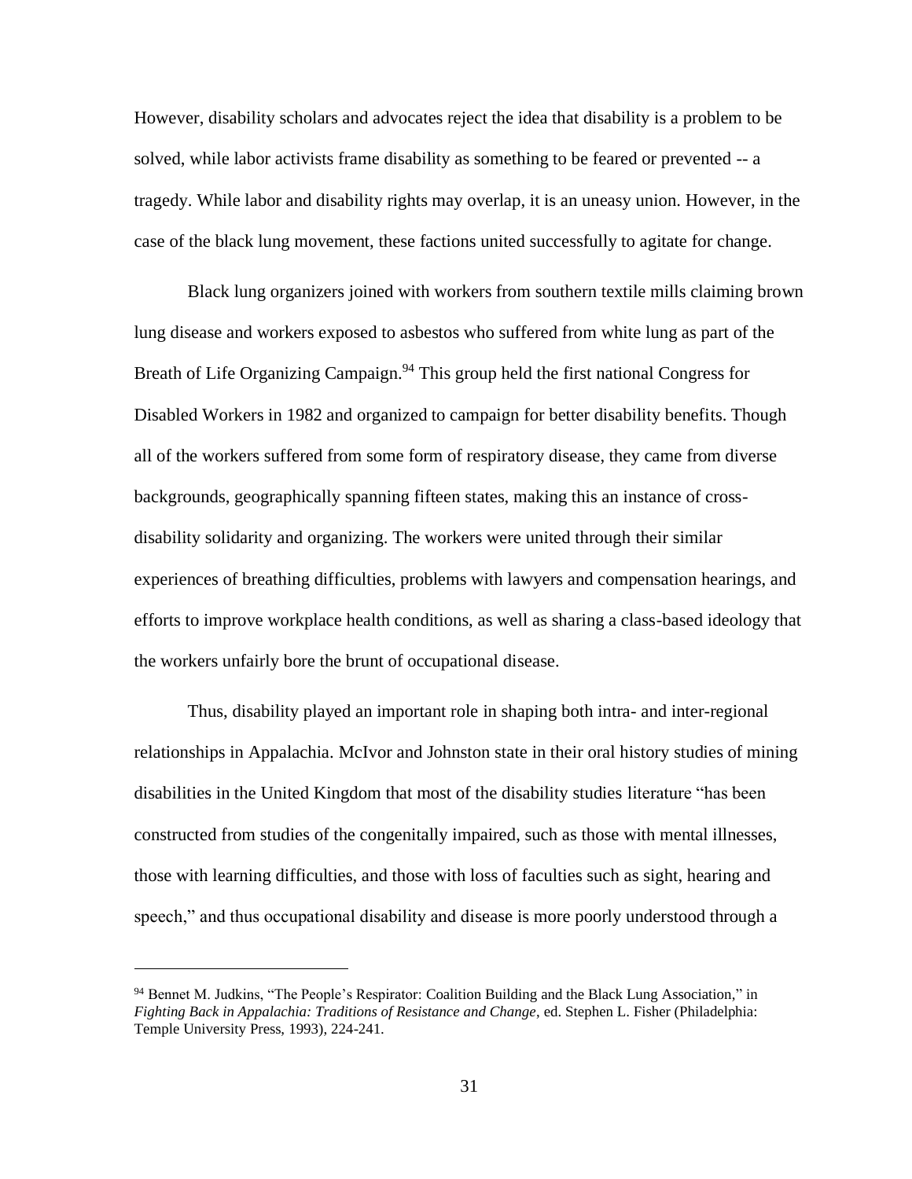However, disability scholars and advocates reject the idea that disability is a problem to be solved, while labor activists frame disability as something to be feared or prevented -- a tragedy. While labor and disability rights may overlap, it is an uneasy union. However, in the case of the black lung movement, these factions united successfully to agitate for change.

Black lung organizers joined with workers from southern textile mills claiming brown lung disease and workers exposed to asbestos who suffered from white lung as part of the Breath of Life Organizing Campaign.[94] This group held the first national Congress for Disabled Workers in 1982 and organized to campaign for better disability benefits. Though all of the workers suffered from some form of respiratory disease, they came from diverse backgrounds, geographically spanning fifteen states, making this an instance of cross-disability solidarity and organizing. The workers were united through their similar experiences of breathing difficulties, problems with lawyers and compensation hearings, and efforts to improve workplace health conditions, as well as sharing a class-based ideology that the workers unfairly bore the brunt of occupational disease.

Thus, disability played an important role in shaping both intra- and inter-regional relationships in Appalachia. McIvor and Johnston state in their oral history studies of mining disabilities in the United Kingdom that most of the disability studies literature "has been constructed from studies of the congenitally impaired, such as those with mental illnesses, those with learning difficulties, and those with loss of faculties such as sight, hearing and speech," and thus occupational disability and disease is more poorly understood through a

---

[94] Bennet M. Judkins, "The People's Respirator: Coalition Building and the Black Lung Association," in *Fighting Back in Appalachia: Traditions of Resistance and Change*, ed. Stephen L. Fisher (Philadelphia: Temple University Press, 1993), 224-241.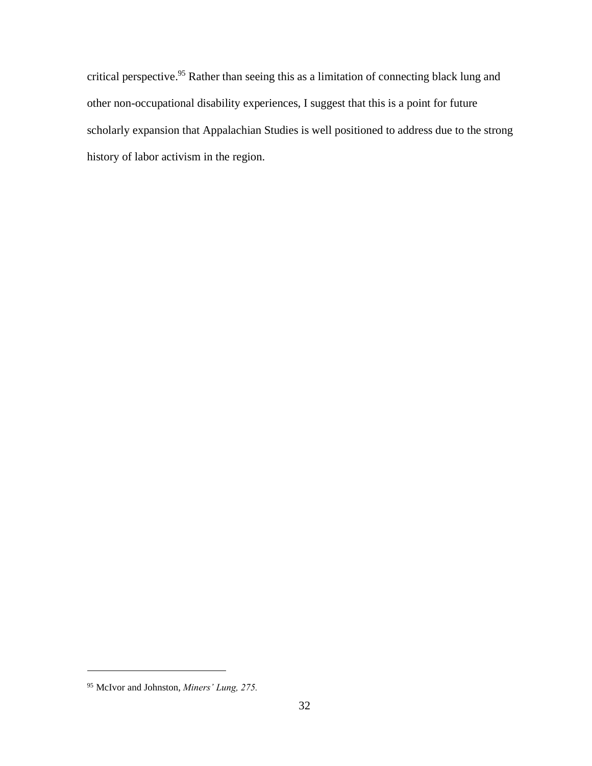critical perspective.[95] Rather than seeing this as a limitation of connecting black lung and other non-occupational disability experiences, I suggest that this is a point for future scholarly expansion that Appalachian Studies is well positioned to address due to the strong history of labor activism in the region.

[95] McIvor and Johnston, *Miners' Lung, 275.*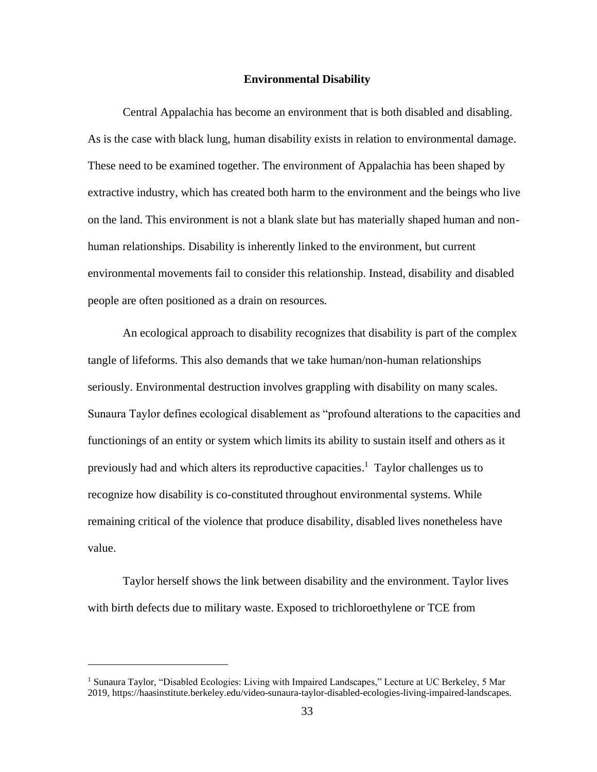## Environmental Disability

Central Appalachia has become an environment that is both disabled and disabling. As is the case with black lung, human disability exists in relation to environmental damage. These need to be examined together. The environment of Appalachia has been shaped by extractive industry, which has created both harm to the environment and the beings who live on the land. This environment is not a blank slate but has materially shaped human and non-human relationships. Disability is inherently linked to the environment, but current environmental movements fail to consider this relationship. Instead, disability and disabled people are often positioned as a drain on resources.

An ecological approach to disability recognizes that disability is part of the complex tangle of lifeforms. This also demands that we take human/non-human relationships seriously. Environmental destruction involves grappling with disability on many scales. Sunaura Taylor defines ecological disablement as "profound alterations to the capacities and functionings of an entity or system which limits its ability to sustain itself and others as it previously had and which alters its reproductive capacities.[1] Taylor challenges us to recognize how disability is co-constituted throughout environmental systems. While remaining critical of the violence that produce disability, disabled lives nonetheless have value.

Taylor herself shows the link between disability and the environment. Taylor lives with birth defects due to military waste. Exposed to trichloroethylene or TCE from

[1] Sunaura Taylor, "Disabled Ecologies: Living with Impaired Landscapes," Lecture at UC Berkeley, 5 Mar 2019, https://haasinstitute.berkeley.edu/video-sunaura-taylor-disabled-ecologies-living-impaired-landscapes.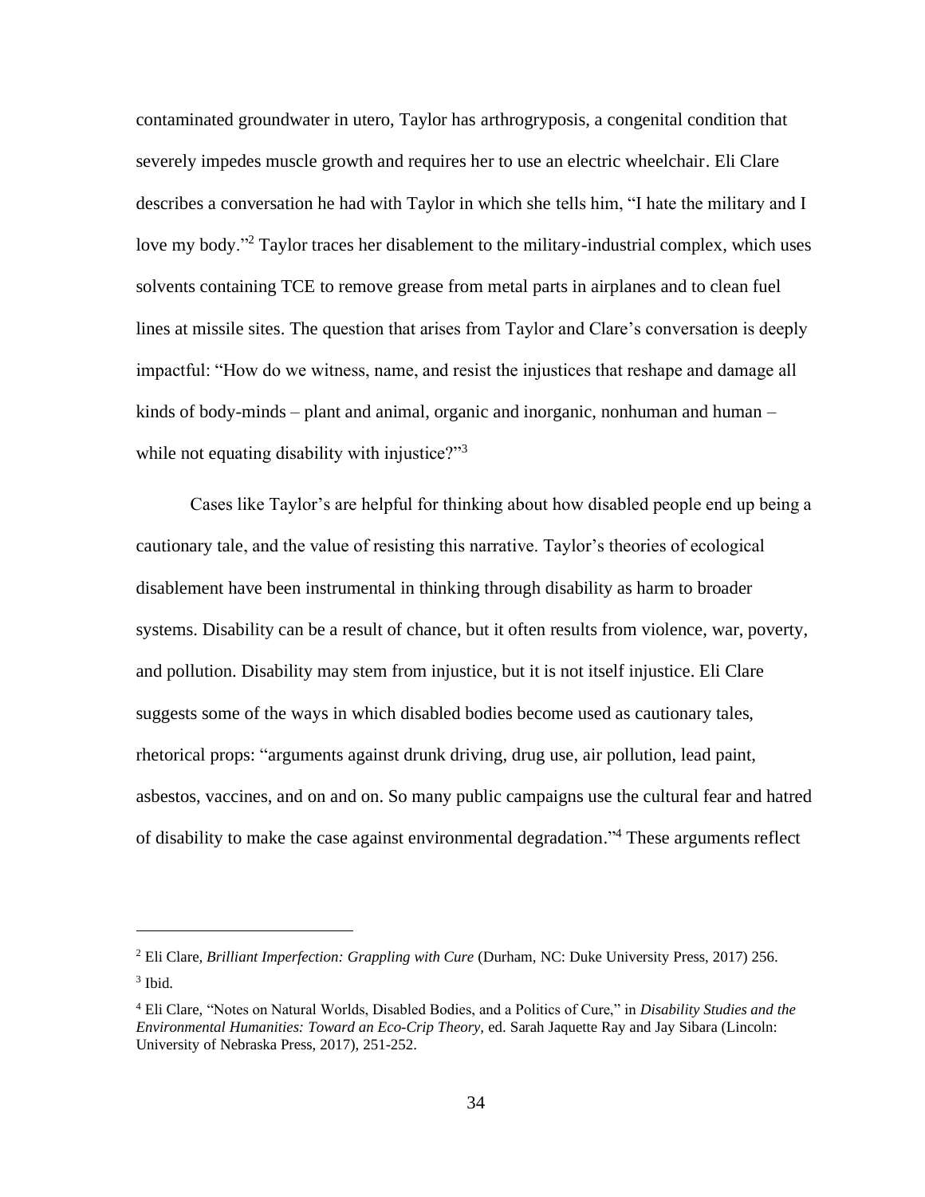contaminated groundwater in utero, Taylor has arthrogryposis, a congenital condition that severely impedes muscle growth and requires her to use an electric wheelchair. Eli Clare describes a conversation he had with Taylor in which she tells him, "I hate the military and I love my body."[2] Taylor traces her disablement to the military-industrial complex, which uses solvents containing TCE to remove grease from metal parts in airplanes and to clean fuel lines at missile sites. The question that arises from Taylor and Clare's conversation is deeply impactful: "How do we witness, name, and resist the injustices that reshape and damage all kinds of body-minds – plant and animal, organic and inorganic, nonhuman and human – while not equating disability with injustice?"[3]

Cases like Taylor's are helpful for thinking about how disabled people end up being a cautionary tale, and the value of resisting this narrative. Taylor's theories of ecological disablement have been instrumental in thinking through disability as harm to broader systems. Disability can be a result of chance, but it often results from violence, war, poverty, and pollution. Disability may stem from injustice, but it is not itself injustice. Eli Clare suggests some of the ways in which disabled bodies become used as cautionary tales, rhetorical props: "arguments against drunk driving, drug use, air pollution, lead paint, asbestos, vaccines, and on and on. So many public campaigns use the cultural fear and hatred of disability to make the case against environmental degradation."[4] These arguments reflect

---

[2] Eli Clare, *Brilliant Imperfection: Grappling with Cure* (Durham, NC: Duke University Press, 2017) 256.

[3] Ibid.

[4] Eli Clare, "Notes on Natural Worlds, Disabled Bodies, and a Politics of Cure," in *Disability Studies and the Environmental Humanities: Toward an Eco-Crip Theory,* ed. Sarah Jaquette Ray and Jay Sibara (Lincoln: University of Nebraska Press, 2017), 251-252.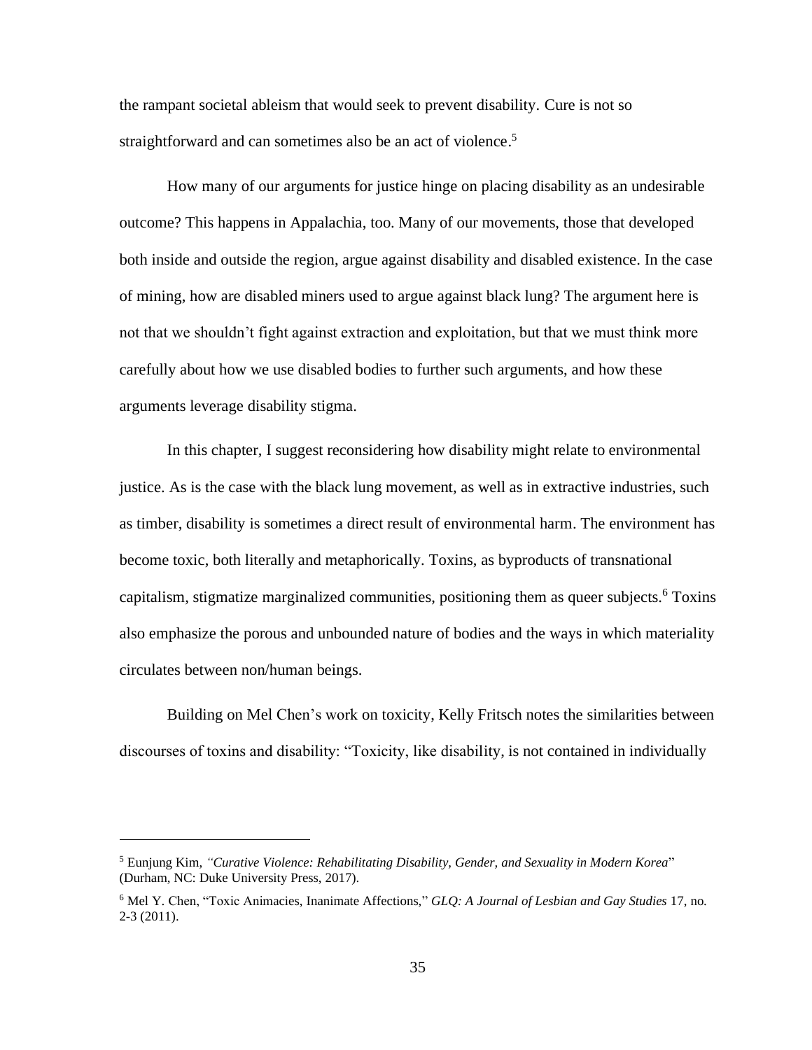the rampant societal ableism that would seek to prevent disability. Cure is not so straightforward and can sometimes also be an act of violence.[5]

How many of our arguments for justice hinge on placing disability as an undesirable outcome? This happens in Appalachia, too. Many of our movements, those that developed both inside and outside the region, argue against disability and disabled existence. In the case of mining, how are disabled miners used to argue against black lung? The argument here is not that we shouldn't fight against extraction and exploitation, but that we must think more carefully about how we use disabled bodies to further such arguments, and how these arguments leverage disability stigma.

In this chapter, I suggest reconsidering how disability might relate to environmental justice. As is the case with the black lung movement, as well as in extractive industries, such as timber, disability is sometimes a direct result of environmental harm. The environment has become toxic, both literally and metaphorically. Toxins, as byproducts of transnational capitalism, stigmatize marginalized communities, positioning them as queer subjects.[6] Toxins also emphasize the porous and unbounded nature of bodies and the ways in which materiality circulates between non/human beings.

Building on Mel Chen's work on toxicity, Kelly Fritsch notes the similarities between discourses of toxins and disability: "Toxicity, like disability, is not contained in individually

---

[5] Eunjung Kim, *"Curative Violence: Rehabilitating Disability, Gender, and Sexuality in Modern Korea*" (Durham, NC: Duke University Press, 2017).

[6] Mel Y. Chen, "Toxic Animacies, Inanimate Affections," *GLQ: A Journal of Lesbian and Gay Studies* 17, no. 2-3 (2011).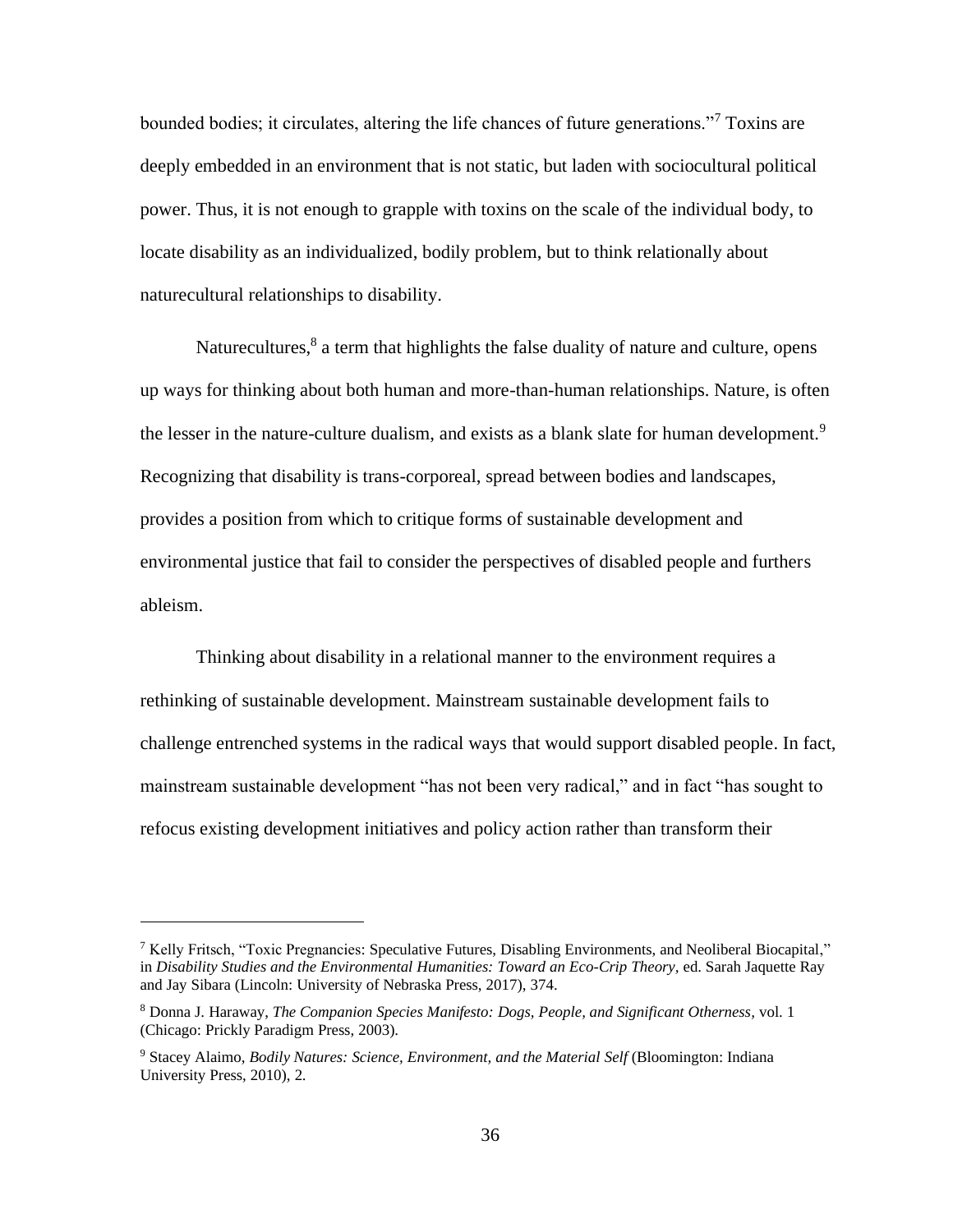bounded bodies; it circulates, altering the life chances of future generations."[7] Toxins are deeply embedded in an environment that is not static, but laden with sociocultural political power. Thus, it is not enough to grapple with toxins on the scale of the individual body, to locate disability as an individualized, bodily problem, but to think relationally about naturecultural relationships to disability.

Naturecultures,[8] a term that highlights the false duality of nature and culture, opens up ways for thinking about both human and more-than-human relationships. Nature, is often the lesser in the nature-culture dualism, and exists as a blank slate for human development.[9] Recognizing that disability is trans-corporeal, spread between bodies and landscapes, provides a position from which to critique forms of sustainable development and environmental justice that fail to consider the perspectives of disabled people and furthers ableism.

Thinking about disability in a relational manner to the environment requires a rethinking of sustainable development. Mainstream sustainable development fails to challenge entrenched systems in the radical ways that would support disabled people. In fact, mainstream sustainable development "has not been very radical," and in fact "has sought to refocus existing development initiatives and policy action rather than transform their

---

[7] Kelly Fritsch, "Toxic Pregnancies: Speculative Futures, Disabling Environments, and Neoliberal Biocapital," in *Disability Studies and the Environmental Humanities: Toward an Eco-Crip Theory*, ed. Sarah Jaquette Ray and Jay Sibara (Lincoln: University of Nebraska Press, 2017), 374.

[8] Donna J. Haraway, *The Companion Species Manifesto: Dogs, People, and Significant Otherness*, vol. 1 (Chicago: Prickly Paradigm Press, 2003).

[9] Stacey Alaimo, *Bodily Natures: Science, Environment, and the Material Self* (Bloomington: Indiana University Press, 2010), 2.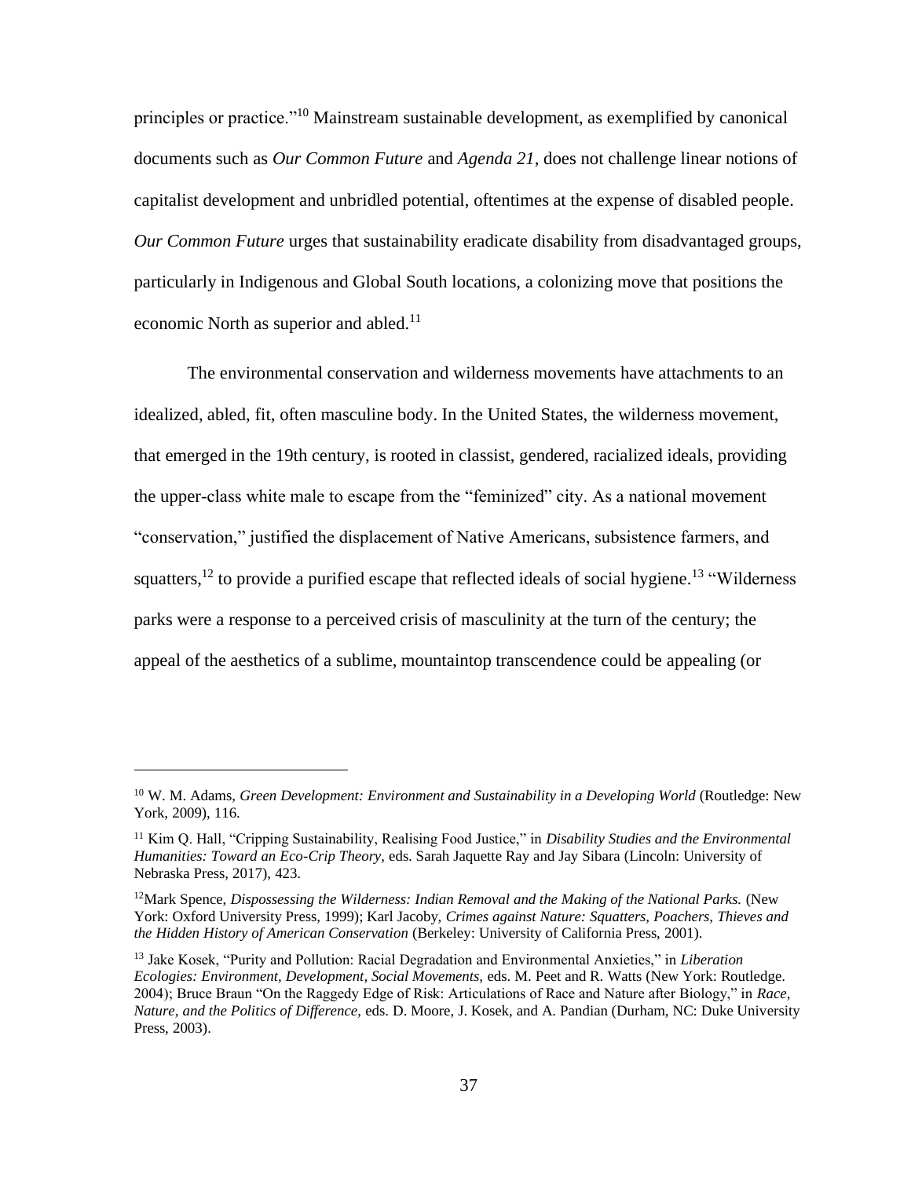principles or practice."[10] Mainstream sustainable development, as exemplified by canonical documents such as *Our Common Future* and *Agenda 21*, does not challenge linear notions of capitalist development and unbridled potential, oftentimes at the expense of disabled people. *Our Common Future* urges that sustainability eradicate disability from disadvantaged groups, particularly in Indigenous and Global South locations, a colonizing move that positions the economic North as superior and abled.[11]

The environmental conservation and wilderness movements have attachments to an idealized, abled, fit, often masculine body. In the United States, the wilderness movement, that emerged in the 19th century, is rooted in classist, gendered, racialized ideals, providing the upper-class white male to escape from the "feminized" city. As a national movement "conservation," justified the displacement of Native Americans, subsistence farmers, and squatters,[12] to provide a purified escape that reflected ideals of social hygiene.[13] "Wilderness parks were a response to a perceived crisis of masculinity at the turn of the century; the appeal of the aesthetics of a sublime, mountaintop transcendence could be appealing (or

---

[10] W. M. Adams, *Green Development: Environment and Sustainability in a Developing World* (Routledge: New York, 2009), 116.

[11] Kim Q. Hall, "Cripping Sustainability, Realising Food Justice," in *Disability Studies and the Environmental Humanities: Toward an Eco-Crip Theory,* eds. Sarah Jaquette Ray and Jay Sibara (Lincoln: University of Nebraska Press, 2017), 423.

[12] Mark Spence, *Dispossessing the Wilderness: Indian Removal and the Making of the National Parks.* (New York: Oxford University Press, 1999); Karl Jacoby, *Crimes against Nature: Squatters, Poachers, Thieves and the Hidden History of American Conservation* (Berkeley: University of California Press, 2001).

[13] Jake Kosek, "Purity and Pollution: Racial Degradation and Environmental Anxieties," in *Liberation Ecologies: Environment, Development, Social Movements,* eds. M. Peet and R. Watts (New York: Routledge. 2004); Bruce Braun "On the Raggedy Edge of Risk: Articulations of Race and Nature after Biology," in *Race, Nature, and the Politics of Difference*, eds. D. Moore, J. Kosek, and A. Pandian (Durham, NC: Duke University Press, 2003).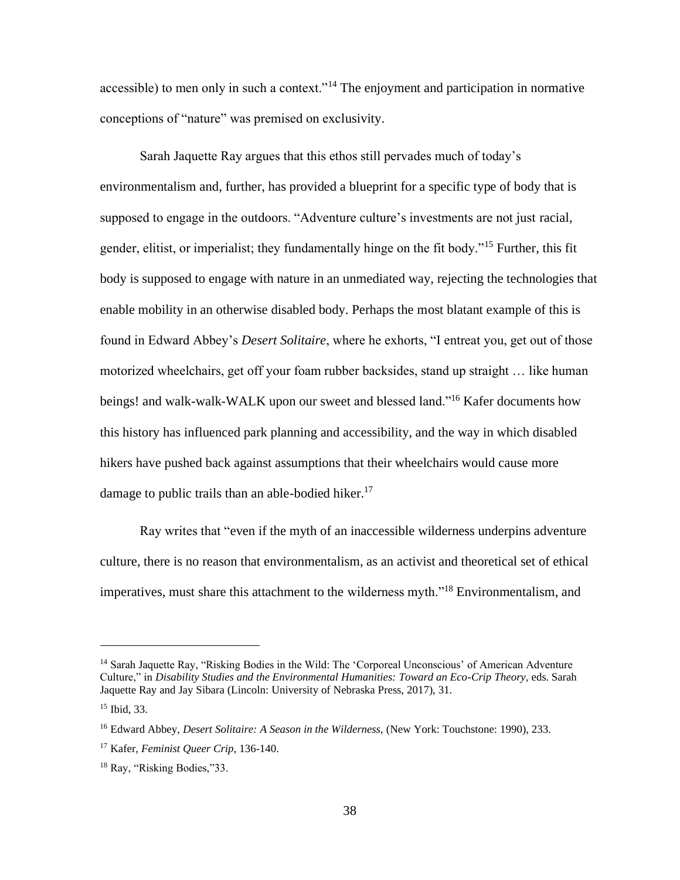accessible) to men only in such a context."[14] The enjoyment and participation in normative conceptions of "nature" was premised on exclusivity.

Sarah Jaquette Ray argues that this ethos still pervades much of today's environmentalism and, further, has provided a blueprint for a specific type of body that is supposed to engage in the outdoors. "Adventure culture's investments are not just racial, gender, elitist, or imperialist; they fundamentally hinge on the fit body."[15] Further, this fit body is supposed to engage with nature in an unmediated way, rejecting the technologies that enable mobility in an otherwise disabled body. Perhaps the most blatant example of this is found in Edward Abbey's *Desert Solitaire*, where he exhorts, "I entreat you, get out of those motorized wheelchairs, get off your foam rubber backsides, stand up straight … like human beings! and walk-walk-WALK upon our sweet and blessed land."[16] Kafer documents how this history has influenced park planning and accessibility, and the way in which disabled hikers have pushed back against assumptions that their wheelchairs would cause more damage to public trails than an able-bodied hiker.[17]

Ray writes that "even if the myth of an inaccessible wilderness underpins adventure culture, there is no reason that environmentalism, as an activist and theoretical set of ethical imperatives, must share this attachment to the wilderness myth."[18] Environmentalism, and

---

[14] Sarah Jaquette Ray, "Risking Bodies in the Wild: The 'Corporeal Unconscious' of American Adventure Culture," in *Disability Studies and the Environmental Humanities: Toward an Eco-Crip Theory,* eds. Sarah Jaquette Ray and Jay Sibara (Lincoln: University of Nebraska Press, 2017), 31.

[15] Ibid, 33.

[16] Edward Abbey, *Desert Solitaire: A Season in the Wilderness,* (New York: Touchstone: 1990), 233.

[17] Kafer, *Feminist Queer Crip,* 136-140.

[18] Ray, "Risking Bodies,"33.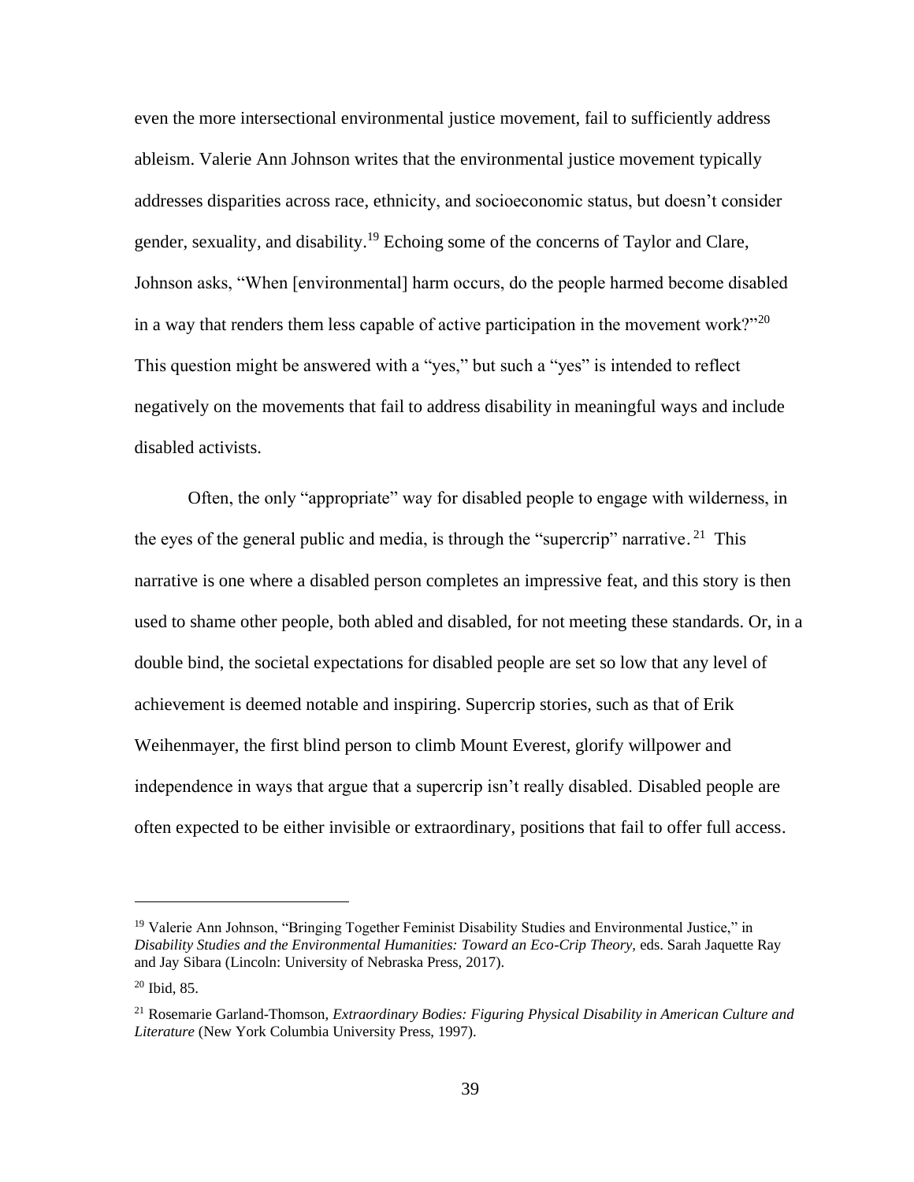even the more intersectional environmental justice movement, fail to sufficiently address ableism. Valerie Ann Johnson writes that the environmental justice movement typically addresses disparities across race, ethnicity, and socioeconomic status, but doesn't consider gender, sexuality, and disability.[19] Echoing some of the concerns of Taylor and Clare, Johnson asks, "When [environmental] harm occurs, do the people harmed become disabled in a way that renders them less capable of active participation in the movement work?"[20] This question might be answered with a "yes," but such a "yes" is intended to reflect negatively on the movements that fail to address disability in meaningful ways and include disabled activists.

Often, the only "appropriate" way for disabled people to engage with wilderness, in the eyes of the general public and media, is through the "supercrip" narrative.[21] This narrative is one where a disabled person completes an impressive feat, and this story is then used to shame other people, both abled and disabled, for not meeting these standards. Or, in a double bind, the societal expectations for disabled people are set so low that any level of achievement is deemed notable and inspiring. Supercrip stories, such as that of Erik Weihenmayer, the first blind person to climb Mount Everest, glorify willpower and independence in ways that argue that a supercrip isn't really disabled. Disabled people are often expected to be either invisible or extraordinary, positions that fail to offer full access.

---

[19] Valerie Ann Johnson, "Bringing Together Feminist Disability Studies and Environmental Justice," in *Disability Studies and the Environmental Humanities: Toward an Eco-Crip Theory,* eds. Sarah Jaquette Ray and Jay Sibara (Lincoln: University of Nebraska Press, 2017).

[20] Ibid, 85.

[21] Rosemarie Garland-Thomson, *Extraordinary Bodies: Figuring Physical Disability in American Culture and Literature* (New York Columbia University Press, 1997).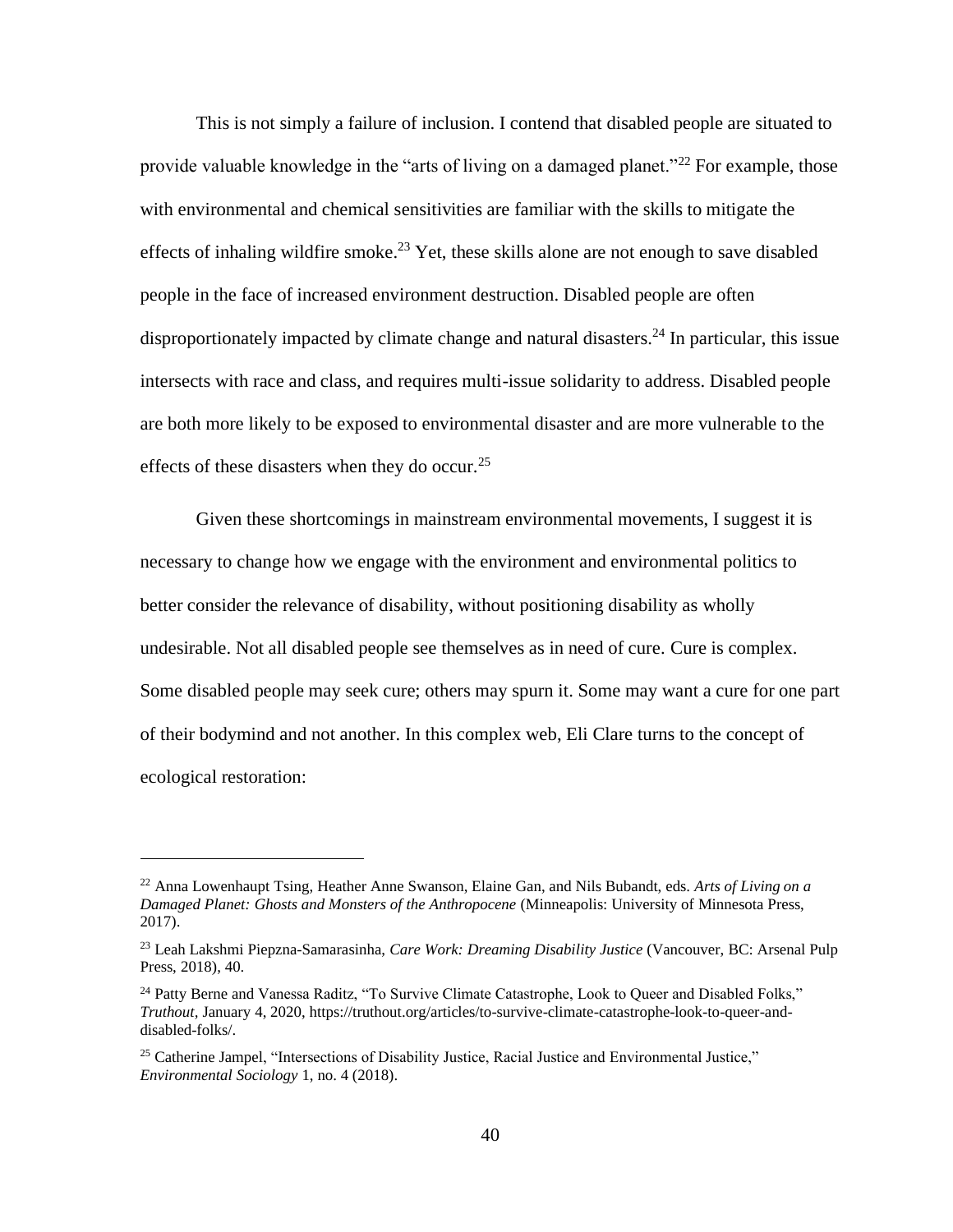This is not simply a failure of inclusion. I contend that disabled people are situated to provide valuable knowledge in the "arts of living on a damaged planet."[22] For example, those with environmental and chemical sensitivities are familiar with the skills to mitigate the effects of inhaling wildfire smoke.[23] Yet, these skills alone are not enough to save disabled people in the face of increased environment destruction. Disabled people are often disproportionately impacted by climate change and natural disasters.[24] In particular, this issue intersects with race and class, and requires multi-issue solidarity to address. Disabled people are both more likely to be exposed to environmental disaster and are more vulnerable to the effects of these disasters when they do occur.[25]

Given these shortcomings in mainstream environmental movements, I suggest it is necessary to change how we engage with the environment and environmental politics to better consider the relevance of disability, without positioning disability as wholly undesirable. Not all disabled people see themselves as in need of cure. Cure is complex. Some disabled people may seek cure; others may spurn it. Some may want a cure for one part of their bodymind and not another. In this complex web, Eli Clare turns to the concept of ecological restoration:

---

[22] Anna Lowenhaupt Tsing, Heather Anne Swanson, Elaine Gan, and Nils Bubandt, eds. *Arts of Living on a Damaged Planet: Ghosts and Monsters of the Anthropocene* (Minneapolis: University of Minnesota Press, 2017).

[23] Leah Lakshmi Piepzna-Samarasinha, *Care Work: Dreaming Disability Justice* (Vancouver, BC: Arsenal Pulp Press, 2018), 40.

[24] Patty Berne and Vanessa Raditz, "To Survive Climate Catastrophe, Look to Queer and Disabled Folks," *Truthout*, January 4, 2020, https://truthout.org/articles/to-survive-climate-catastrophe-look-to-queer-and-disabled-folks/.

[25] Catherine Jampel, "Intersections of Disability Justice, Racial Justice and Environmental Justice," *Environmental Sociology* 1, no. 4 (2018).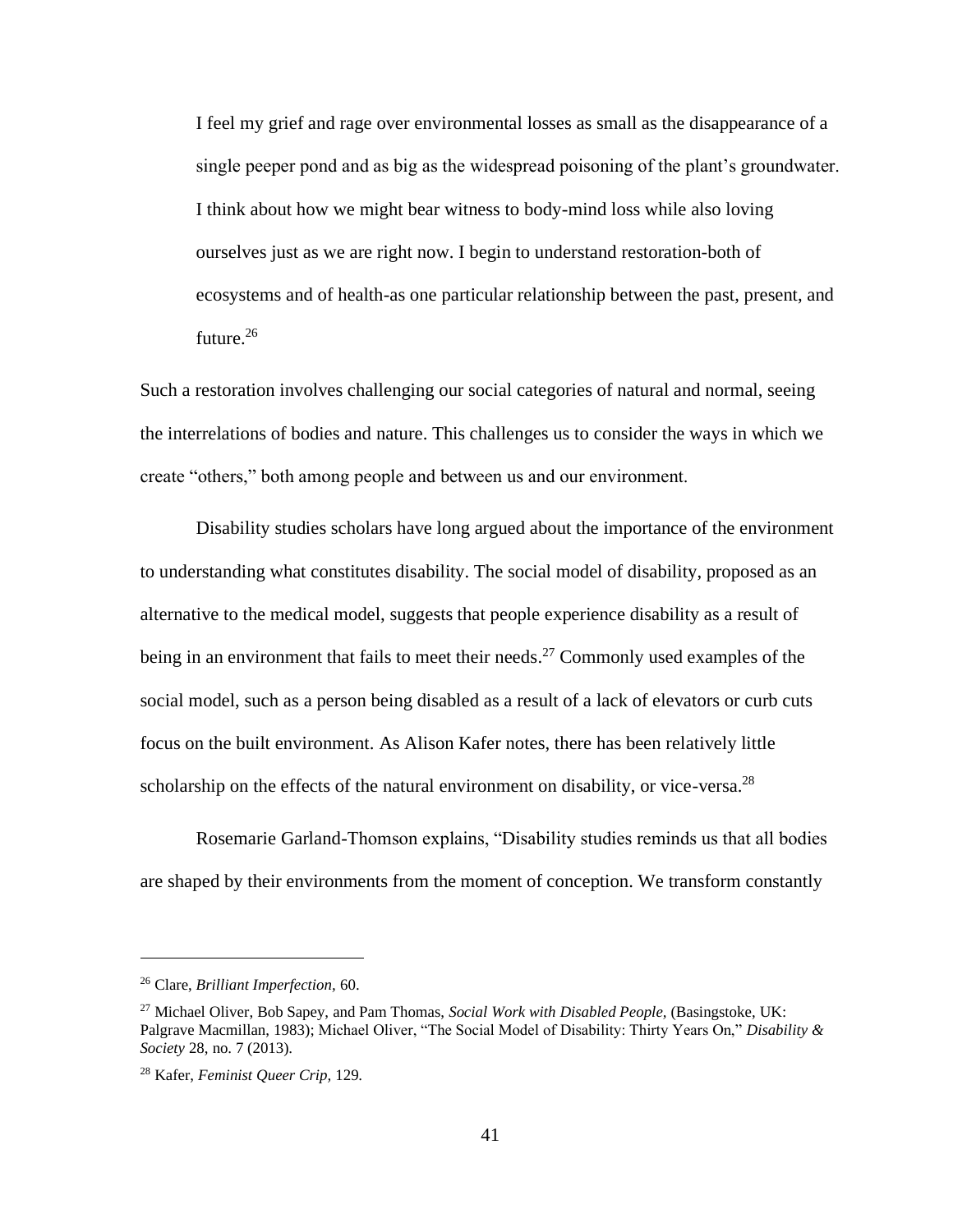> I feel my grief and rage over environmental losses as small as the disappearance of a single peeper pond and as big as the widespread poisoning of the plant's groundwater. I think about how we might bear witness to body-mind loss while also loving ourselves just as we are right now. I begin to understand restoration-both of ecosystems and of health-as one particular relationship between the past, present, and future.[26]

Such a restoration involves challenging our social categories of natural and normal, seeing the interrelations of bodies and nature. This challenges us to consider the ways in which we create "others," both among people and between us and our environment.

Disability studies scholars have long argued about the importance of the environment to understanding what constitutes disability. The social model of disability, proposed as an alternative to the medical model, suggests that people experience disability as a result of being in an environment that fails to meet their needs.[27] Commonly used examples of the social model, such as a person being disabled as a result of a lack of elevators or curb cuts focus on the built environment. As Alison Kafer notes, there has been relatively little scholarship on the effects of the natural environment on disability, or vice-versa.[28]

Rosemarie Garland-Thomson explains, "Disability studies reminds us that all bodies are shaped by their environments from the moment of conception. We transform constantly

---

[26] Clare, *Brilliant Imperfection,* 60.

[27] Michael Oliver, Bob Sapey, and Pam Thomas, *Social Work with Disabled People,* (Basingstoke, UK: Palgrave Macmillan, 1983); Michael Oliver, "The Social Model of Disability: Thirty Years On," *Disability & Society* 28, no. 7 (2013).

[28] Kafer, *Feminist Queer Crip,* 129.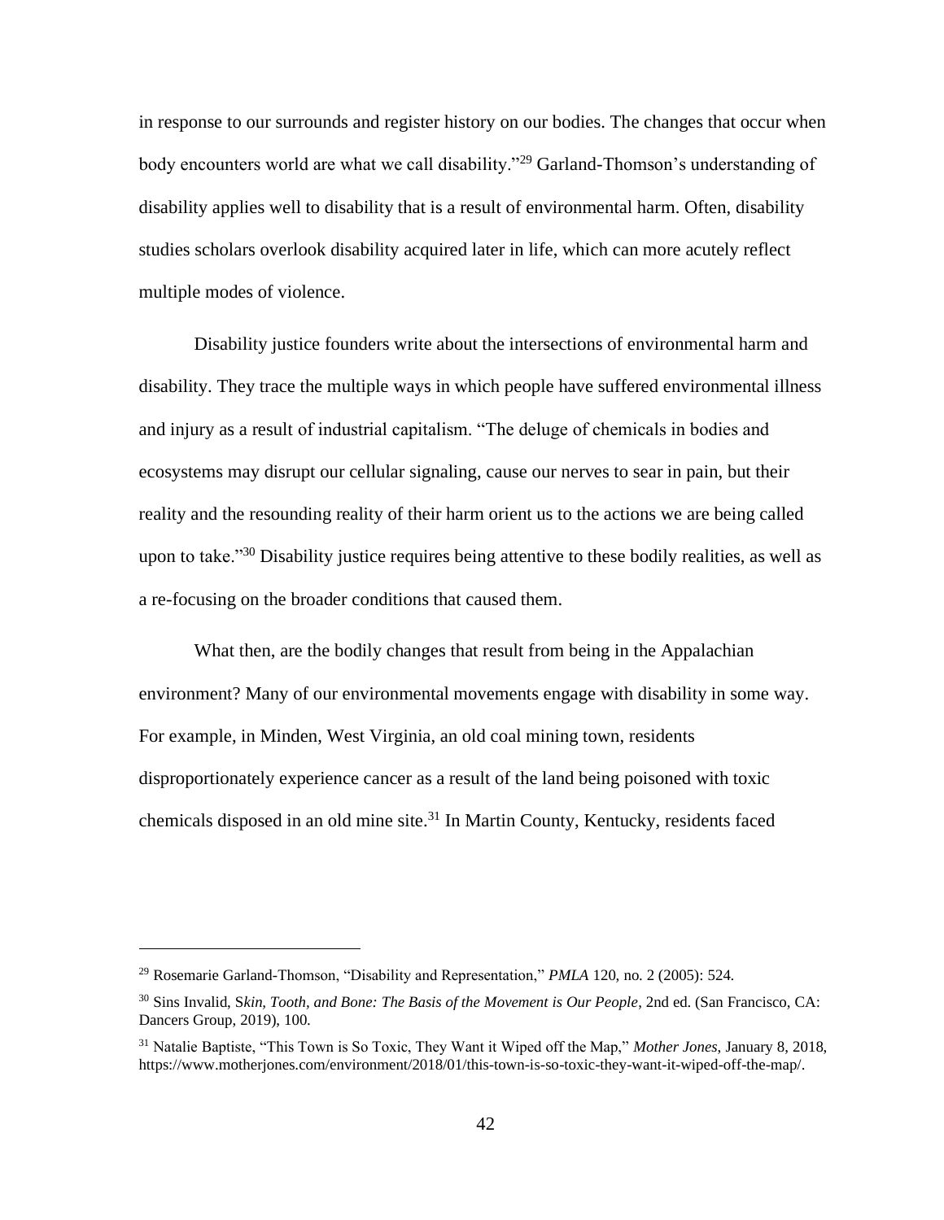in response to our surrounds and register history on our bodies. The changes that occur when body encounters world are what we call disability."[29] Garland-Thomson's understanding of disability applies well to disability that is a result of environmental harm. Often, disability studies scholars overlook disability acquired later in life, which can more acutely reflect multiple modes of violence.

Disability justice founders write about the intersections of environmental harm and disability. They trace the multiple ways in which people have suffered environmental illness and injury as a result of industrial capitalism. "The deluge of chemicals in bodies and ecosystems may disrupt our cellular signaling, cause our nerves to sear in pain, but their reality and the resounding reality of their harm orient us to the actions we are being called upon to take."[30] Disability justice requires being attentive to these bodily realities, as well as a re-focusing on the broader conditions that caused them.

What then, are the bodily changes that result from being in the Appalachian environment? Many of our environmental movements engage with disability in some way. For example, in Minden, West Virginia, an old coal mining town, residents disproportionately experience cancer as a result of the land being poisoned with toxic chemicals disposed in an old mine site.[31] In Martin County, Kentucky, residents faced

---

[29] Rosemarie Garland-Thomson, "Disability and Representation," *PMLA* 120, no. 2 (2005): 524.

[30] Sins Invalid, S*kin, Tooth, and Bone: The Basis of the Movement is Our People*, 2nd ed. (San Francisco, CA: Dancers Group, 2019), 100.

[31] Natalie Baptiste, "This Town is So Toxic, They Want it Wiped off the Map," *Mother Jones*, January 8, 2018, https://www.motherjones.com/environment/2018/01/this-town-is-so-toxic-they-want-it-wiped-off-the-map/.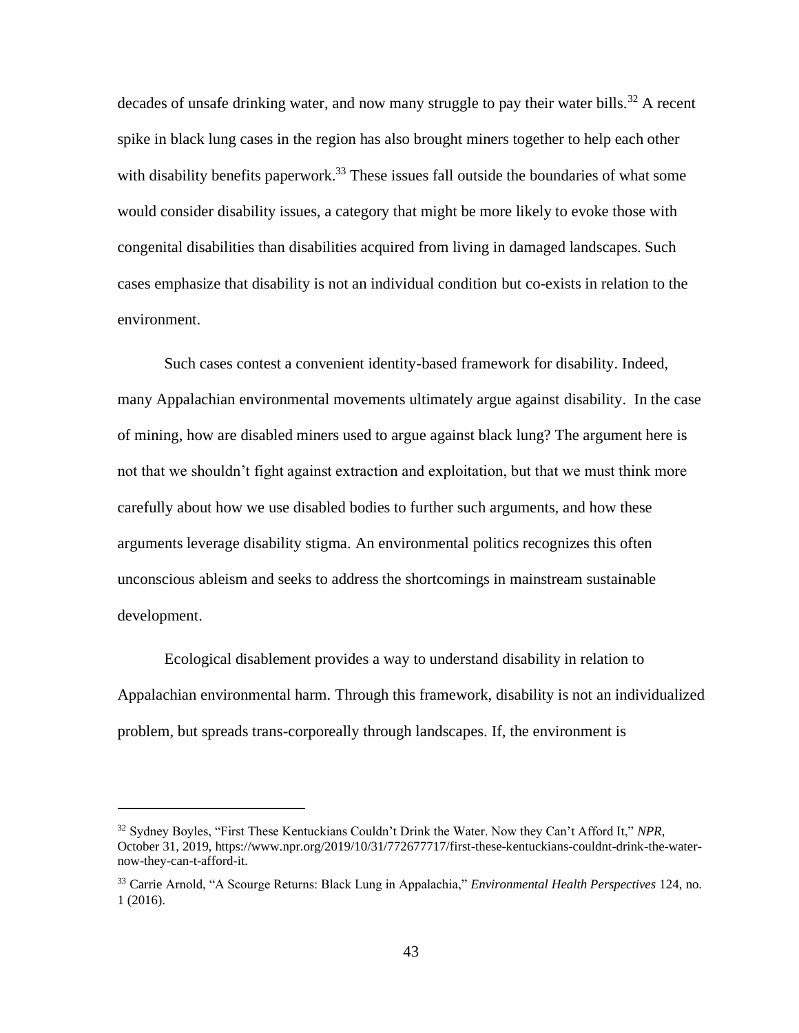decades of unsafe drinking water, and now many struggle to pay their water bills.[32] A recent spike in black lung cases in the region has also brought miners together to help each other with disability benefits paperwork.[33] These issues fall outside the boundaries of what some would consider disability issues, a category that might be more likely to evoke those with congenital disabilities than disabilities acquired from living in damaged landscapes. Such cases emphasize that disability is not an individual condition but co-exists in relation to the environment.

Such cases contest a convenient identity-based framework for disability. Indeed, many Appalachian environmental movements ultimately argue against disability. In the case of mining, how are disabled miners used to argue against black lung? The argument here is not that we shouldn't fight against extraction and exploitation, but that we must think more carefully about how we use disabled bodies to further such arguments, and how these arguments leverage disability stigma. An environmental politics recognizes this often unconscious ableism and seeks to address the shortcomings in mainstream sustainable development.

Ecological disablement provides a way to understand disability in relation to Appalachian environmental harm. Through this framework, disability is not an individualized problem, but spreads trans-corporeally through landscapes. If, the environment is

---

[32] Sydney Boyles, "First These Kentuckians Couldn't Drink the Water. Now they Can't Afford It," *NPR*, October 31, 2019, https://www.npr.org/2019/10/31/772677717/first-these-kentuckians-couldnt-drink-the-water-now-they-can-t-afford-it.

[33] Carrie Arnold, "A Scourge Returns: Black Lung in Appalachia," *Environmental Health Perspectives* 124, no. 1 (2016).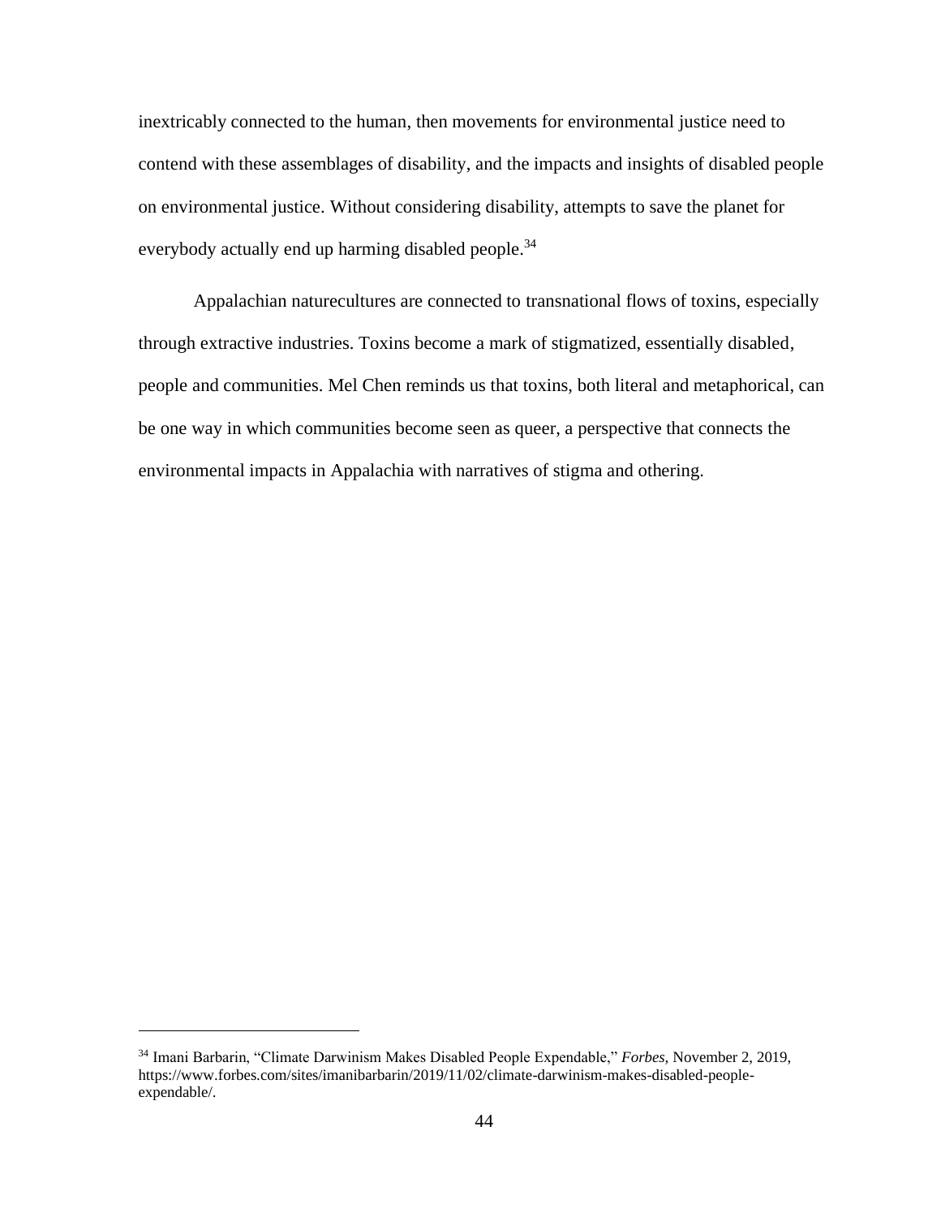inextricably connected to the human, then movements for environmental justice need to contend with these assemblages of disability, and the impacts and insights of disabled people on environmental justice. Without considering disability, attempts to save the planet for everybody actually end up harming disabled people.[34]

Appalachian naturecultures are connected to transnational flows of toxins, especially through extractive industries. Toxins become a mark of stigmatized, essentially disabled, people and communities. Mel Chen reminds us that toxins, both literal and metaphorical, can be one way in which communities become seen as queer, a perspective that connects the environmental impacts in Appalachia with narratives of stigma and othering.

---

[34] Imani Barbarin, "Climate Darwinism Makes Disabled People Expendable," *Forbes,* November 2, 2019, https://www.forbes.com/sites/imanibarbarin/2019/11/02/climate-darwinism-makes-disabled-people-expendable/.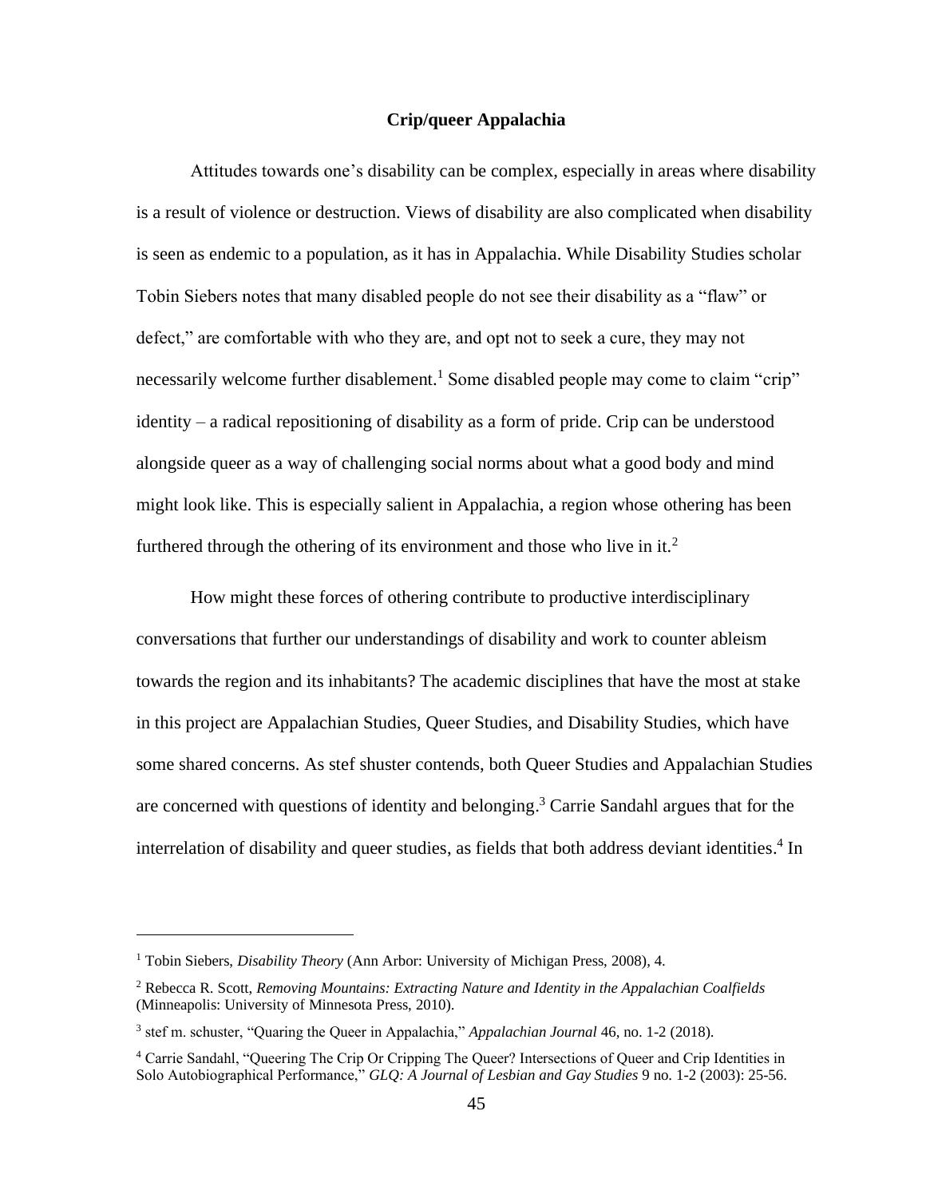## Crip/queer Appalachia

Attitudes towards one's disability can be complex, especially in areas where disability is a result of violence or destruction. Views of disability are also complicated when disability is seen as endemic to a population, as it has in Appalachia. While Disability Studies scholar Tobin Siebers notes that many disabled people do not see their disability as a "flaw" or defect," are comfortable with who they are, and opt not to seek a cure, they may not necessarily welcome further disablement.[1] Some disabled people may come to claim "crip" identity – a radical repositioning of disability as a form of pride. Crip can be understood alongside queer as a way of challenging social norms about what a good body and mind might look like. This is especially salient in Appalachia, a region whose othering has been furthered through the othering of its environment and those who live in it.[2]

How might these forces of othering contribute to productive interdisciplinary conversations that further our understandings of disability and work to counter ableism towards the region and its inhabitants? The academic disciplines that have the most at stake in this project are Appalachian Studies, Queer Studies, and Disability Studies, which have some shared concerns. As stef shuster contends, both Queer Studies and Appalachian Studies are concerned with questions of identity and belonging.[3] Carrie Sandahl argues that for the interrelation of disability and queer studies, as fields that both address deviant identities.[4] In

---

[1] Tobin Siebers, *Disability Theory* (Ann Arbor: University of Michigan Press, 2008), 4.

[2] Rebecca R. Scott, *Removing Mountains: Extracting Nature and Identity in the Appalachian Coalfields* (Minneapolis: University of Minnesota Press, 2010).

[3] stef m. schuster, "Quaring the Queer in Appalachia," *Appalachian Journal* 46, no. 1-2 (2018).

[4] Carrie Sandahl, "Queering The Crip Or Cripping The Queer? Intersections of Queer and Crip Identities in Solo Autobiographical Performance," *GLQ: A Journal of Lesbian and Gay Studies* 9 no. 1-2 (2003): 25-56.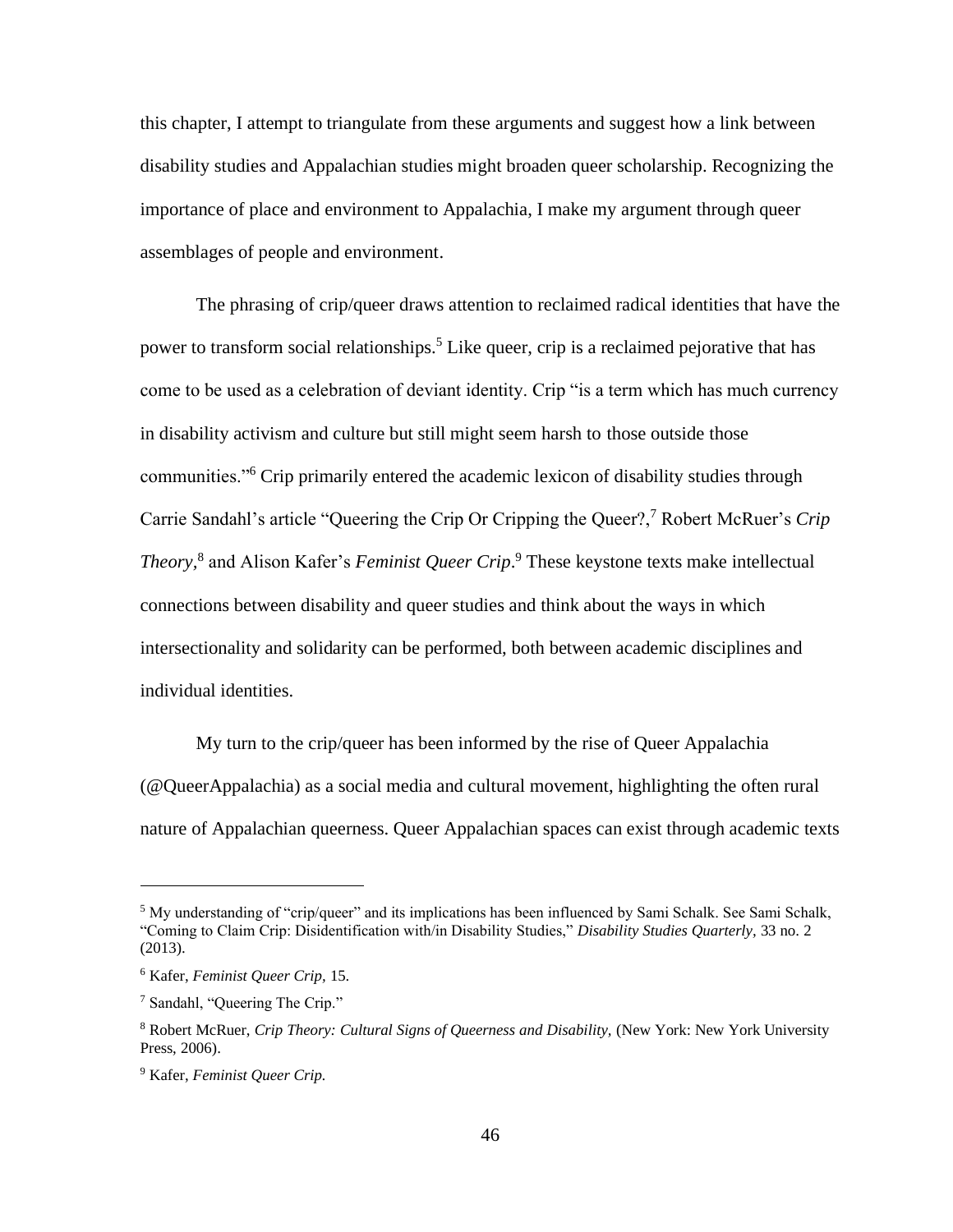this chapter, I attempt to triangulate from these arguments and suggest how a link between disability studies and Appalachian studies might broaden queer scholarship. Recognizing the importance of place and environment to Appalachia, I make my argument through queer assemblages of people and environment.

The phrasing of crip/queer draws attention to reclaimed radical identities that have the power to transform social relationships.[5] Like queer, crip is a reclaimed pejorative that has come to be used as a celebration of deviant identity. Crip "is a term which has much currency in disability activism and culture but still might seem harsh to those outside those communities."[6] Crip primarily entered the academic lexicon of disability studies through Carrie Sandahl's article "Queering the Crip Or Cripping the Queer?,[7] Robert McRuer's *Crip Theory*,[8] and Alison Kafer's *Feminist Queer Crip*.[9] These keystone texts make intellectual connections between disability and queer studies and think about the ways in which intersectionality and solidarity can be performed, both between academic disciplines and individual identities.

My turn to the crip/queer has been informed by the rise of Queer Appalachia (@QueerAppalachia) as a social media and cultural movement, highlighting the often rural nature of Appalachian queerness. Queer Appalachian spaces can exist through academic texts

---

[5] My understanding of "crip/queer" and its implications has been influenced by Sami Schalk. See Sami Schalk, "Coming to Claim Crip: Disidentification with/in Disability Studies," *Disability Studies Quarterly*, 33 no. 2 (2013).

[6] Kafer, *Feminist Queer Crip*, 15.

[7] Sandahl, "Queering The Crip."

[8] Robert McRuer, *Crip Theory: Cultural Signs of Queerness and Disability*, (New York: New York University Press, 2006).

[9] Kafer, *Feminist Queer Crip*.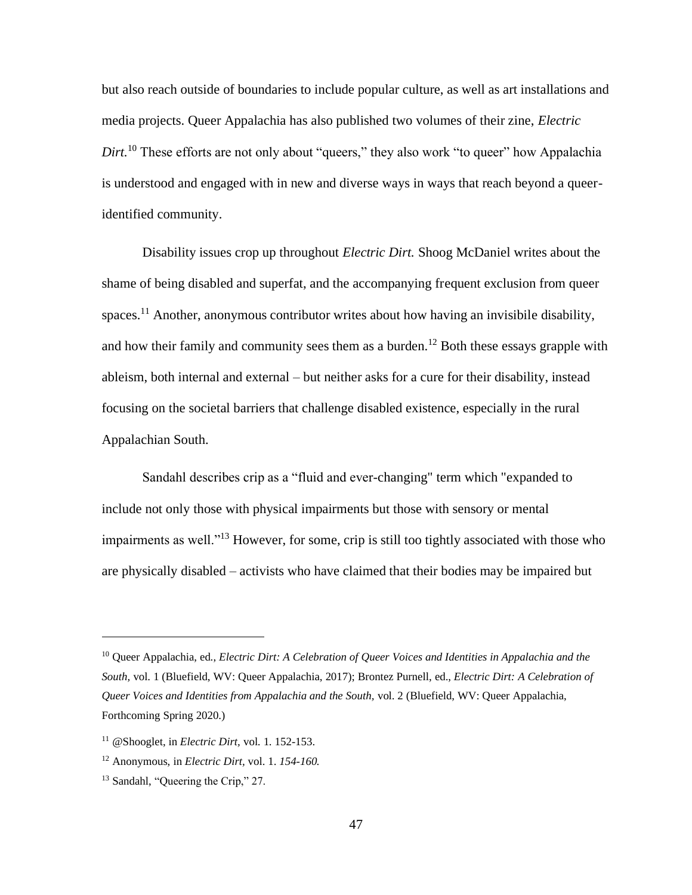but also reach outside of boundaries to include popular culture, as well as art installations and media projects. Queer Appalachia has also published two volumes of their zine, *Electric Dirt.*[10] These efforts are not only about "queers," they also work "to queer" how Appalachia is understood and engaged with in new and diverse ways in ways that reach beyond a queer-identified community.

Disability issues crop up throughout *Electric Dirt.* Shoog McDaniel writes about the shame of being disabled and superfat, and the accompanying frequent exclusion from queer spaces.[11] Another, anonymous contributor writes about how having an invisibile disability, and how their family and community sees them as a burden.[12] Both these essays grapple with ableism, both internal and external – but neither asks for a cure for their disability, instead focusing on the societal barriers that challenge disabled existence, especially in the rural Appalachian South.

Sandahl describes crip as a "fluid and ever-changing" term which "expanded to include not only those with physical impairments but those with sensory or mental impairments as well."[13] However, for some, crip is still too tightly associated with those who are physically disabled – activists who have claimed that their bodies may be impaired but

---

[10] Queer Appalachia, ed., *Electric Dirt: A Celebration of Queer Voices and Identities in Appalachia and the South,* vol. 1 (Bluefield, WV: Queer Appalachia, 2017); Brontez Purnell, ed., *Electric Dirt: A Celebration of Queer Voices and Identities from Appalachia and the South,* vol. 2 (Bluefield, WV: Queer Appalachia, Forthcoming Spring 2020.)

[11] @Shooglet, in *Electric Dirt,* vol. 1. 152-153.

[12] Anonymous, in *Electric Dirt,* vol. 1. *154-160.*

[13] Sandahl, "Queering the Crip," 27.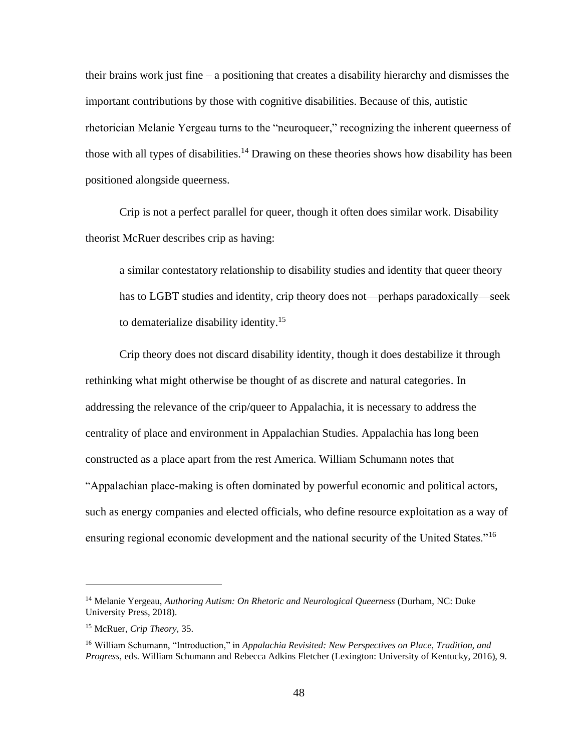their brains work just fine – a positioning that creates a disability hierarchy and dismisses the important contributions by those with cognitive disabilities. Because of this, autistic rhetorician Melanie Yergeau turns to the "neuroqueer," recognizing the inherent queerness of those with all types of disabilities.[14] Drawing on these theories shows how disability has been positioned alongside queerness.

Crip is not a perfect parallel for queer, though it often does similar work. Disability theorist McRuer describes crip as having:

> a similar contestatory relationship to disability studies and identity that queer theory has to LGBT studies and identity, crip theory does not—perhaps paradoxically—seek to dematerialize disability identity.[15]

Crip theory does not discard disability identity, though it does destabilize it through rethinking what might otherwise be thought of as discrete and natural categories. In addressing the relevance of the crip/queer to Appalachia, it is necessary to address the centrality of place and environment in Appalachian Studies. Appalachia has long been constructed as a place apart from the rest America. William Schumann notes that "Appalachian place-making is often dominated by powerful economic and political actors, such as energy companies and elected officials, who define resource exploitation as a way of ensuring regional economic development and the national security of the United States."[16]

---

[14] Melanie Yergeau, *Authoring Autism: On Rhetoric and Neurological Queerness* (Durham, NC: Duke University Press, 2018).

[15] McRuer, *Crip Theory,* 35.

[16] William Schumann, "Introduction," in *Appalachia Revisited: New Perspectives on Place, Tradition, and Progress,* eds. William Schumann and Rebecca Adkins Fletcher (Lexington: University of Kentucky, 2016), 9.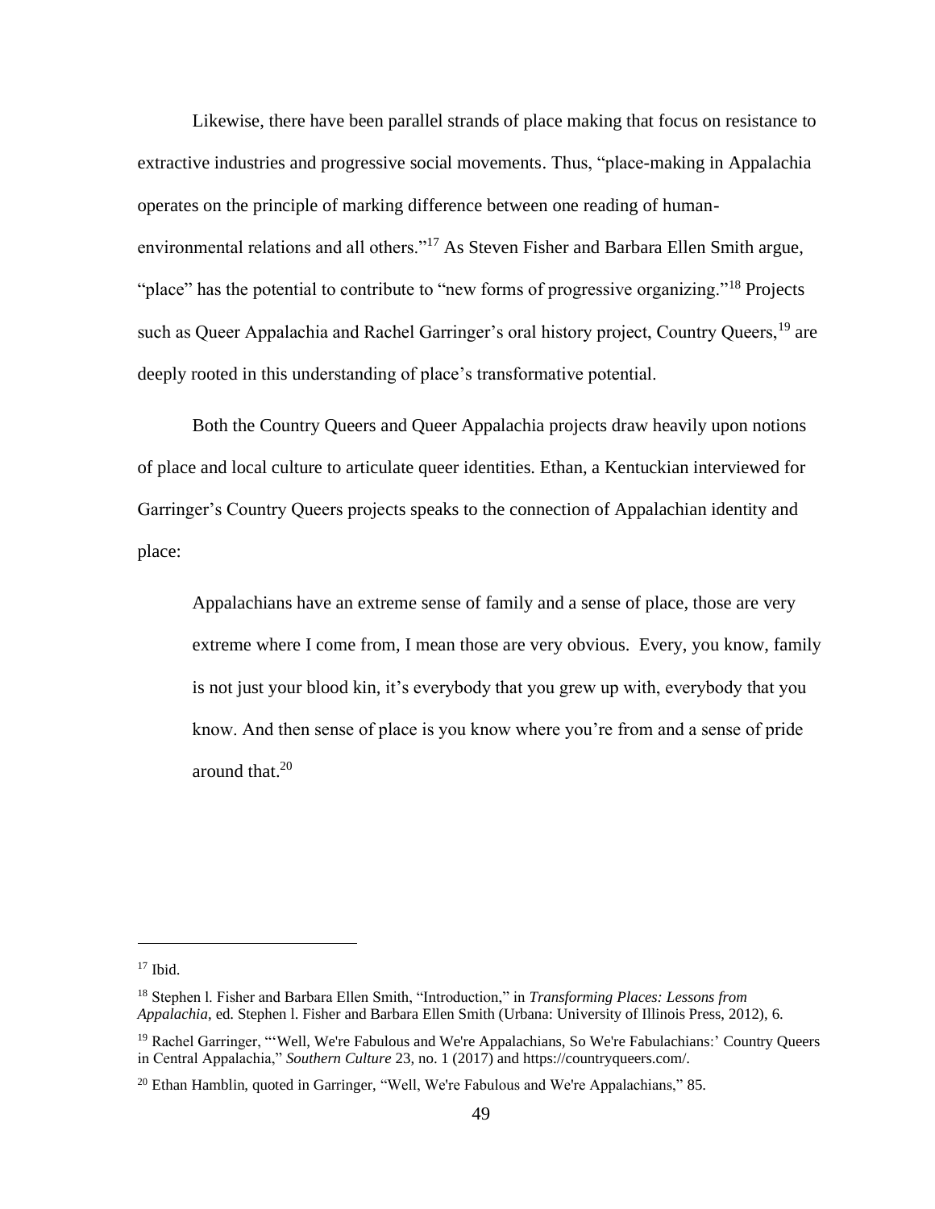Likewise, there have been parallel strands of place making that focus on resistance to extractive industries and progressive social movements. Thus, "place-making in Appalachia operates on the principle of marking difference between one reading of human-environmental relations and all others."[17] As Steven Fisher and Barbara Ellen Smith argue, "place" has the potential to contribute to "new forms of progressive organizing."[18] Projects such as Queer Appalachia and Rachel Garringer's oral history project, Country Queers,[19] are deeply rooted in this understanding of place's transformative potential.

Both the Country Queers and Queer Appalachia projects draw heavily upon notions of place and local culture to articulate queer identities. Ethan, a Kentuckian interviewed for Garringer's Country Queers projects speaks to the connection of Appalachian identity and place:

> Appalachians have an extreme sense of family and a sense of place, those are very extreme where I come from, I mean those are very obvious. Every, you know, family is not just your blood kin, it's everybody that you grew up with, everybody that you know. And then sense of place is you know where you're from and a sense of pride around that.[20]

---

[17] Ibid.

[18] Stephen l. Fisher and Barbara Ellen Smith, "Introduction," in *Transforming Places: Lessons from Appalachia*, ed. Stephen l. Fisher and Barbara Ellen Smith (Urbana: University of Illinois Press, 2012), 6.

[19] Rachel Garringer, "'Well, We're Fabulous and We're Appalachians, So We're Fabulachians:' Country Queers in Central Appalachia," *Southern Culture* 23, no. 1 (2017) and https://countryqueers.com/.

[20] Ethan Hamblin, quoted in Garringer, "Well, We're Fabulous and We're Appalachians," 85.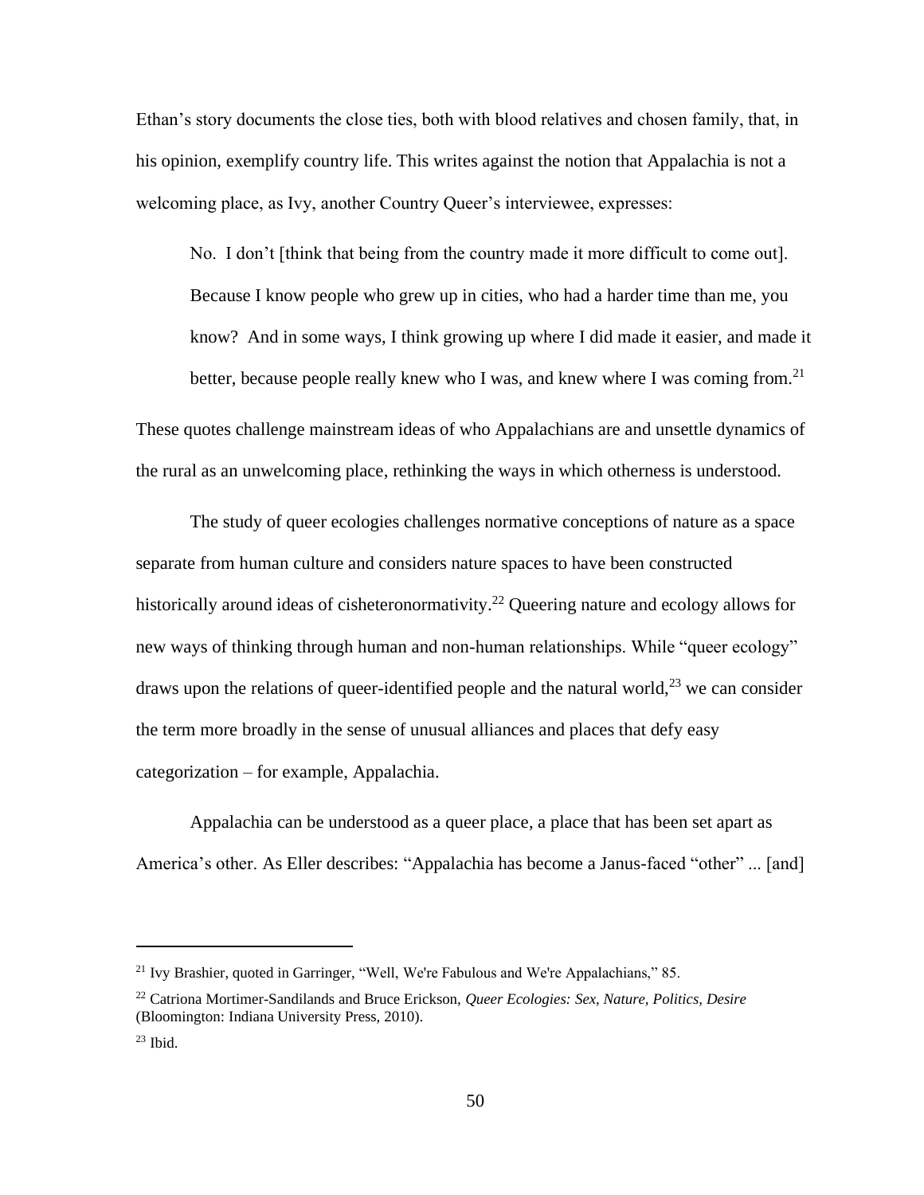Ethan's story documents the close ties, both with blood relatives and chosen family, that, in his opinion, exemplify country life. This writes against the notion that Appalachia is not a welcoming place, as Ivy, another Country Queer's interviewee, expresses:

> No. I don't [think that being from the country made it more difficult to come out]. Because I know people who grew up in cities, who had a harder time than me, you know? And in some ways, I think growing up where I did made it easier, and made it better, because people really knew who I was, and knew where I was coming from.[21]

These quotes challenge mainstream ideas of who Appalachians are and unsettle dynamics of the rural as an unwelcoming place, rethinking the ways in which otherness is understood.

The study of queer ecologies challenges normative conceptions of nature as a space separate from human culture and considers nature spaces to have been constructed historically around ideas of cisheteronormativity.[22] Queering nature and ecology allows for new ways of thinking through human and non-human relationships. While "queer ecology" draws upon the relations of queer-identified people and the natural world,[23] we can consider the term more broadly in the sense of unusual alliances and places that defy easy categorization – for example, Appalachia.

Appalachia can be understood as a queer place, a place that has been set apart as America's other. As Eller describes: "Appalachia has become a Janus-faced "other" ... [and]

---

[21] Ivy Brashier, quoted in Garringer, "Well, We're Fabulous and We're Appalachians," 85.

[22] Catriona Mortimer-Sandilands and Bruce Erickson, *Queer Ecologies: Sex, Nature, Politics, Desire* (Bloomington: Indiana University Press, 2010).

[23] Ibid.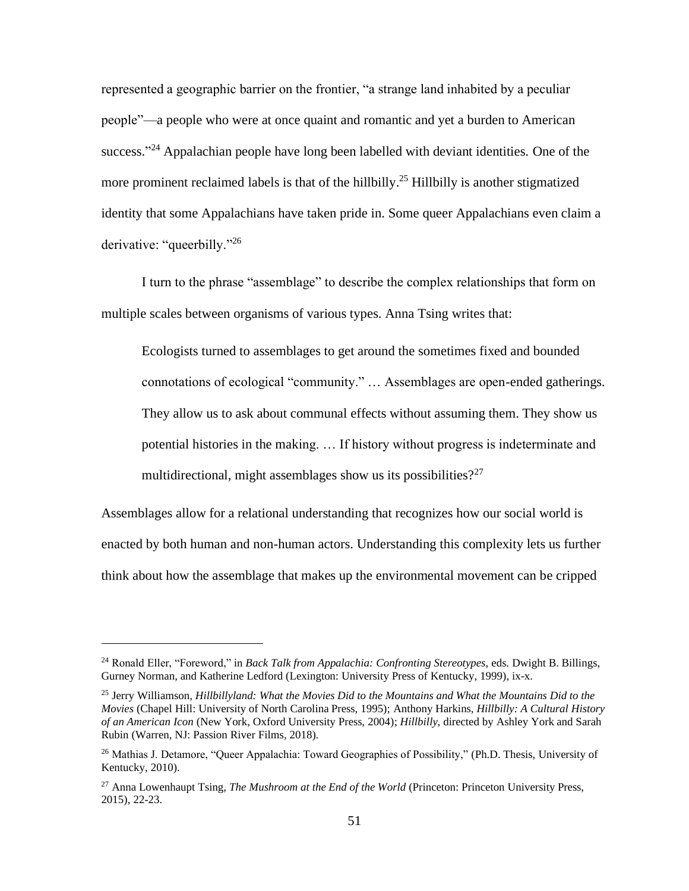represented a geographic barrier on the frontier, "a strange land inhabited by a peculiar people"—a people who were at once quaint and romantic and yet a burden to American success."[24] Appalachian people have long been labelled with deviant identities. One of the more prominent reclaimed labels is that of the hillbilly.[25] Hillbilly is another stigmatized identity that some Appalachians have taken pride in. Some queer Appalachians even claim a derivative: "queerbilly."[26]

I turn to the phrase "assemblage" to describe the complex relationships that form on multiple scales between organisms of various types. Anna Tsing writes that:

> Ecologists turned to assemblages to get around the sometimes fixed and bounded connotations of ecological "community." … Assemblages are open-ended gatherings. They allow us to ask about communal effects without assuming them. They show us potential histories in the making. … If history without progress is indeterminate and multidirectional, might assemblages show us its possibilities?[27]

Assemblages allow for a relational understanding that recognizes how our social world is enacted by both human and non-human actors. Understanding this complexity lets us further think about how the assemblage that makes up the environmental movement can be cripped

---

[24] Ronald Eller, "Foreword," in *Back Talk from Appalachia: Confronting Stereotypes*, eds. Dwight B. Billings, Gurney Norman, and Katherine Ledford (Lexington: University Press of Kentucky, 1999), ix-x.

[25] Jerry Williamson, *Hillbillyland: What the Movies Did to the Mountains and What the Mountains Did to the Movies* (Chapel Hill: University of North Carolina Press, 1995); Anthony Harkins, *Hillbilly: A Cultural History of an American Icon* (New York, Oxford University Press, 2004); *Hillbilly*, directed by Ashley York and Sarah Rubin (Warren, NJ: Passion River Films, 2018).

[26] Mathias J. Detamore, "Queer Appalachia: Toward Geographies of Possibility," (Ph.D. Thesis, University of Kentucky, 2010).

[27] Anna Lowenhaupt Tsing, *The Mushroom at the End of the World* (Princeton: Princeton University Press, 2015), 22-23.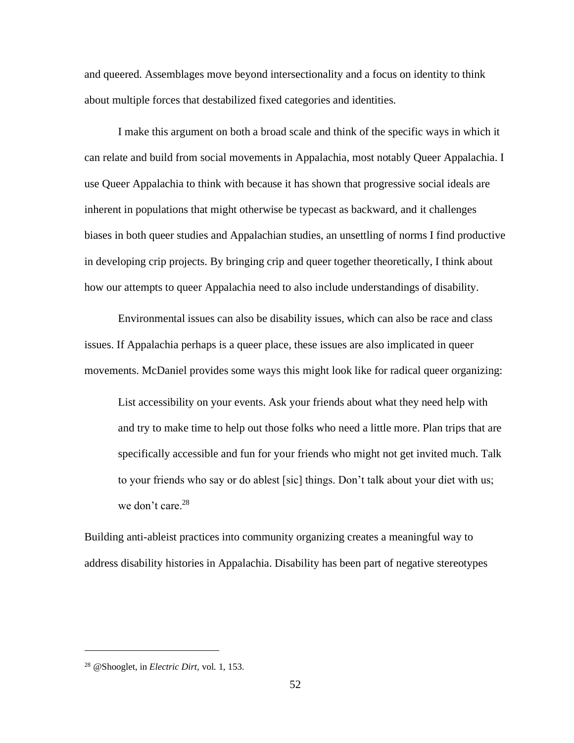and queered. Assemblages move beyond intersectionality and a focus on identity to think about multiple forces that destabilized fixed categories and identities.

I make this argument on both a broad scale and think of the specific ways in which it can relate and build from social movements in Appalachia, most notably Queer Appalachia. I use Queer Appalachia to think with because it has shown that progressive social ideals are inherent in populations that might otherwise be typecast as backward, and it challenges biases in both queer studies and Appalachian studies, an unsettling of norms I find productive in developing crip projects. By bringing crip and queer together theoretically, I think about how our attempts to queer Appalachia need to also include understandings of disability.

Environmental issues can also be disability issues, which can also be race and class issues. If Appalachia perhaps is a queer place, these issues are also implicated in queer movements. McDaniel provides some ways this might look like for radical queer organizing:

> List accessibility on your events. Ask your friends about what they need help with and try to make time to help out those folks who need a little more. Plan trips that are specifically accessible and fun for your friends who might not get invited much. Talk to your friends who say or do ablest [sic] things. Don't talk about your diet with us; we don't care.[28]

Building anti-ableist practices into community organizing creates a meaningful way to address disability histories in Appalachia. Disability has been part of negative stereotypes

---

[28] @Shooglet, in *Electric Dirt,* vol. 1, 153.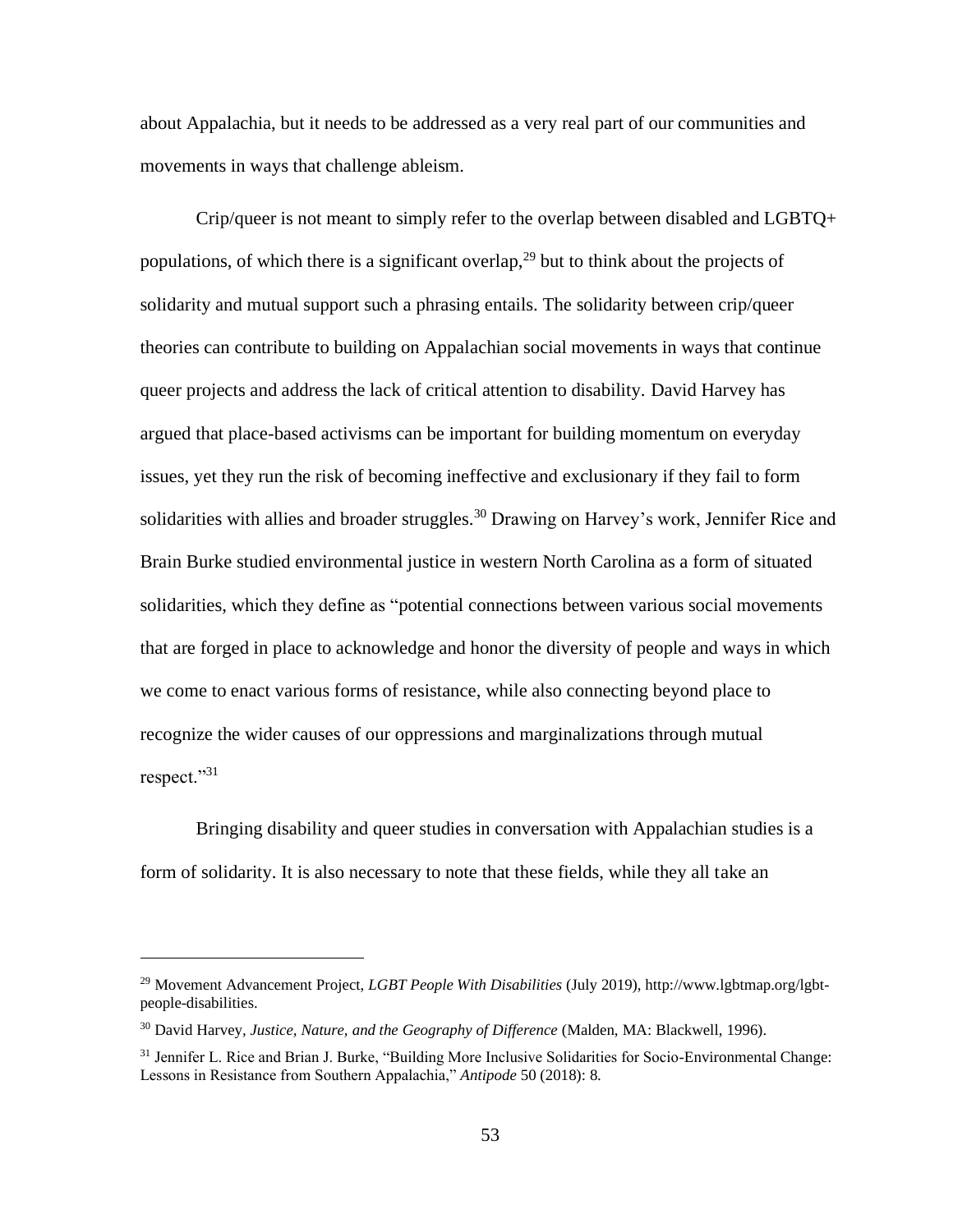about Appalachia, but it needs to be addressed as a very real part of our communities and movements in ways that challenge ableism.

Crip/queer is not meant to simply refer to the overlap between disabled and LGBTQ+ populations, of which there is a significant overlap,[29] but to think about the projects of solidarity and mutual support such a phrasing entails. The solidarity between crip/queer theories can contribute to building on Appalachian social movements in ways that continue queer projects and address the lack of critical attention to disability. David Harvey has argued that place-based activisms can be important for building momentum on everyday issues, yet they run the risk of becoming ineffective and exclusionary if they fail to form solidarities with allies and broader struggles.[30] Drawing on Harvey's work, Jennifer Rice and Brain Burke studied environmental justice in western North Carolina as a form of situated solidarities, which they define as "potential connections between various social movements that are forged in place to acknowledge and honor the diversity of people and ways in which we come to enact various forms of resistance, while also connecting beyond place to recognize the wider causes of our oppressions and marginalizations through mutual respect."[31]

Bringing disability and queer studies in conversation with Appalachian studies is a form of solidarity. It is also necessary to note that these fields, while they all take an

---

[29] Movement Advancement Project, *LGBT People With Disabilities* (July 2019), http://www.lgbtmap.org/lgbt-people-disabilities.

[30] David Harvey, *Justice, Nature, and the Geography of Difference* (Malden, MA: Blackwell, 1996).

[31] Jennifer L. Rice and Brian J. Burke, "Building More Inclusive Solidarities for Socio-Environmental Change: Lessons in Resistance from Southern Appalachia," *Antipode* 50 (2018): 8.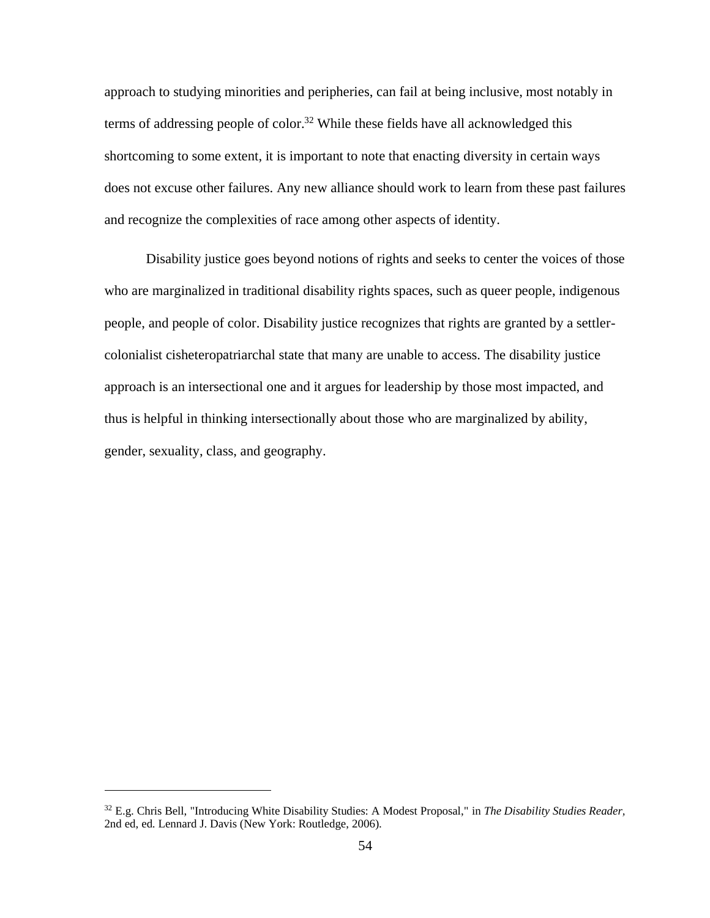approach to studying minorities and peripheries, can fail at being inclusive, most notably in terms of addressing people of color.[32] While these fields have all acknowledged this shortcoming to some extent, it is important to note that enacting diversity in certain ways does not excuse other failures. Any new alliance should work to learn from these past failures and recognize the complexities of race among other aspects of identity.

Disability justice goes beyond notions of rights and seeks to center the voices of those who are marginalized in traditional disability rights spaces, such as queer people, indigenous people, and people of color. Disability justice recognizes that rights are granted by a settler-colonialist cisheteropatriarchal state that many are unable to access. The disability justice approach is an intersectional one and it argues for leadership by those most impacted, and thus is helpful in thinking intersectionally about those who are marginalized by ability, gender, sexuality, class, and geography.

---

[32] E.g. Chris Bell, "Introducing White Disability Studies: A Modest Proposal," in *The Disability Studies Reader*, 2nd ed, ed. Lennard J. Davis (New York: Routledge, 2006).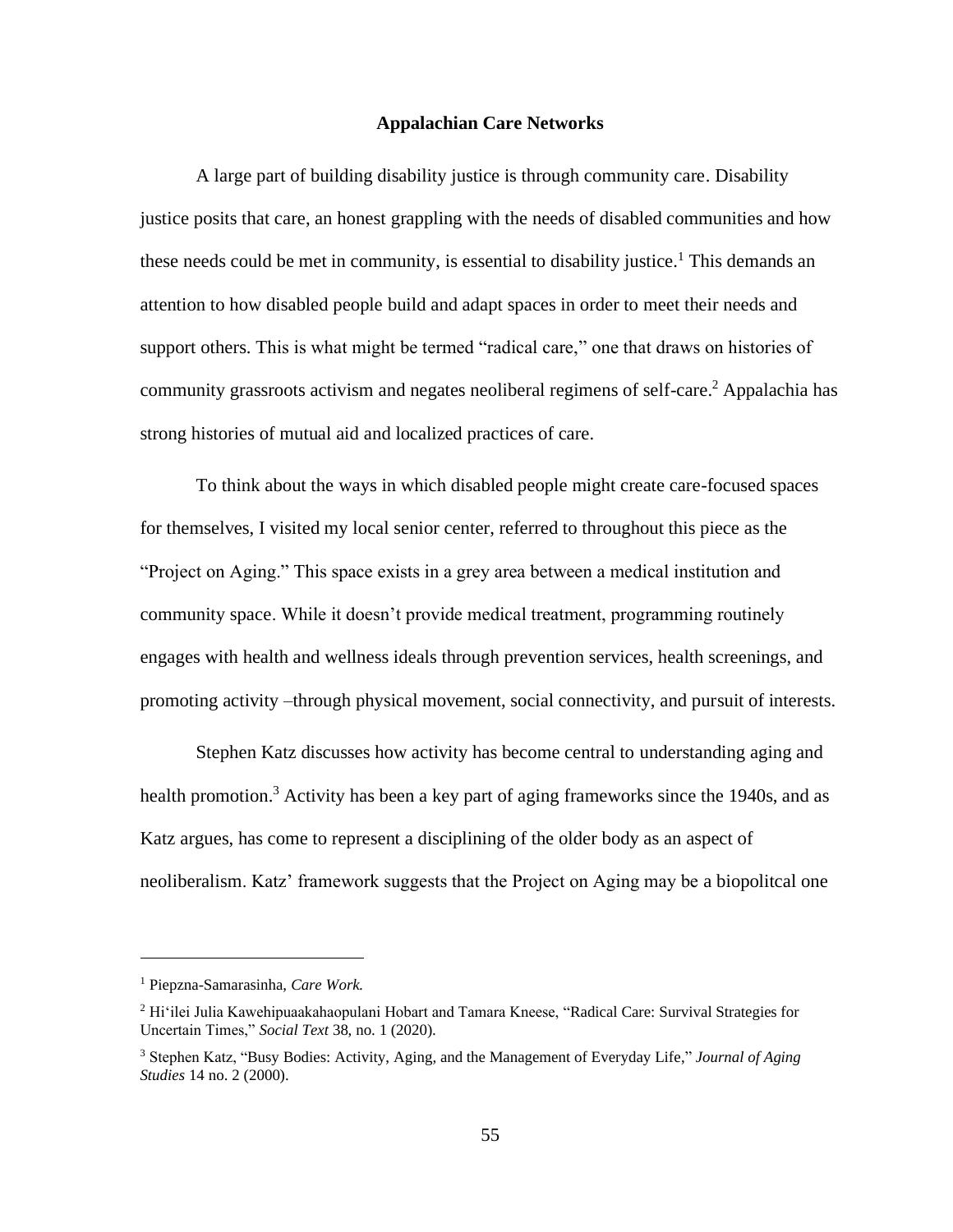## Appalachian Care Networks

A large part of building disability justice is through community care. Disability justice posits that care, an honest grappling with the needs of disabled communities and how these needs could be met in community, is essential to disability justice.[1] This demands an attention to how disabled people build and adapt spaces in order to meet their needs and support others. This is what might be termed "radical care," one that draws on histories of community grassroots activism and negates neoliberal regimens of self-care.[2] Appalachia has strong histories of mutual aid and localized practices of care.

To think about the ways in which disabled people might create care-focused spaces for themselves, I visited my local senior center, referred to throughout this piece as the "Project on Aging." This space exists in a grey area between a medical institution and community space. While it doesn't provide medical treatment, programming routinely engages with health and wellness ideals through prevention services, health screenings, and promoting activity –through physical movement, social connectivity, and pursuit of interests.

Stephen Katz discusses how activity has become central to understanding aging and health promotion.[3] Activity has been a key part of aging frameworks since the 1940s, and as Katz argues, has come to represent a disciplining of the older body as an aspect of neoliberalism. Katz' framework suggests that the Project on Aging may be a biopolitcal one

---

[1] Piepzna-Samarasinha, *Care Work.*

[2] Hi'ilei Julia Kawehipuaakahaopulani Hobart and Tamara Kneese, "Radical Care: Survival Strategies for Uncertain Times," *Social Text* 38, no. 1 (2020).

[3] Stephen Katz, "Busy Bodies: Activity, Aging, and the Management of Everyday Life," *Journal of Aging Studies* 14 no. 2 (2000).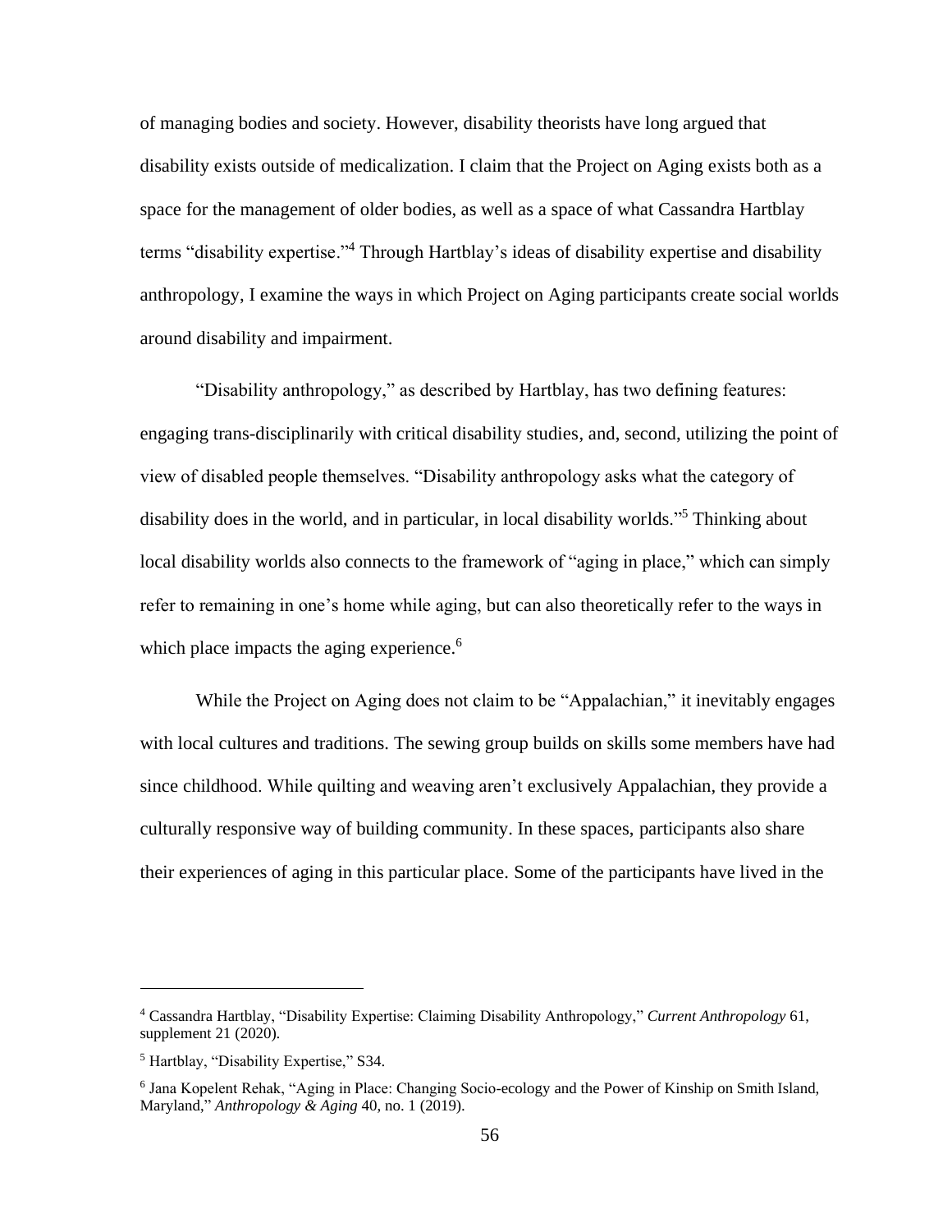of managing bodies and society. However, disability theorists have long argued that disability exists outside of medicalization. I claim that the Project on Aging exists both as a space for the management of older bodies, as well as a space of what Cassandra Hartblay terms "disability expertise."[4] Through Hartblay's ideas of disability expertise and disability anthropology, I examine the ways in which Project on Aging participants create social worlds around disability and impairment.

"Disability anthropology," as described by Hartblay, has two defining features: engaging trans-disciplinarily with critical disability studies, and, second, utilizing the point of view of disabled people themselves. "Disability anthropology asks what the category of disability does in the world, and in particular, in local disability worlds."[5] Thinking about local disability worlds also connects to the framework of "aging in place," which can simply refer to remaining in one's home while aging, but can also theoretically refer to the ways in which place impacts the aging experience.[6]

While the Project on Aging does not claim to be "Appalachian," it inevitably engages with local cultures and traditions. The sewing group builds on skills some members have had since childhood. While quilting and weaving aren't exclusively Appalachian, they provide a culturally responsive way of building community. In these spaces, participants also share their experiences of aging in this particular place. Some of the participants have lived in the

---

[4] Cassandra Hartblay, "Disability Expertise: Claiming Disability Anthropology," *Current Anthropology* 61, supplement 21 (2020).

[5] Hartblay, "Disability Expertise," S34.

[6] Jana Kopelent Rehak, "Aging in Place: Changing Socio-ecology and the Power of Kinship on Smith Island, Maryland," *Anthropology & Aging* 40, no. 1 (2019).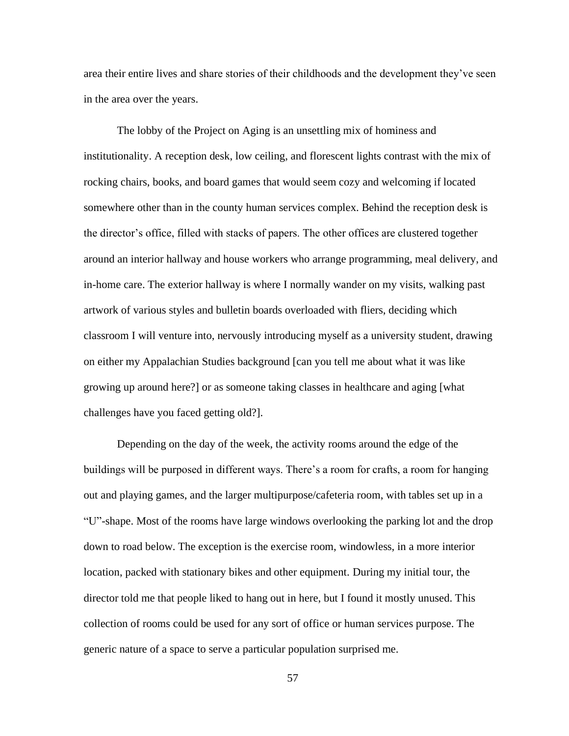area their entire lives and share stories of their childhoods and the development they've seen in the area over the years.

The lobby of the Project on Aging is an unsettling mix of hominess and institutionality. A reception desk, low ceiling, and florescent lights contrast with the mix of rocking chairs, books, and board games that would seem cozy and welcoming if located somewhere other than in the county human services complex. Behind the reception desk is the director's office, filled with stacks of papers. The other offices are clustered together around an interior hallway and house workers who arrange programming, meal delivery, and in-home care. The exterior hallway is where I normally wander on my visits, walking past artwork of various styles and bulletin boards overloaded with fliers, deciding which classroom I will venture into, nervously introducing myself as a university student, drawing on either my Appalachian Studies background [can you tell me about what it was like growing up around here?] or as someone taking classes in healthcare and aging [what challenges have you faced getting old?].

Depending on the day of the week, the activity rooms around the edge of the buildings will be purposed in different ways. There's a room for crafts, a room for hanging out and playing games, and the larger multipurpose/cafeteria room, with tables set up in a "U"-shape. Most of the rooms have large windows overlooking the parking lot and the drop down to road below. The exception is the exercise room, windowless, in a more interior location, packed with stationary bikes and other equipment. During my initial tour, the director told me that people liked to hang out in here, but I found it mostly unused. This collection of rooms could be used for any sort of office or human services purpose. The generic nature of a space to serve a particular population surprised me.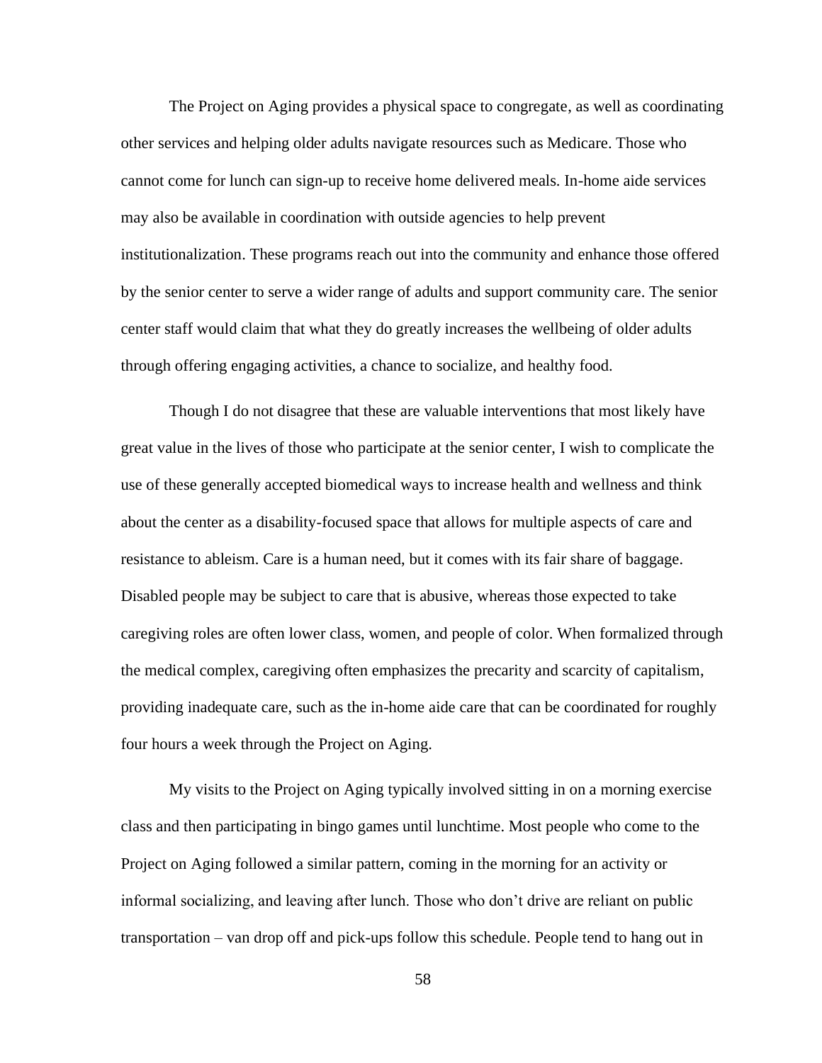The Project on Aging provides a physical space to congregate, as well as coordinating other services and helping older adults navigate resources such as Medicare. Those who cannot come for lunch can sign-up to receive home delivered meals. In-home aide services may also be available in coordination with outside agencies to help prevent institutionalization. These programs reach out into the community and enhance those offered by the senior center to serve a wider range of adults and support community care. The senior center staff would claim that what they do greatly increases the wellbeing of older adults through offering engaging activities, a chance to socialize, and healthy food.

Though I do not disagree that these are valuable interventions that most likely have great value in the lives of those who participate at the senior center, I wish to complicate the use of these generally accepted biomedical ways to increase health and wellness and think about the center as a disability-focused space that allows for multiple aspects of care and resistance to ableism. Care is a human need, but it comes with its fair share of baggage. Disabled people may be subject to care that is abusive, whereas those expected to take caregiving roles are often lower class, women, and people of color. When formalized through the medical complex, caregiving often emphasizes the precarity and scarcity of capitalism, providing inadequate care, such as the in-home aide care that can be coordinated for roughly four hours a week through the Project on Aging.

My visits to the Project on Aging typically involved sitting in on a morning exercise class and then participating in bingo games until lunchtime. Most people who come to the Project on Aging followed a similar pattern, coming in the morning for an activity or informal socializing, and leaving after lunch. Those who don't drive are reliant on public transportation – van drop off and pick-ups follow this schedule. People tend to hang out in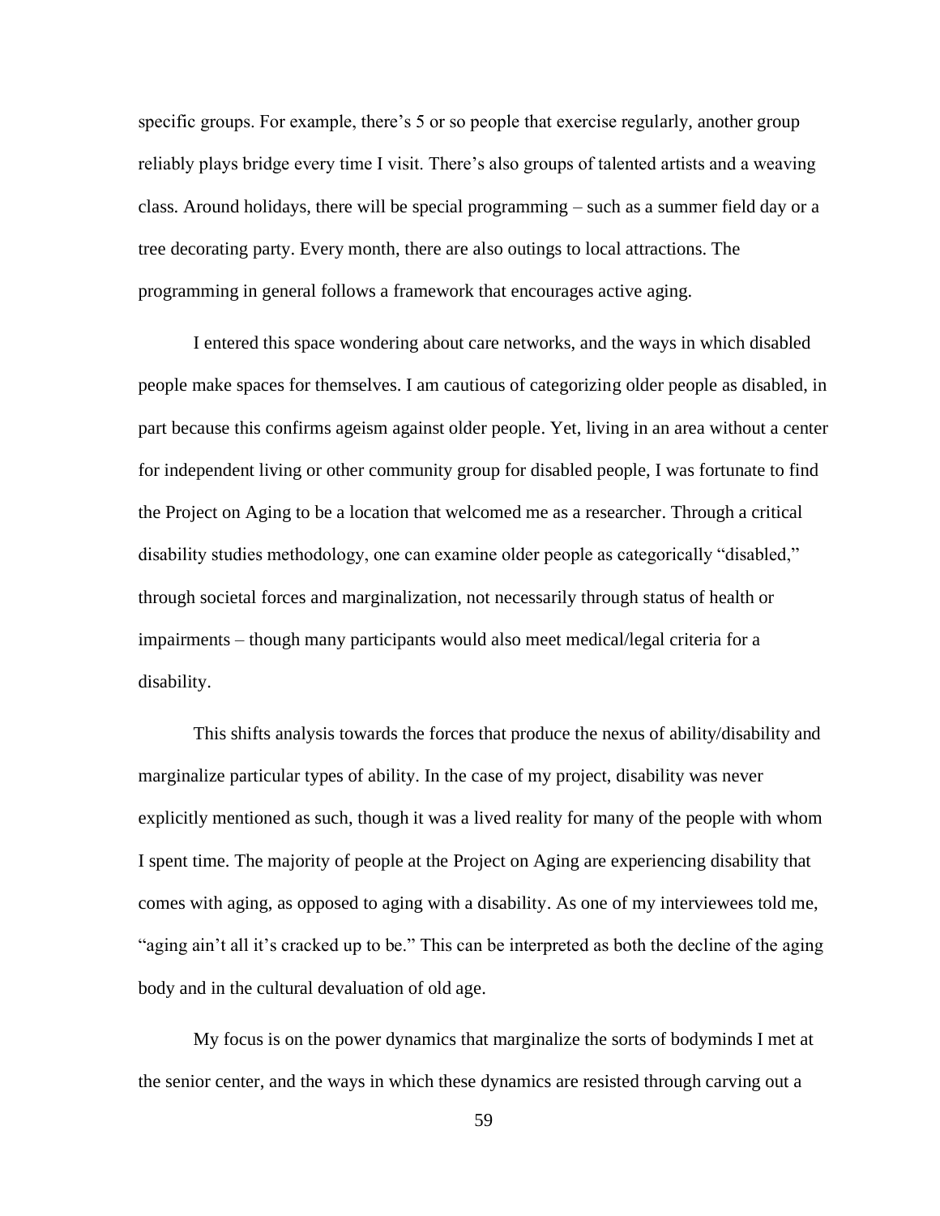specific groups. For example, there's 5 or so people that exercise regularly, another group reliably plays bridge every time I visit. There's also groups of talented artists and a weaving class. Around holidays, there will be special programming – such as a summer field day or a tree decorating party. Every month, there are also outings to local attractions. The programming in general follows a framework that encourages active aging.

I entered this space wondering about care networks, and the ways in which disabled people make spaces for themselves. I am cautious of categorizing older people as disabled, in part because this confirms ageism against older people. Yet, living in an area without a center for independent living or other community group for disabled people, I was fortunate to find the Project on Aging to be a location that welcomed me as a researcher. Through a critical disability studies methodology, one can examine older people as categorically "disabled," through societal forces and marginalization, not necessarily through status of health or impairments – though many participants would also meet medical/legal criteria for a disability.

This shifts analysis towards the forces that produce the nexus of ability/disability and marginalize particular types of ability. In the case of my project, disability was never explicitly mentioned as such, though it was a lived reality for many of the people with whom I spent time. The majority of people at the Project on Aging are experiencing disability that comes with aging, as opposed to aging with a disability. As one of my interviewees told me, "aging ain't all it's cracked up to be." This can be interpreted as both the decline of the aging body and in the cultural devaluation of old age.

My focus is on the power dynamics that marginalize the sorts of bodyminds I met at the senior center, and the ways in which these dynamics are resisted through carving out a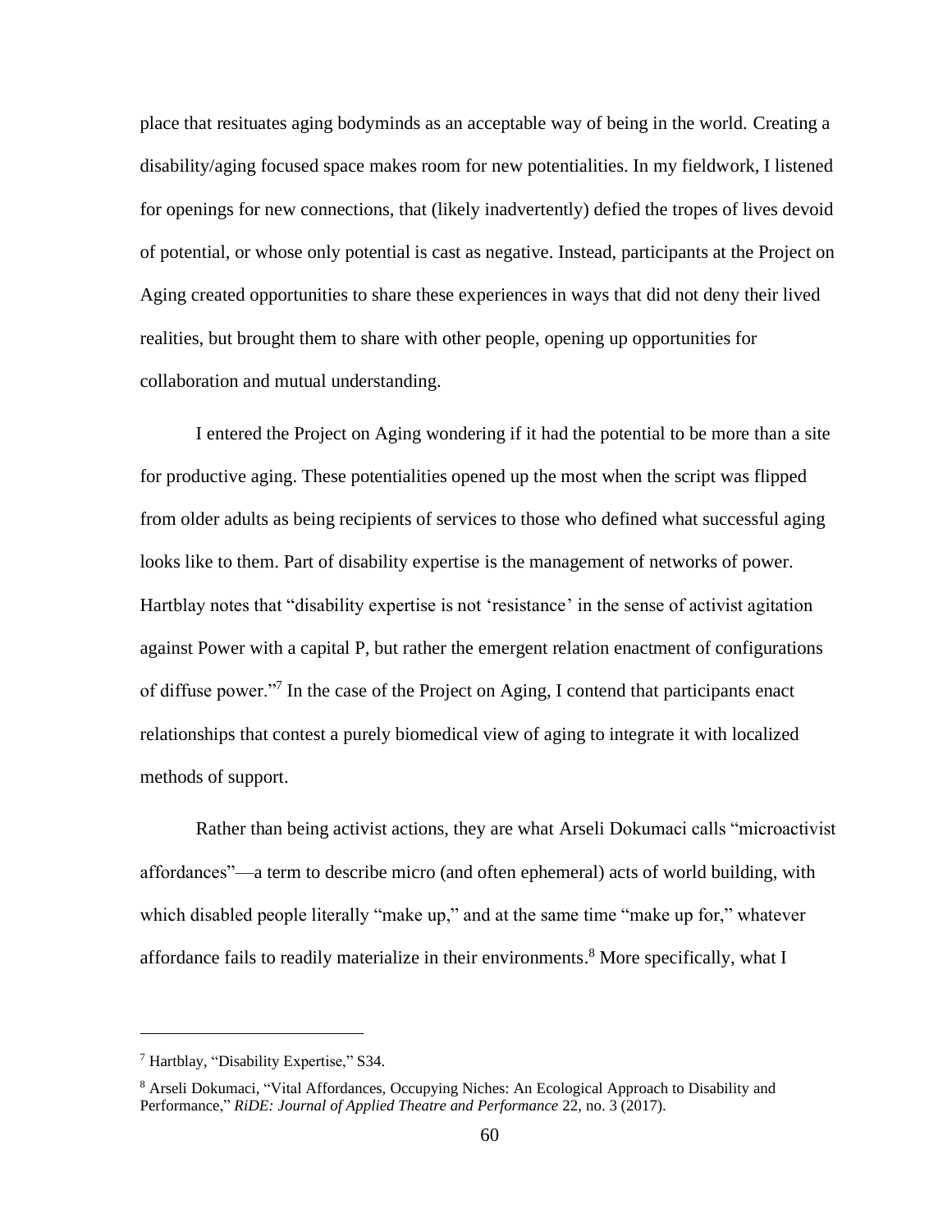place that resituates aging bodyminds as an acceptable way of being in the world. Creating a disability/aging focused space makes room for new potentialities. In my fieldwork, I listened for openings for new connections, that (likely inadvertently) defied the tropes of lives devoid of potential, or whose only potential is cast as negative. Instead, participants at the Project on Aging created opportunities to share these experiences in ways that did not deny their lived realities, but brought them to share with other people, opening up opportunities for collaboration and mutual understanding.

I entered the Project on Aging wondering if it had the potential to be more than a site for productive aging. These potentialities opened up the most when the script was flipped from older adults as being recipients of services to those who defined what successful aging looks like to them. Part of disability expertise is the management of networks of power. Hartblay notes that "disability expertise is not 'resistance' in the sense of activist agitation against Power with a capital P, but rather the emergent relation enactment of configurations of diffuse power."[7] In the case of the Project on Aging, I contend that participants enact relationships that contest a purely biomedical view of aging to integrate it with localized methods of support.

Rather than being activist actions, they are what Arseli Dokumaci calls "microactivist affordances"—a term to describe micro (and often ephemeral) acts of world building, with which disabled people literally "make up," and at the same time "make up for," whatever affordance fails to readily materialize in their environments.[8] More specifically, what I

---

[7] Hartblay, "Disability Expertise," S34.

[8] Arseli Dokumaci, "Vital Affordances, Occupying Niches: An Ecological Approach to Disability and Performance," *RiDE: Journal of Applied Theatre and Performance* 22, no. 3 (2017).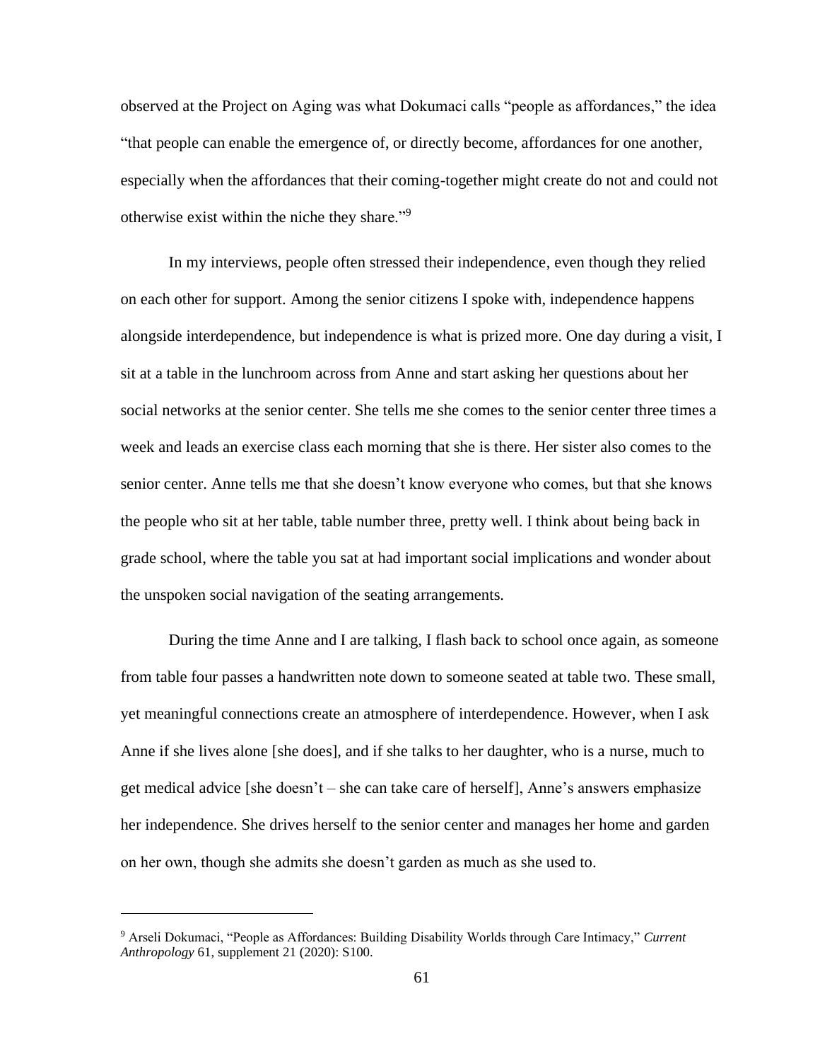observed at the Project on Aging was what Dokumaci calls "people as affordances," the idea "that people can enable the emergence of, or directly become, affordances for one another, especially when the affordances that their coming-together might create do not and could not otherwise exist within the niche they share."[9]

In my interviews, people often stressed their independence, even though they relied on each other for support. Among the senior citizens I spoke with, independence happens alongside interdependence, but independence is what is prized more. One day during a visit, I sit at a table in the lunchroom across from Anne and start asking her questions about her social networks at the senior center. She tells me she comes to the senior center three times a week and leads an exercise class each morning that she is there. Her sister also comes to the senior center. Anne tells me that she doesn't know everyone who comes, but that she knows the people who sit at her table, table number three, pretty well. I think about being back in grade school, where the table you sat at had important social implications and wonder about the unspoken social navigation of the seating arrangements.

During the time Anne and I are talking, I flash back to school once again, as someone from table four passes a handwritten note down to someone seated at table two. These small, yet meaningful connections create an atmosphere of interdependence. However, when I ask Anne if she lives alone [she does], and if she talks to her daughter, who is a nurse, much to get medical advice [she doesn't – she can take care of herself], Anne's answers emphasize her independence. She drives herself to the senior center and manages her home and garden on her own, though she admits she doesn't garden as much as she used to.

---

[9] Arseli Dokumaci, "People as Affordances: Building Disability Worlds through Care Intimacy," *Current Anthropology* 61, supplement 21 (2020): S100.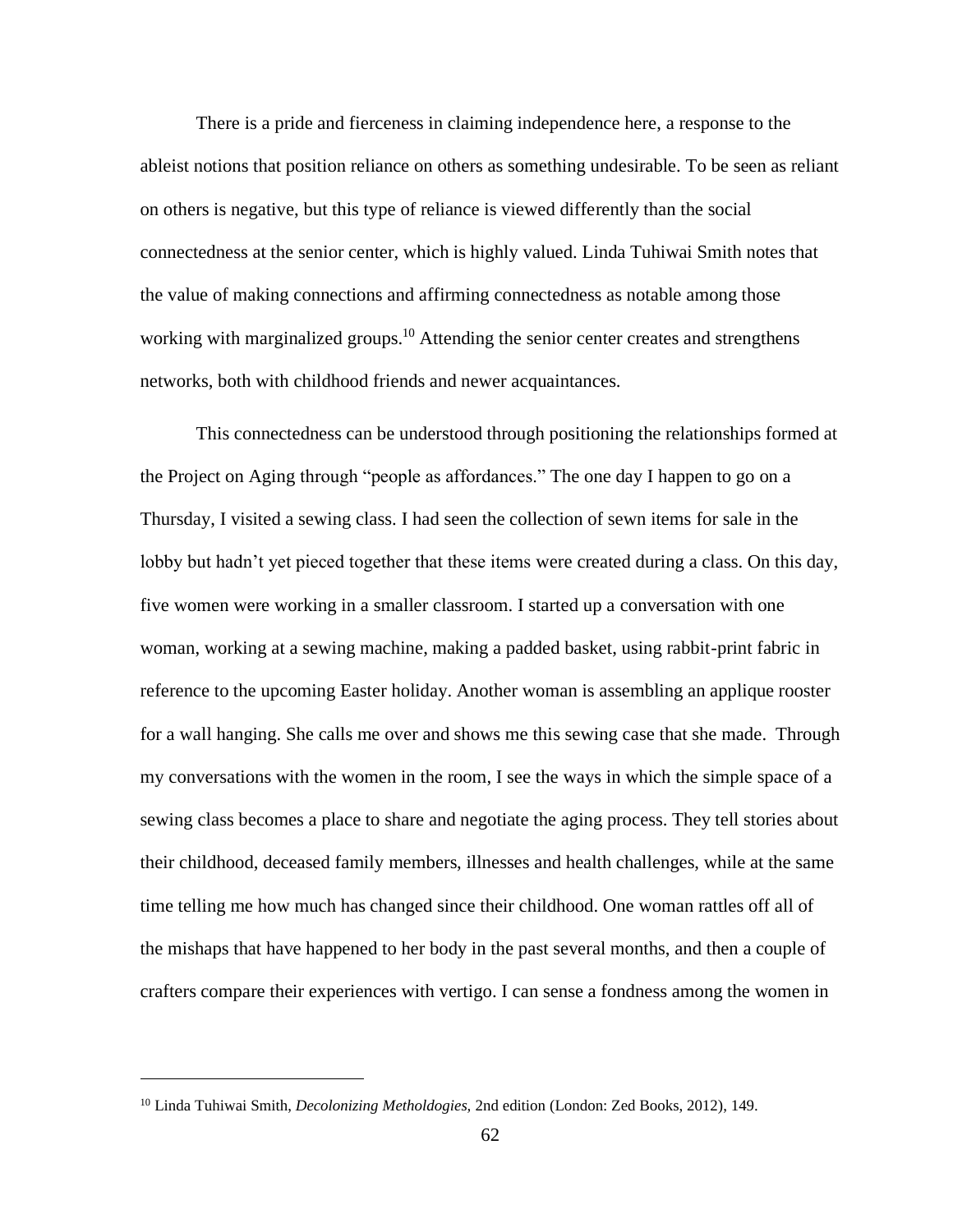There is a pride and fierceness in claiming independence here, a response to the ableist notions that position reliance on others as something undesirable. To be seen as reliant on others is negative, but this type of reliance is viewed differently than the social connectedness at the senior center, which is highly valued. Linda Tuhiwai Smith notes that the value of making connections and affirming connectedness as notable among those working with marginalized groups.[10] Attending the senior center creates and strengthens networks, both with childhood friends and newer acquaintances.

This connectedness can be understood through positioning the relationships formed at the Project on Aging through "people as affordances." The one day I happen to go on a Thursday, I visited a sewing class. I had seen the collection of sewn items for sale in the lobby but hadn't yet pieced together that these items were created during a class. On this day, five women were working in a smaller classroom. I started up a conversation with one woman, working at a sewing machine, making a padded basket, using rabbit-print fabric in reference to the upcoming Easter holiday. Another woman is assembling an applique rooster for a wall hanging. She calls me over and shows me this sewing case that she made. Through my conversations with the women in the room, I see the ways in which the simple space of a sewing class becomes a place to share and negotiate the aging process. They tell stories about their childhood, deceased family members, illnesses and health challenges, while at the same time telling me how much has changed since their childhood. One woman rattles off all of the mishaps that have happened to her body in the past several months, and then a couple of crafters compare their experiences with vertigo. I can sense a fondness among the women in

---

[10] Linda Tuhiwai Smith, *Decolonizing Metholdogies,* 2nd edition (London: Zed Books, 2012), 149.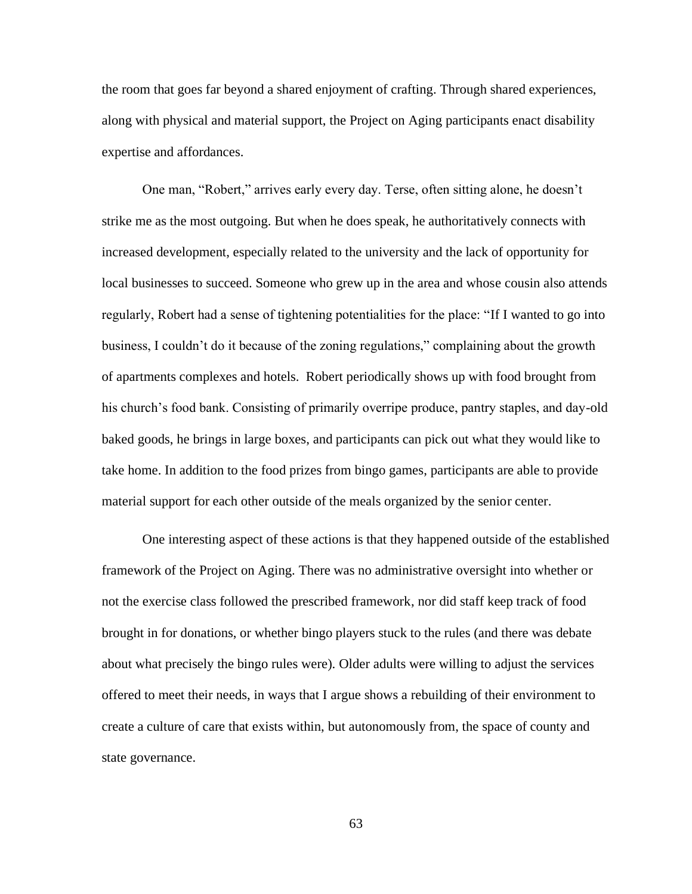the room that goes far beyond a shared enjoyment of crafting. Through shared experiences, along with physical and material support, the Project on Aging participants enact disability expertise and affordances.

One man, "Robert," arrives early every day. Terse, often sitting alone, he doesn't strike me as the most outgoing. But when he does speak, he authoritatively connects with increased development, especially related to the university and the lack of opportunity for local businesses to succeed. Someone who grew up in the area and whose cousin also attends regularly, Robert had a sense of tightening potentialities for the place: "If I wanted to go into business, I couldn't do it because of the zoning regulations," complaining about the growth of apartments complexes and hotels. Robert periodically shows up with food brought from his church's food bank. Consisting of primarily overripe produce, pantry staples, and day-old baked goods, he brings in large boxes, and participants can pick out what they would like to take home. In addition to the food prizes from bingo games, participants are able to provide material support for each other outside of the meals organized by the senior center.

One interesting aspect of these actions is that they happened outside of the established framework of the Project on Aging. There was no administrative oversight into whether or not the exercise class followed the prescribed framework, nor did staff keep track of food brought in for donations, or whether bingo players stuck to the rules (and there was debate about what precisely the bingo rules were). Older adults were willing to adjust the services offered to meet their needs, in ways that I argue shows a rebuilding of their environment to create a culture of care that exists within, but autonomously from, the space of county and state governance.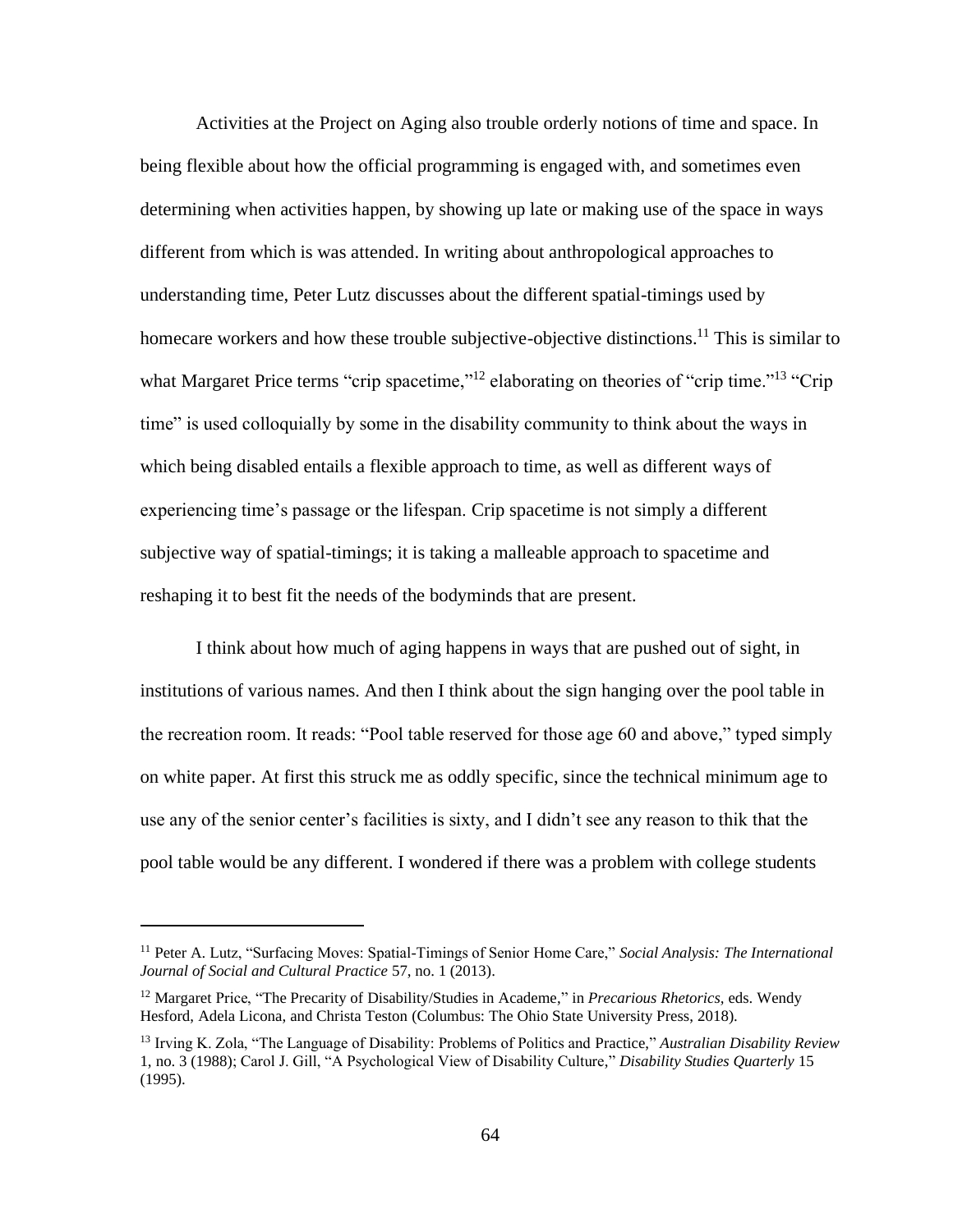Activities at the Project on Aging also trouble orderly notions of time and space. In being flexible about how the official programming is engaged with, and sometimes even determining when activities happen, by showing up late or making use of the space in ways different from which is was attended. In writing about anthropological approaches to understanding time, Peter Lutz discusses about the different spatial-timings used by homecare workers and how these trouble subjective-objective distinctions.[11] This is similar to what Margaret Price terms "crip spacetime,"[12] elaborating on theories of "crip time."[13] "Crip time" is used colloquially by some in the disability community to think about the ways in which being disabled entails a flexible approach to time, as well as different ways of experiencing time's passage or the lifespan. Crip spacetime is not simply a different subjective way of spatial-timings; it is taking a malleable approach to spacetime and reshaping it to best fit the needs of the bodyminds that are present.

I think about how much of aging happens in ways that are pushed out of sight, in institutions of various names. And then I think about the sign hanging over the pool table in the recreation room. It reads: "Pool table reserved for those age 60 and above," typed simply on white paper. At first this struck me as oddly specific, since the technical minimum age to use any of the senior center's facilities is sixty, and I didn't see any reason to thik that the pool table would be any different. I wondered if there was a problem with college students

---

[11] Peter A. Lutz, "Surfacing Moves: Spatial-Timings of Senior Home Care," *Social Analysis: The International Journal of Social and Cultural Practice* 57, no. 1 (2013).

[12] Margaret Price, "The Precarity of Disability/Studies in Academe," in *Precarious Rhetorics*, eds. Wendy Hesford, Adela Licona, and Christa Teston (Columbus: The Ohio State University Press, 2018).

[13] Irving K. Zola, "The Language of Disability: Problems of Politics and Practice," *Australian Disability Review* 1, no. 3 (1988); Carol J. Gill, "A Psychological View of Disability Culture," *Disability Studies Quarterly* 15 (1995).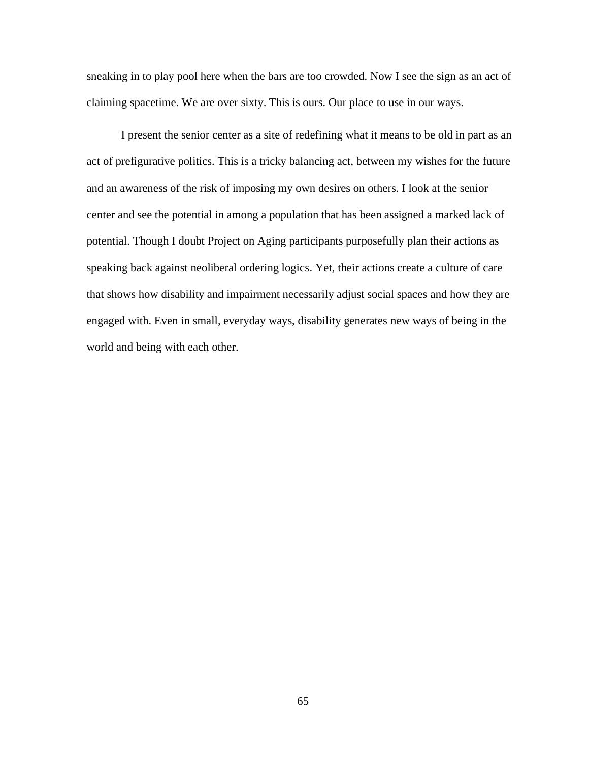sneaking in to play pool here when the bars are too crowded. Now I see the sign as an act of claiming spacetime. We are over sixty. This is ours. Our place to use in our ways.

I present the senior center as a site of redefining what it means to be old in part as an act of prefigurative politics. This is a tricky balancing act, between my wishes for the future and an awareness of the risk of imposing my own desires on others. I look at the senior center and see the potential in among a population that has been assigned a marked lack of potential. Though I doubt Project on Aging participants purposefully plan their actions as speaking back against neoliberal ordering logics. Yet, their actions create a culture of care that shows how disability and impairment necessarily adjust social spaces and how they are engaged with. Even in small, everyday ways, disability generates new ways of being in the world and being with each other.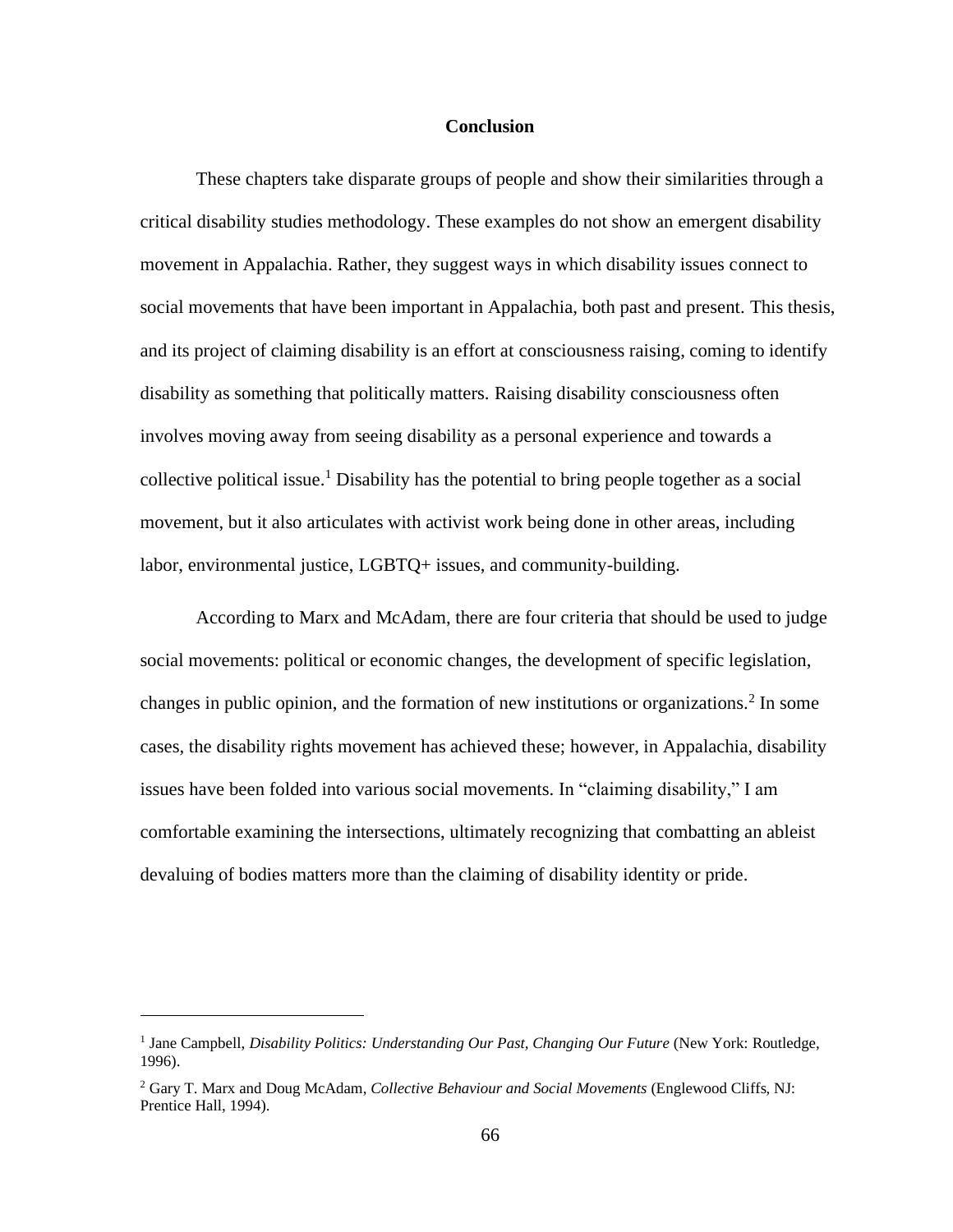# Conclusion

These chapters take disparate groups of people and show their similarities through a critical disability studies methodology. These examples do not show an emergent disability movement in Appalachia. Rather, they suggest ways in which disability issues connect to social movements that have been important in Appalachia, both past and present. This thesis, and its project of claiming disability is an effort at consciousness raising, coming to identify disability as something that politically matters. Raising disability consciousness often involves moving away from seeing disability as a personal experience and towards a collective political issue.[1] Disability has the potential to bring people together as a social movement, but it also articulates with activist work being done in other areas, including labor, environmental justice, LGBTQ+ issues, and community-building.

According to Marx and McAdam, there are four criteria that should be used to judge social movements: political or economic changes, the development of specific legislation, changes in public opinion, and the formation of new institutions or organizations.[2] In some cases, the disability rights movement has achieved these; however, in Appalachia, disability issues have been folded into various social movements. In "claiming disability," I am comfortable examining the intersections, ultimately recognizing that combatting an ableist devaluing of bodies matters more than the claiming of disability identity or pride.

---

[1] Jane Campbell, *Disability Politics: Understanding Our Past, Changing Our Future* (New York: Routledge, 1996).

[2] Gary T. Marx and Doug McAdam, *Collective Behaviour and Social Movements* (Englewood Cliffs, NJ: Prentice Hall, 1994).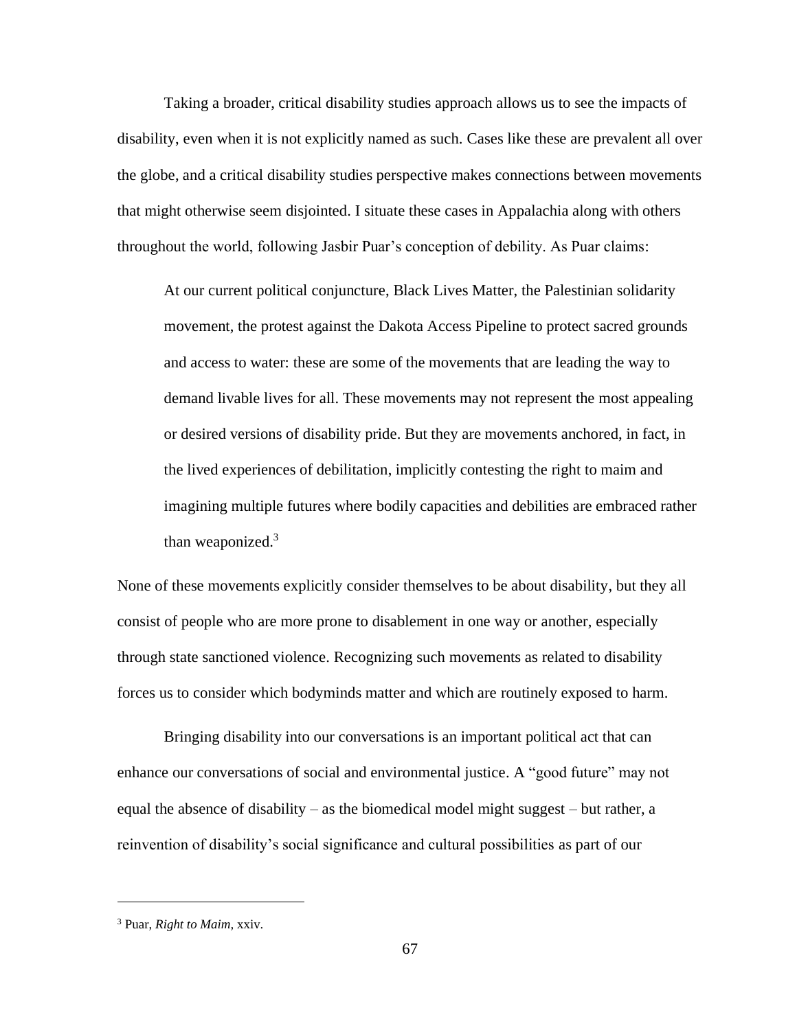Taking a broader, critical disability studies approach allows us to see the impacts of disability, even when it is not explicitly named as such. Cases like these are prevalent all over the globe, and a critical disability studies perspective makes connections between movements that might otherwise seem disjointed. I situate these cases in Appalachia along with others throughout the world, following Jasbir Puar's conception of debility. As Puar claims:

> At our current political conjuncture, Black Lives Matter, the Palestinian solidarity movement, the protest against the Dakota Access Pipeline to protect sacred grounds and access to water: these are some of the movements that are leading the way to demand livable lives for all. These movements may not represent the most appealing or desired versions of disability pride. But they are movements anchored, in fact, in the lived experiences of debilitation, implicitly contesting the right to maim and imagining multiple futures where bodily capacities and debilities are embraced rather than weaponized.[3]

None of these movements explicitly consider themselves to be about disability, but they all consist of people who are more prone to disablement in one way or another, especially through state sanctioned violence. Recognizing such movements as related to disability forces us to consider which bodyminds matter and which are routinely exposed to harm.

Bringing disability into our conversations is an important political act that can enhance our conversations of social and environmental justice. A "good future" may not equal the absence of disability – as the biomedical model might suggest – but rather, a reinvention of disability's social significance and cultural possibilities as part of our

---

[3] Puar, *Right to Maim,* xxiv.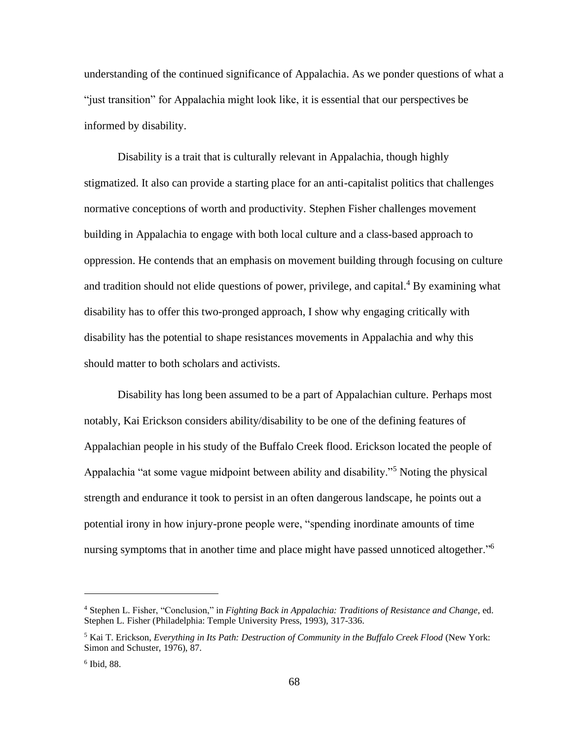understanding of the continued significance of Appalachia. As we ponder questions of what a "just transition" for Appalachia might look like, it is essential that our perspectives be informed by disability.

Disability is a trait that is culturally relevant in Appalachia, though highly stigmatized. It also can provide a starting place for an anti-capitalist politics that challenges normative conceptions of worth and productivity. Stephen Fisher challenges movement building in Appalachia to engage with both local culture and a class-based approach to oppression. He contends that an emphasis on movement building through focusing on culture and tradition should not elide questions of power, privilege, and capital.[4] By examining what disability has to offer this two-pronged approach, I show why engaging critically with disability has the potential to shape resistances movements in Appalachia and why this should matter to both scholars and activists.

Disability has long been assumed to be a part of Appalachian culture. Perhaps most notably, Kai Erickson considers ability/disability to be one of the defining features of Appalachian people in his study of the Buffalo Creek flood. Erickson located the people of Appalachia "at some vague midpoint between ability and disability."[5] Noting the physical strength and endurance it took to persist in an often dangerous landscape, he points out a potential irony in how injury-prone people were, "spending inordinate amounts of time nursing symptoms that in another time and place might have passed unnoticed altogether."[6]

---

[4] Stephen L. Fisher, "Conclusion," in *Fighting Back in Appalachia: Traditions of Resistance and Change*, ed. Stephen L. Fisher (Philadelphia: Temple University Press, 1993), 317-336.

[5] Kai T. Erickson, *Everything in Its Path: Destruction of Community in the Buffalo Creek Flood* (New York: Simon and Schuster, 1976), 87.

[6] Ibid, 88.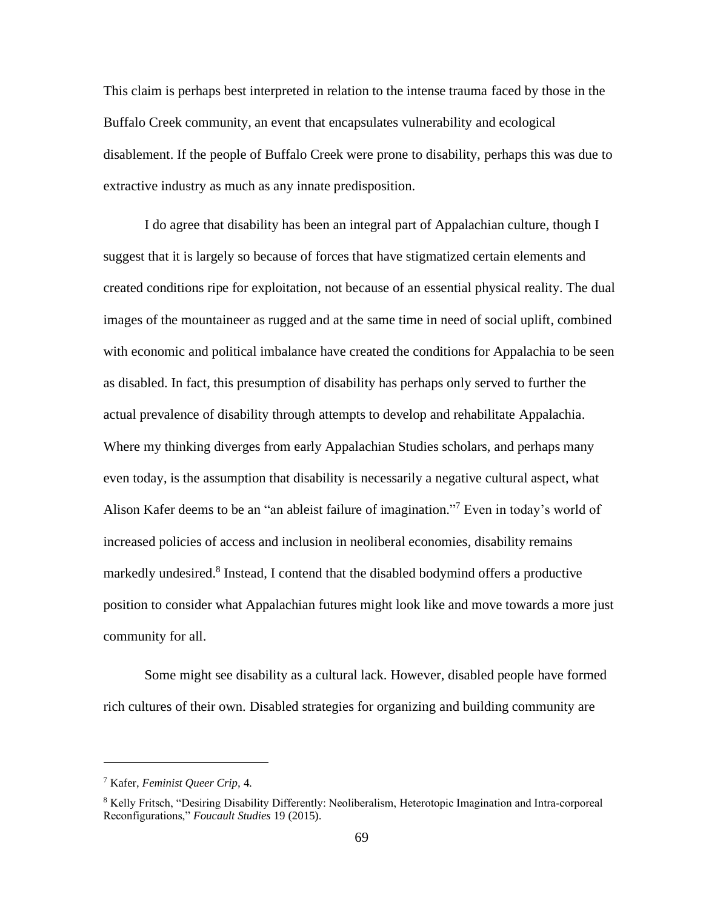This claim is perhaps best interpreted in relation to the intense trauma faced by those in the Buffalo Creek community, an event that encapsulates vulnerability and ecological disablement. If the people of Buffalo Creek were prone to disability, perhaps this was due to extractive industry as much as any innate predisposition.

I do agree that disability has been an integral part of Appalachian culture, though I suggest that it is largely so because of forces that have stigmatized certain elements and created conditions ripe for exploitation, not because of an essential physical reality. The dual images of the mountaineer as rugged and at the same time in need of social uplift, combined with economic and political imbalance have created the conditions for Appalachia to be seen as disabled. In fact, this presumption of disability has perhaps only served to further the actual prevalence of disability through attempts to develop and rehabilitate Appalachia. Where my thinking diverges from early Appalachian Studies scholars, and perhaps many even today, is the assumption that disability is necessarily a negative cultural aspect, what Alison Kafer deems to be an "an ableist failure of imagination."[7] Even in today's world of increased policies of access and inclusion in neoliberal economies, disability remains markedly undesired.[8] Instead, I contend that the disabled bodymind offers a productive position to consider what Appalachian futures might look like and move towards a more just community for all.

Some might see disability as a cultural lack. However, disabled people have formed rich cultures of their own. Disabled strategies for organizing and building community are

---

[7] Kafer, *Feminist Queer Crip*, 4.

[8] Kelly Fritsch, "Desiring Disability Differently: Neoliberalism, Heterotopic Imagination and Intra-corporeal Reconfigurations," *Foucault Studies* 19 (2015).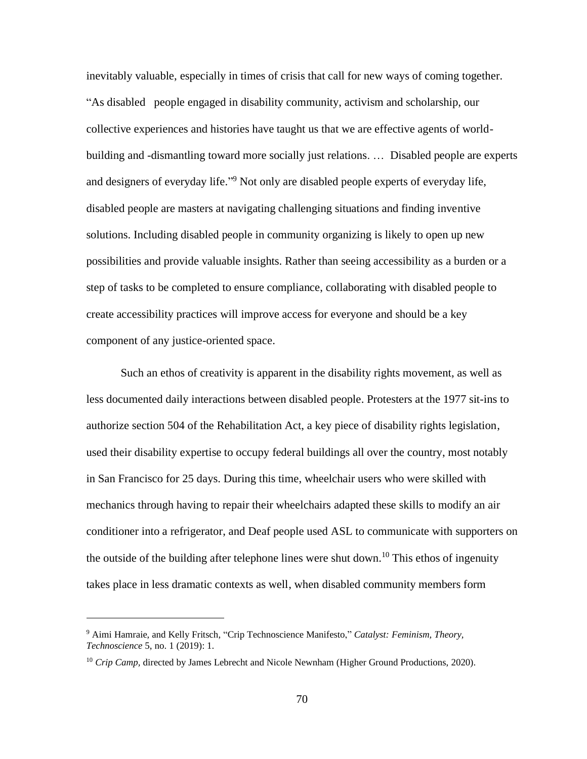inevitably valuable, especially in times of crisis that call for new ways of coming together. "As disabled people engaged in disability community, activism and scholarship, our collective experiences and histories have taught us that we are effective agents of world-building and -dismantling toward more socially just relations. … Disabled people are experts and designers of everyday life."[9] Not only are disabled people experts of everyday life, disabled people are masters at navigating challenging situations and finding inventive solutions. Including disabled people in community organizing is likely to open up new possibilities and provide valuable insights. Rather than seeing accessibility as a burden or a step of tasks to be completed to ensure compliance, collaborating with disabled people to create accessibility practices will improve access for everyone and should be a key component of any justice-oriented space.

Such an ethos of creativity is apparent in the disability rights movement, as well as less documented daily interactions between disabled people. Protesters at the 1977 sit-ins to authorize section 504 of the Rehabilitation Act, a key piece of disability rights legislation, used their disability expertise to occupy federal buildings all over the country, most notably in San Francisco for 25 days. During this time, wheelchair users who were skilled with mechanics through having to repair their wheelchairs adapted these skills to modify an air conditioner into a refrigerator, and Deaf people used ASL to communicate with supporters on the outside of the building after telephone lines were shut down.[10] This ethos of ingenuity takes place in less dramatic contexts as well, when disabled community members form

---

[9] Aimi Hamraie, and Kelly Fritsch, "Crip Technoscience Manifesto," *Catalyst: Feminism, Theory, Technoscience* 5, no. 1 (2019): 1.

[10] *Crip Camp*, directed by James Lebrecht and Nicole Newnham (Higher Ground Productions, 2020).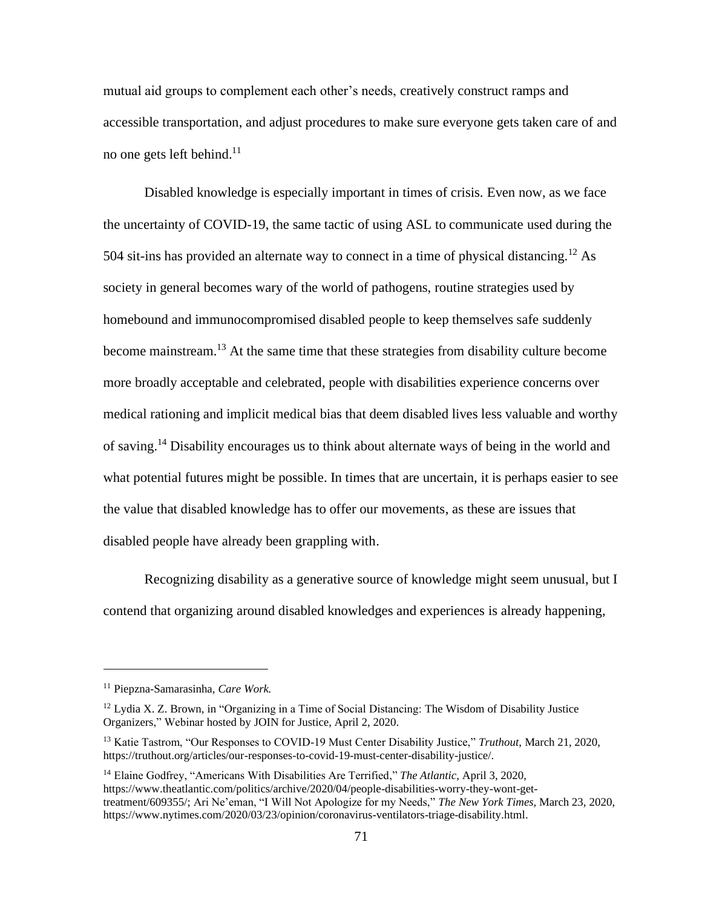mutual aid groups to complement each other's needs, creatively construct ramps and accessible transportation, and adjust procedures to make sure everyone gets taken care of and no one gets left behind.[11]

Disabled knowledge is especially important in times of crisis. Even now, as we face the uncertainty of COVID-19, the same tactic of using ASL to communicate used during the 504 sit-ins has provided an alternate way to connect in a time of physical distancing.[12] As society in general becomes wary of the world of pathogens, routine strategies used by homebound and immunocompromised disabled people to keep themselves safe suddenly become mainstream.[13] At the same time that these strategies from disability culture become more broadly acceptable and celebrated, people with disabilities experience concerns over medical rationing and implicit medical bias that deem disabled lives less valuable and worthy of saving.[14] Disability encourages us to think about alternate ways of being in the world and what potential futures might be possible. In times that are uncertain, it is perhaps easier to see the value that disabled knowledge has to offer our movements, as these are issues that disabled people have already been grappling with.

Recognizing disability as a generative source of knowledge might seem unusual, but I contend that organizing around disabled knowledges and experiences is already happening,

---

[11] Piepzna-Samarasinha, *Care Work.*

[12] Lydia X. Z. Brown, in "Organizing in a Time of Social Distancing: The Wisdom of Disability Justice Organizers," Webinar hosted by JOIN for Justice, April 2, 2020.

[13] Katie Tastrom, "Our Responses to COVID-19 Must Center Disability Justice," *Truthout*, March 21, 2020, https://truthout.org/articles/our-responses-to-covid-19-must-center-disability-justice/.

[14] Elaine Godfrey, "Americans With Disabilities Are Terrified," *The Atlantic*, April 3, 2020, https://www.theatlantic.com/politics/archive/2020/04/people-disabilities-worry-they-wont-get-treatment/609355/; Ari Ne'eman, "I Will Not Apologize for my Needs," *The New York Times*, March 23, 2020, https://www.nytimes.com/2020/03/23/opinion/coronavirus-ventilators-triage-disability.html.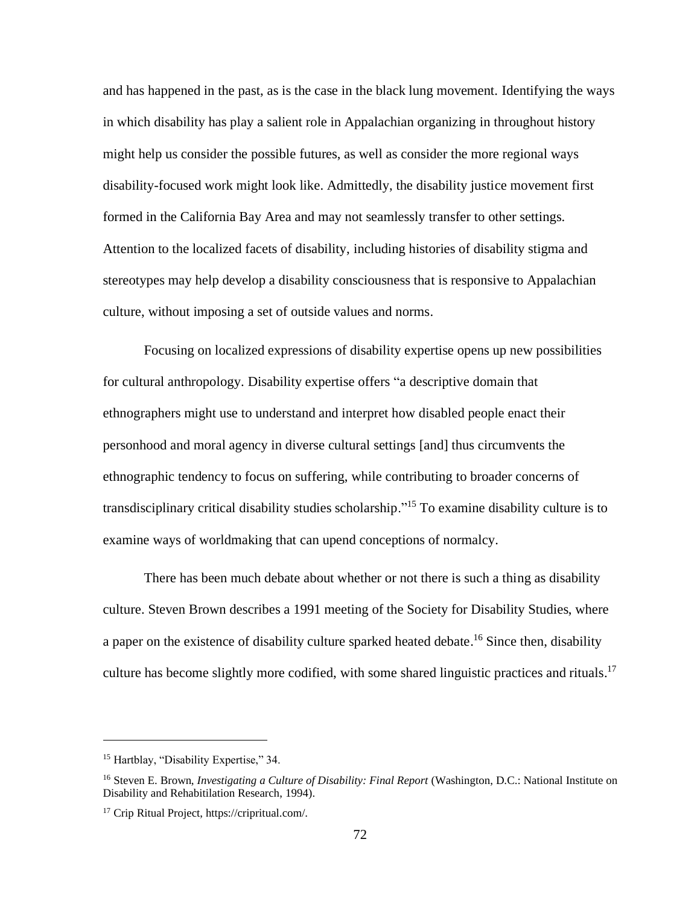and has happened in the past, as is the case in the black lung movement. Identifying the ways in which disability has play a salient role in Appalachian organizing in throughout history might help us consider the possible futures, as well as consider the more regional ways disability-focused work might look like. Admittedly, the disability justice movement first formed in the California Bay Area and may not seamlessly transfer to other settings. Attention to the localized facets of disability, including histories of disability stigma and stereotypes may help develop a disability consciousness that is responsive to Appalachian culture, without imposing a set of outside values and norms.

Focusing on localized expressions of disability expertise opens up new possibilities for cultural anthropology. Disability expertise offers "a descriptive domain that ethnographers might use to understand and interpret how disabled people enact their personhood and moral agency in diverse cultural settings [and] thus circumvents the ethnographic tendency to focus on suffering, while contributing to broader concerns of transdisciplinary critical disability studies scholarship."[15] To examine disability culture is to examine ways of worldmaking that can upend conceptions of normalcy.

There has been much debate about whether or not there is such a thing as disability culture. Steven Brown describes a 1991 meeting of the Society for Disability Studies, where a paper on the existence of disability culture sparked heated debate.[16] Since then, disability culture has become slightly more codified, with some shared linguistic practices and rituals.[17]

---

[15] Hartblay, "Disability Expertise," 34.

[16] Steven E. Brown, *Investigating a Culture of Disability: Final Report* (Washington, D.C.: National Institute on Disability and Rehabitilation Research, 1994).

[17] Crip Ritual Project, https://cripritual.com/.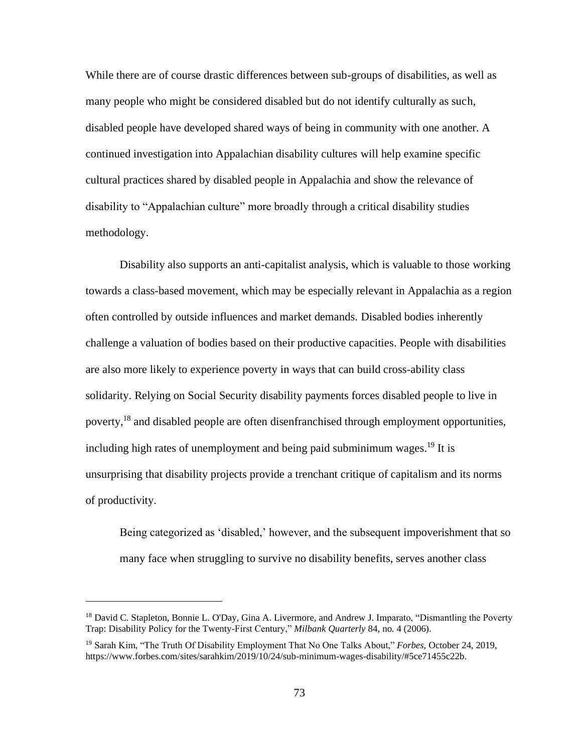While there are of course drastic differences between sub-groups of disabilities, as well as many people who might be considered disabled but do not identify culturally as such, disabled people have developed shared ways of being in community with one another. A continued investigation into Appalachian disability cultures will help examine specific cultural practices shared by disabled people in Appalachia and show the relevance of disability to "Appalachian culture" more broadly through a critical disability studies methodology.

Disability also supports an anti-capitalist analysis, which is valuable to those working towards a class-based movement, which may be especially relevant in Appalachia as a region often controlled by outside influences and market demands. Disabled bodies inherently challenge a valuation of bodies based on their productive capacities. People with disabilities are also more likely to experience poverty in ways that can build cross-ability class solidarity. Relying on Social Security disability payments forces disabled people to live in poverty,[18] and disabled people are often disenfranchised through employment opportunities, including high rates of unemployment and being paid subminimum wages.[19] It is unsurprising that disability projects provide a trenchant critique of capitalism and its norms of productivity.

> Being categorized as 'disabled,' however, and the subsequent impoverishment that so many face when struggling to survive no disability benefits, serves another class

---

[18] David C. Stapleton, Bonnie L. O'Day, Gina A. Livermore, and Andrew J. Imparato, "Dismantling the Poverty Trap: Disability Policy for the Twenty-First Century," *Milbank Quarterly* 84, no. 4 (2006).

[19] Sarah Kim, "The Truth Of Disability Employment That No One Talks About," *Forbes,* October 24, 2019, https://www.forbes.com/sites/sarahkim/2019/10/24/sub-minimum-wages-disability/#5ce71455c22b.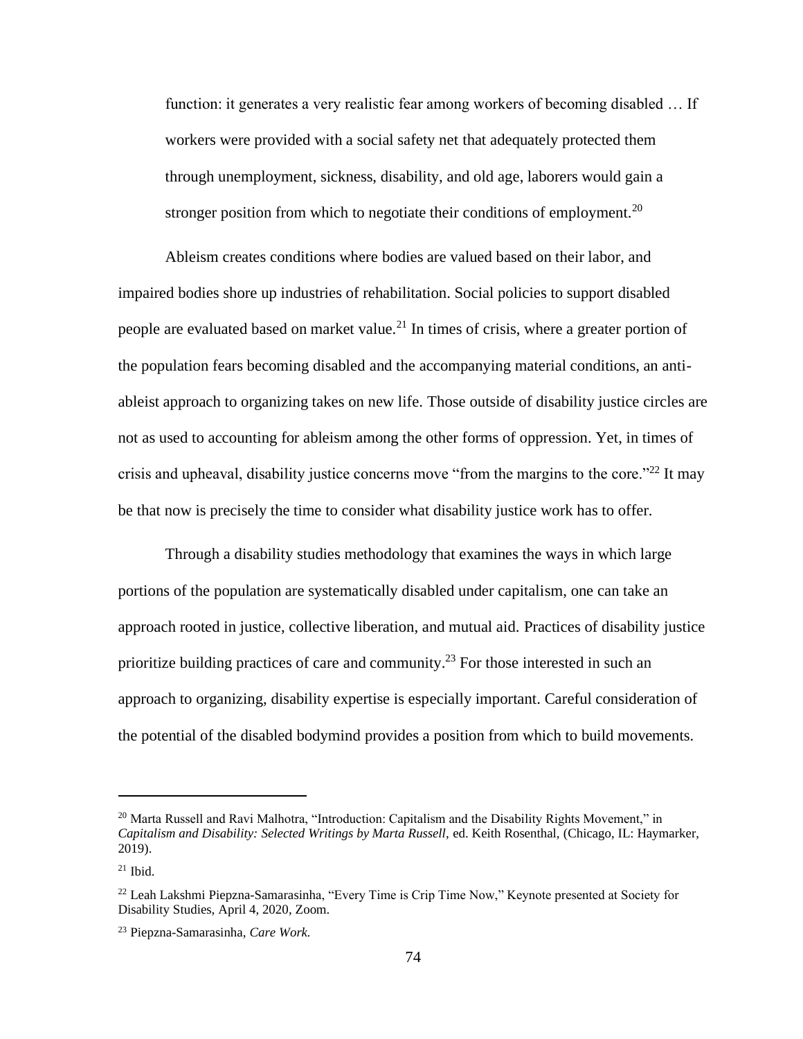> function: it generates a very realistic fear among workers of becoming disabled … If workers were provided with a social safety net that adequately protected them through unemployment, sickness, disability, and old age, laborers would gain a stronger position from which to negotiate their conditions of employment.[20]

Ableism creates conditions where bodies are valued based on their labor, and impaired bodies shore up industries of rehabilitation. Social policies to support disabled people are evaluated based on market value.[21] In times of crisis, where a greater portion of the population fears becoming disabled and the accompanying material conditions, an anti-ableist approach to organizing takes on new life. Those outside of disability justice circles are not as used to accounting for ableism among the other forms of oppression. Yet, in times of crisis and upheaval, disability justice concerns move "from the margins to the core."[22] It may be that now is precisely the time to consider what disability justice work has to offer.

Through a disability studies methodology that examines the ways in which large portions of the population are systematically disabled under capitalism, one can take an approach rooted in justice, collective liberation, and mutual aid. Practices of disability justice prioritize building practices of care and community.[23] For those interested in such an approach to organizing, disability expertise is especially important. Careful consideration of the potential of the disabled bodymind provides a position from which to build movements.

---

[20] Marta Russell and Ravi Malhotra, "Introduction: Capitalism and the Disability Rights Movement," in *Capitalism and Disability: Selected Writings by Marta Russell,* ed. Keith Rosenthal, (Chicago, IL: Haymarker, 2019).

[21] Ibid.

[22] Leah Lakshmi Piepzna-Samarasinha, "Every Time is Crip Time Now," Keynote presented at Society for Disability Studies, April 4, 2020, Zoom.

[23] Piepzna-Samarasinha, *Care Work.*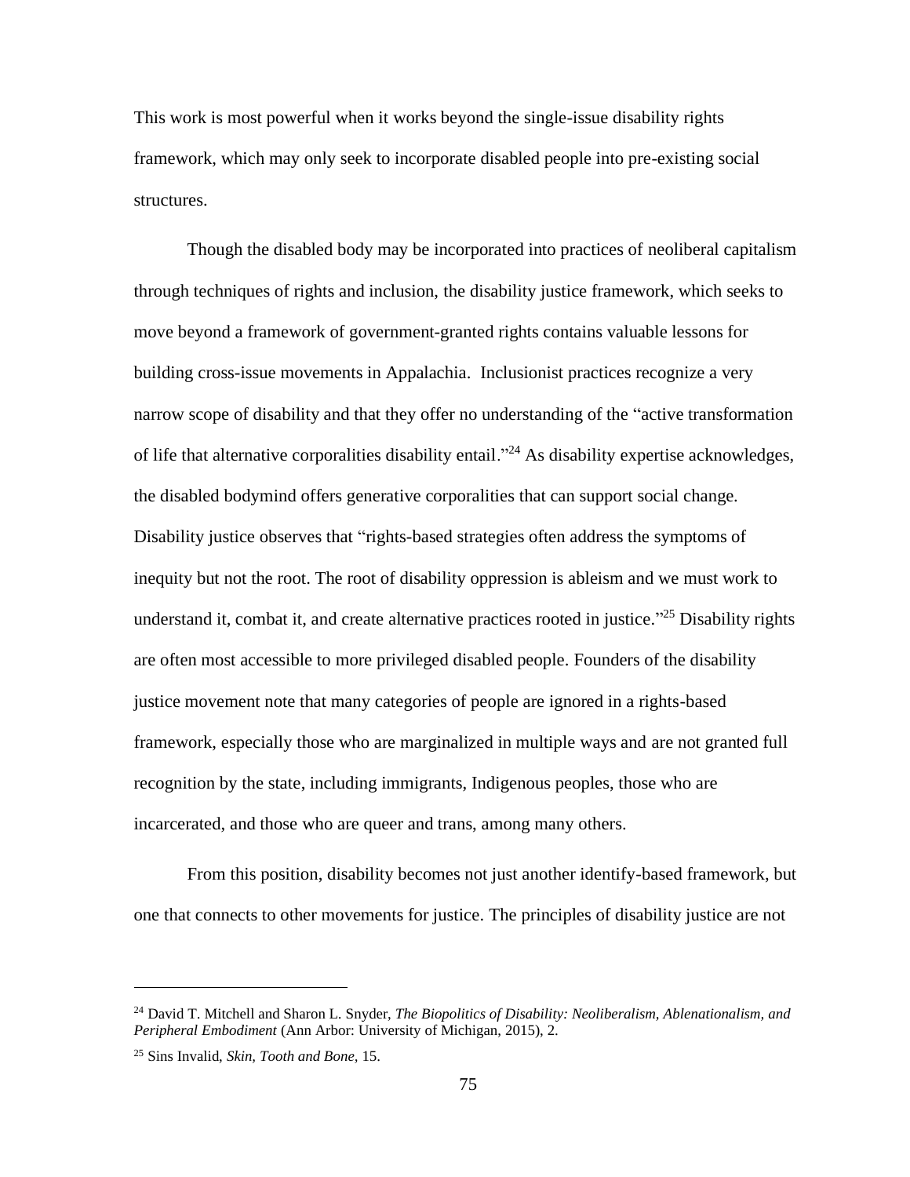This work is most powerful when it works beyond the single-issue disability rights framework, which may only seek to incorporate disabled people into pre-existing social structures.

Though the disabled body may be incorporated into practices of neoliberal capitalism through techniques of rights and inclusion, the disability justice framework, which seeks to move beyond a framework of government-granted rights contains valuable lessons for building cross-issue movements in Appalachia. Inclusionist practices recognize a very narrow scope of disability and that they offer no understanding of the "active transformation of life that alternative corporalities disability entail."[24] As disability expertise acknowledges, the disabled bodymind offers generative corporalities that can support social change. Disability justice observes that "rights-based strategies often address the symptoms of inequity but not the root. The root of disability oppression is ableism and we must work to understand it, combat it, and create alternative practices rooted in justice."[25] Disability rights are often most accessible to more privileged disabled people. Founders of the disability justice movement note that many categories of people are ignored in a rights-based framework, especially those who are marginalized in multiple ways and are not granted full recognition by the state, including immigrants, Indigenous peoples, those who are incarcerated, and those who are queer and trans, among many others.

From this position, disability becomes not just another identify-based framework, but one that connects to other movements for justice. The principles of disability justice are not

---

[24] David T. Mitchell and Sharon L. Snyder, *The Biopolitics of Disability: Neoliberalism, Ablenationalism, and Peripheral Embodiment* (Ann Arbor: University of Michigan, 2015), 2.

[25] Sins Invalid, *Skin, Tooth and Bone,* 15.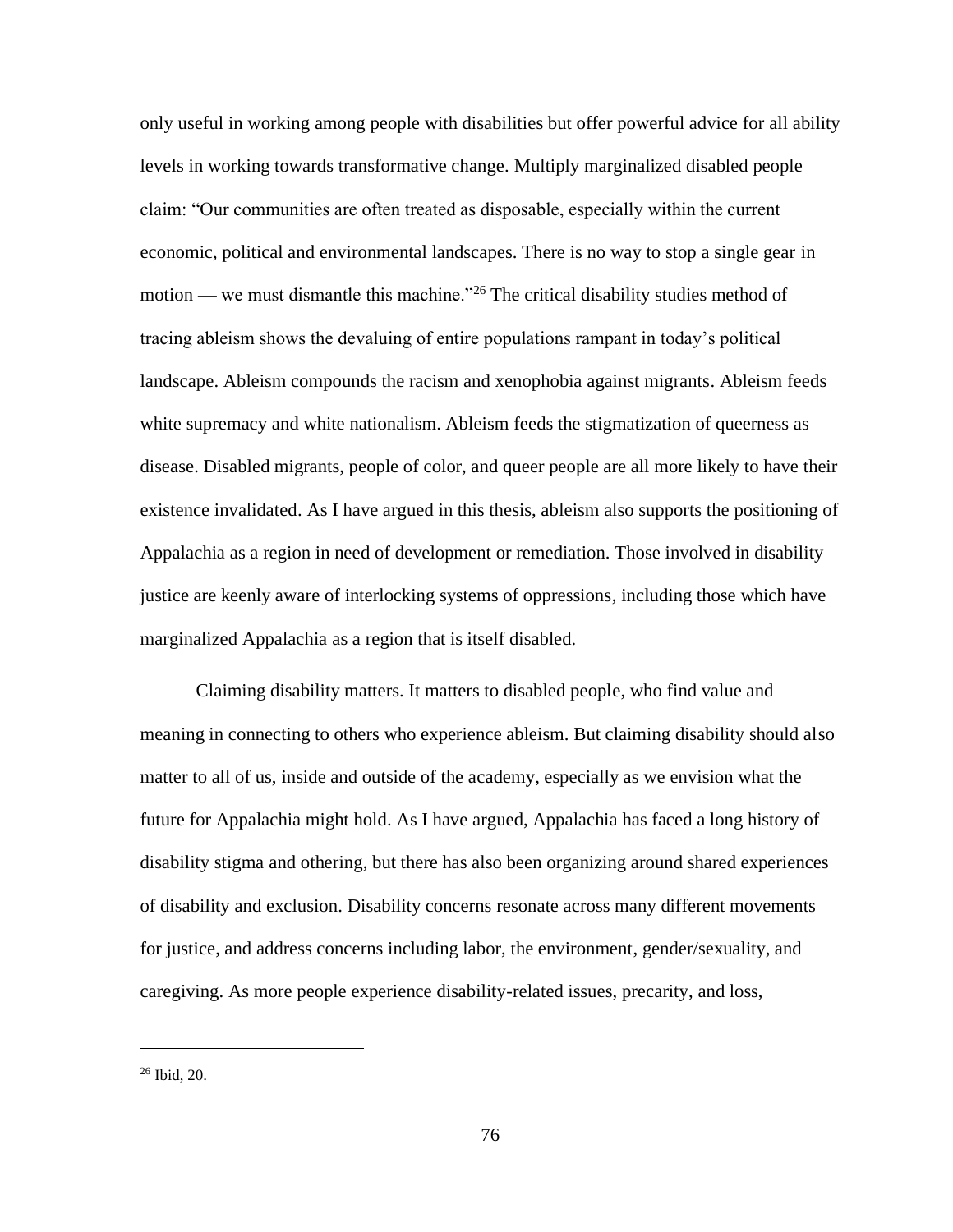only useful in working among people with disabilities but offer powerful advice for all ability levels in working towards transformative change. Multiply marginalized disabled people claim: "Our communities are often treated as disposable, especially within the current economic, political and environmental landscapes. There is no way to stop a single gear in motion — we must dismantle this machine."[26] The critical disability studies method of tracing ableism shows the devaluing of entire populations rampant in today's political landscape. Ableism compounds the racism and xenophobia against migrants. Ableism feeds white supremacy and white nationalism. Ableism feeds the stigmatization of queerness as disease. Disabled migrants, people of color, and queer people are all more likely to have their existence invalidated. As I have argued in this thesis, ableism also supports the positioning of Appalachia as a region in need of development or remediation. Those involved in disability justice are keenly aware of interlocking systems of oppressions, including those which have marginalized Appalachia as a region that is itself disabled.

Claiming disability matters. It matters to disabled people, who find value and meaning in connecting to others who experience ableism. But claiming disability should also matter to all of us, inside and outside of the academy, especially as we envision what the future for Appalachia might hold. As I have argued, Appalachia has faced a long history of disability stigma and othering, but there has also been organizing around shared experiences of disability and exclusion. Disability concerns resonate across many different movements for justice, and address concerns including labor, the environment, gender/sexuality, and caregiving. As more people experience disability-related issues, precarity, and loss,

---

[26] Ibid, 20.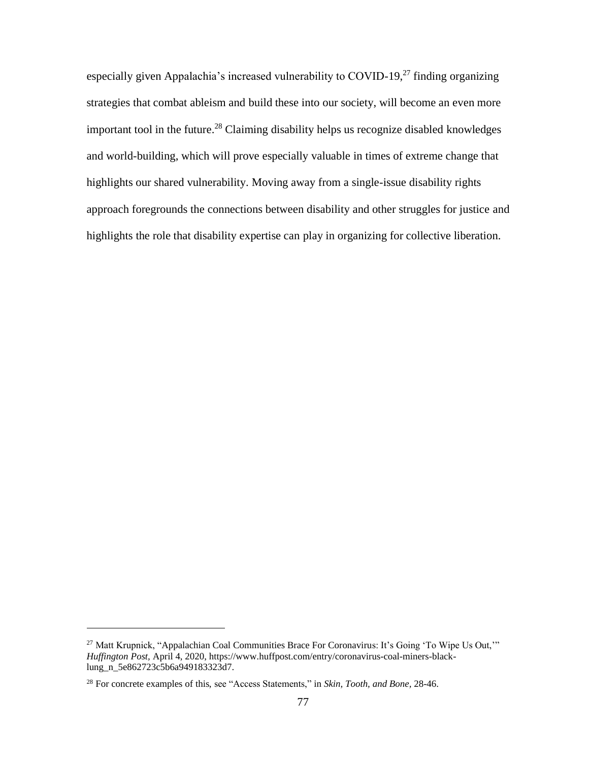especially given Appalachia's increased vulnerability to COVID-19,[27] finding organizing strategies that combat ableism and build these into our society, will become an even more important tool in the future.[28] Claiming disability helps us recognize disabled knowledges and world-building, which will prove especially valuable in times of extreme change that highlights our shared vulnerability. Moving away from a single-issue disability rights approach foregrounds the connections between disability and other struggles for justice and highlights the role that disability expertise can play in organizing for collective liberation.

---

[27] Matt Krupnick, "Appalachian Coal Communities Brace For Coronavirus: It's Going 'To Wipe Us Out,'" *Huffington Post,* April 4, 2020, https://www.huffpost.com/entry/coronavirus-coal-miners-black-lung_n_5e862723c5b6a949183323d7.

[28] For concrete examples of this, see "Access Statements," in *Skin, Tooth, and Bone,* 28-46.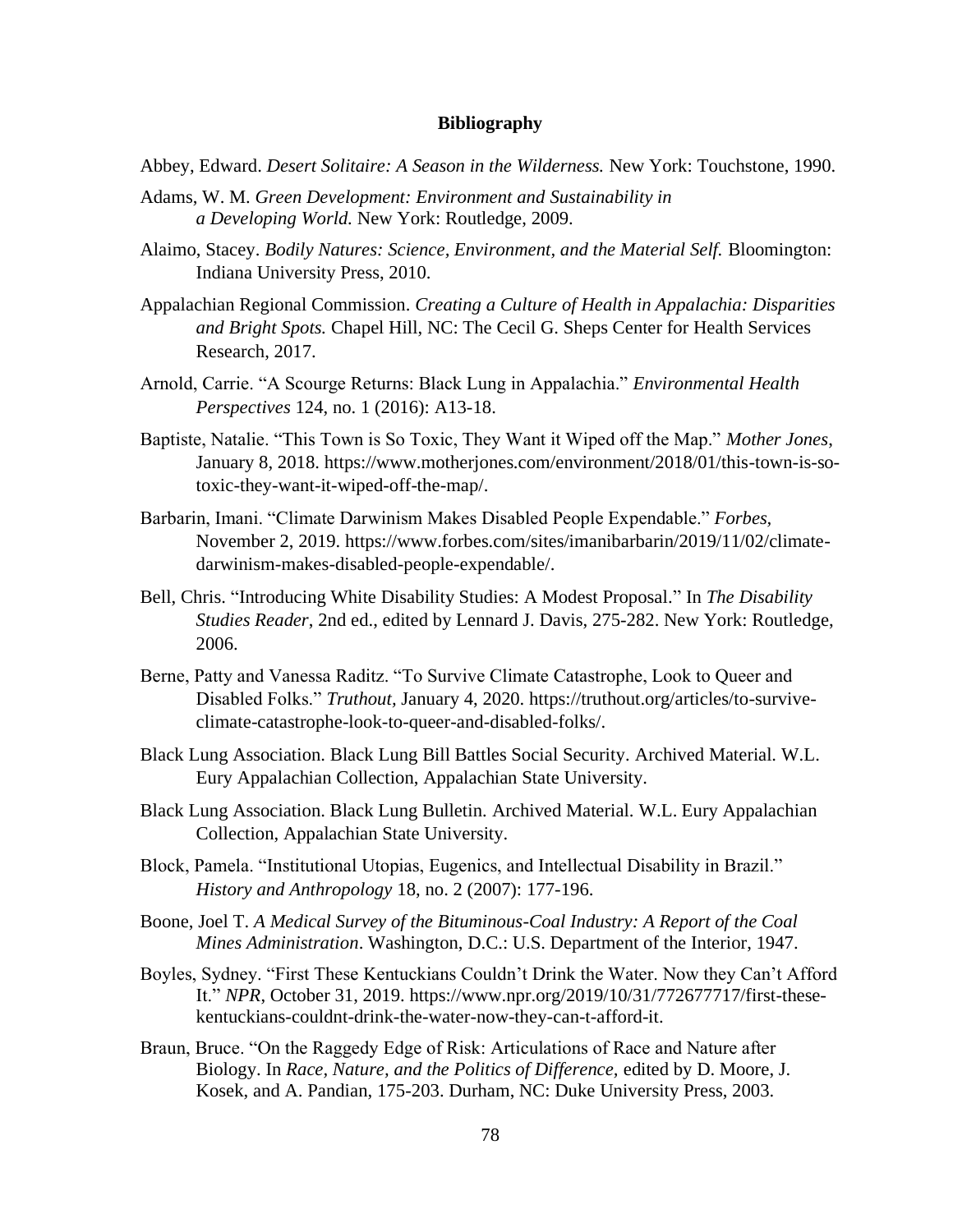## Bibliography

Abbey, Edward. *Desert Solitaire: A Season in the Wilderness.* New York: Touchstone, 1990.

Adams, W. M. *Green Development: Environment and Sustainability in a Developing World.* New York: Routledge, 2009.

Alaimo, Stacey. *Bodily Natures: Science, Environment, and the Material Self.* Bloomington: Indiana University Press, 2010.

Appalachian Regional Commission. *Creating a Culture of Health in Appalachia: Disparities and Bright Spots.* Chapel Hill, NC: The Cecil G. Sheps Center for Health Services Research, 2017.

Arnold, Carrie. "A Scourge Returns: Black Lung in Appalachia." *Environmental Health Perspectives* 124, no. 1 (2016): A13-18.

Baptiste, Natalie. "This Town is So Toxic, They Want it Wiped off the Map." *Mother Jones*, January 8, 2018. https://www.motherjones.com/environment/2018/01/this-town-is-so-toxic-they-want-it-wiped-off-the-map/.

Barbarin, Imani. "Climate Darwinism Makes Disabled People Expendable." *Forbes*, November 2, 2019. https://www.forbes.com/sites/imanibarbarin/2019/11/02/climate-darwinism-makes-disabled-people-expendable/.

Bell, Chris. "Introducing White Disability Studies: A Modest Proposal." In *The Disability Studies Reader*, 2nd ed., edited by Lennard J. Davis, 275-282. New York: Routledge, 2006.

Berne, Patty and Vanessa Raditz. "To Survive Climate Catastrophe, Look to Queer and Disabled Folks." *Truthout*, January 4, 2020. https://truthout.org/articles/to-survive-climate-catastrophe-look-to-queer-and-disabled-folks/.

Black Lung Association. Black Lung Bill Battles Social Security. Archived Material. W.L. Eury Appalachian Collection, Appalachian State University.

Black Lung Association. Black Lung Bulletin. Archived Material. W.L. Eury Appalachian Collection, Appalachian State University.

Block, Pamela. "Institutional Utopias, Eugenics, and Intellectual Disability in Brazil." *History and Anthropology* 18, no. 2 (2007): 177-196.

Boone, Joel T. *A Medical Survey of the Bituminous-Coal Industry: A Report of the Coal Mines Administration*. Washington, D.C.: U.S. Department of the Interior, 1947.

Boyles, Sydney. "First These Kentuckians Couldn't Drink the Water. Now they Can't Afford It." *NPR*, October 31, 2019. https://www.npr.org/2019/10/31/772677717/first-these-kentuckians-couldnt-drink-the-water-now-they-can-t-afford-it.

Braun, Bruce. "On the Raggedy Edge of Risk: Articulations of Race and Nature after Biology. In *Race, Nature, and the Politics of Difference,* edited by D. Moore, J. Kosek, and A. Pandian, 175-203. Durham, NC: Duke University Press, 2003.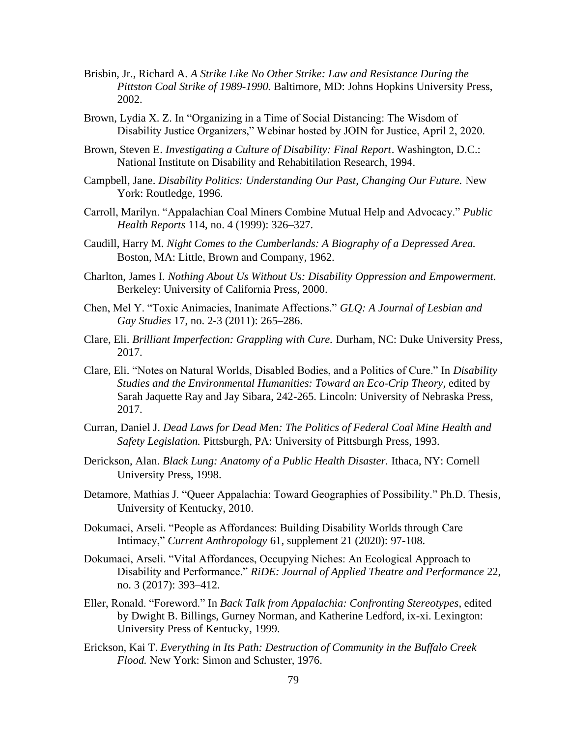Brisbin, Jr., Richard A. *A Strike Like No Other Strike: Law and Resistance During the Pittston Coal Strike of 1989-1990.* Baltimore, MD: Johns Hopkins University Press, 2002.

Brown, Lydia X. Z. In "Organizing in a Time of Social Distancing: The Wisdom of Disability Justice Organizers," Webinar hosted by JOIN for Justice, April 2, 2020.

Brown, Steven E. *Investigating a Culture of Disability: Final Report*. Washington, D.C.: National Institute on Disability and Rehabitilation Research, 1994.

Campbell, Jane. *Disability Politics: Understanding Our Past, Changing Our Future.* New York: Routledge, 1996.

Carroll, Marilyn. "Appalachian Coal Miners Combine Mutual Help and Advocacy." *Public Health Reports* 114, no. 4 (1999): 326–327.

Caudill, Harry M. *Night Comes to the Cumberlands: A Biography of a Depressed Area.* Boston, MA: Little, Brown and Company, 1962.

Charlton, James I. *Nothing About Us Without Us: Disability Oppression and Empowerment.* Berkeley: University of California Press, 2000.

Chen, Mel Y. "Toxic Animacies, Inanimate Affections." *GLQ: A Journal of Lesbian and Gay Studies* 17, no. 2-3 (2011): 265–286.

Clare, Eli. *Brilliant Imperfection: Grappling with Cure.* Durham, NC: Duke University Press, 2017.

Clare, Eli. "Notes on Natural Worlds, Disabled Bodies, and a Politics of Cure." In *Disability Studies and the Environmental Humanities: Toward an Eco-Crip Theory,* edited by Sarah Jaquette Ray and Jay Sibara, 242-265. Lincoln: University of Nebraska Press, 2017.

Curran, Daniel J. *Dead Laws for Dead Men: The Politics of Federal Coal Mine Health and Safety Legislation.* Pittsburgh, PA: University of Pittsburgh Press, 1993.

Derickson, Alan. *Black Lung: Anatomy of a Public Health Disaster.* Ithaca, NY: Cornell University Press, 1998.

Detamore, Mathias J. "Queer Appalachia: Toward Geographies of Possibility." Ph.D. Thesis, University of Kentucky, 2010.

Dokumaci, Arseli. "People as Affordances: Building Disability Worlds through Care Intimacy," *Current Anthropology* 61, supplement 21 (2020): 97-108.

Dokumaci, Arseli. "Vital Affordances, Occupying Niches: An Ecological Approach to Disability and Performance." *RiDE: Journal of Applied Theatre and Performance* 22, no. 3 (2017): 393–412.

Eller, Ronald. "Foreword." In *Back Talk from Appalachia: Confronting Stereotypes*, edited by Dwight B. Billings, Gurney Norman, and Katherine Ledford, ix-xi. Lexington: University Press of Kentucky, 1999.

Erickson, Kai T. *Everything in Its Path: Destruction of Community in the Buffalo Creek Flood.* New York: Simon and Schuster, 1976.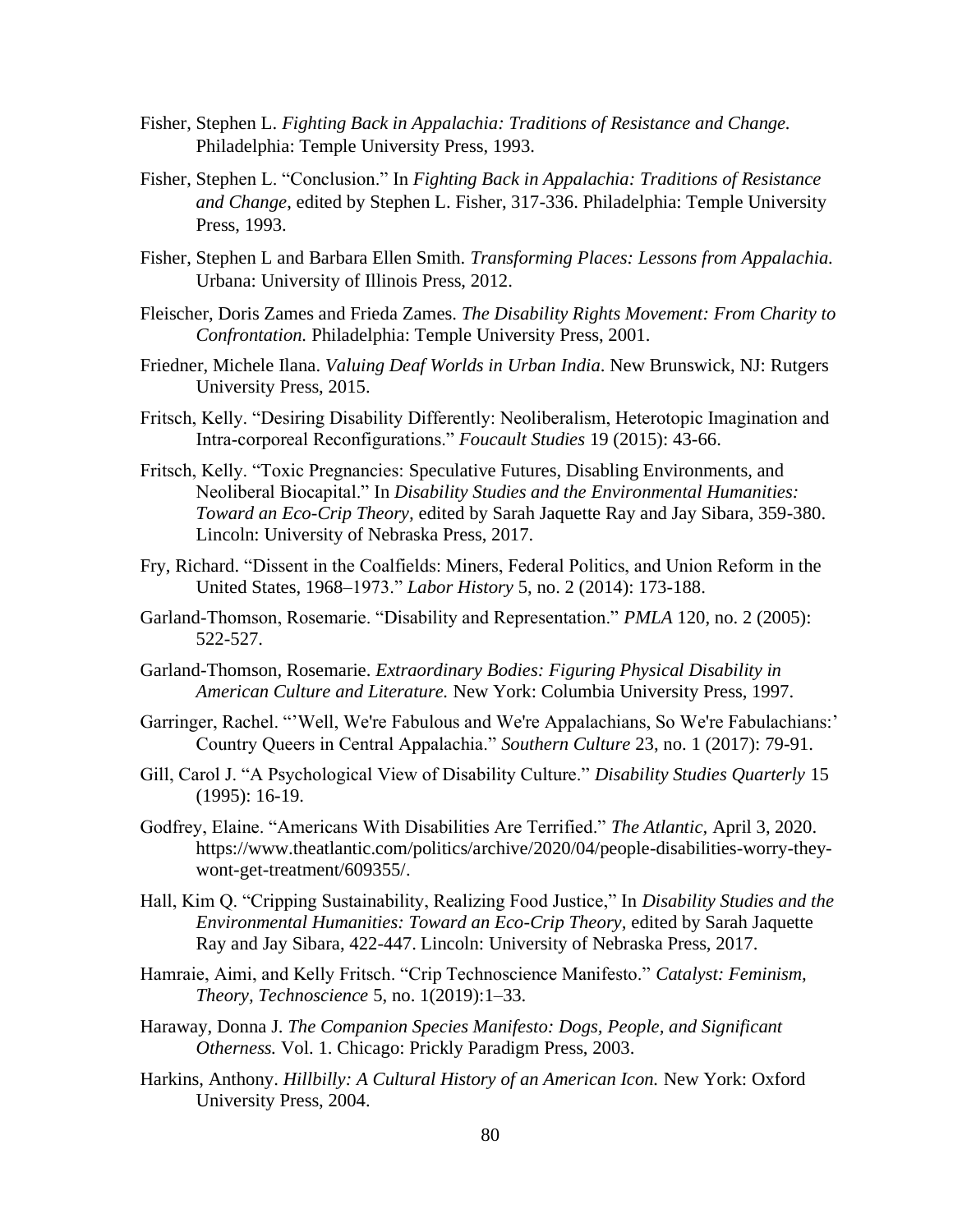Fisher, Stephen L. *Fighting Back in Appalachia: Traditions of Resistance and Change.* Philadelphia: Temple University Press, 1993.

Fisher, Stephen L. "Conclusion." In *Fighting Back in Appalachia: Traditions of Resistance and Change,* edited by Stephen L. Fisher, 317-336. Philadelphia: Temple University Press, 1993.

Fisher, Stephen L and Barbara Ellen Smith. *Transforming Places: Lessons from Appalachia.* Urbana: University of Illinois Press, 2012.

Fleischer, Doris Zames and Frieda Zames. *The Disability Rights Movement: From Charity to Confrontation.* Philadelphia: Temple University Press, 2001.

Friedner, Michele Ilana. *Valuing Deaf Worlds in Urban India*. New Brunswick, NJ: Rutgers University Press, 2015.

Fritsch, Kelly. "Desiring Disability Differently: Neoliberalism, Heterotopic Imagination and Intra-corporeal Reconfigurations." *Foucault Studies* 19 (2015): 43-66.

Fritsch, Kelly. "Toxic Pregnancies: Speculative Futures, Disabling Environments, and Neoliberal Biocapital." In *Disability Studies and the Environmental Humanities: Toward an Eco-Crip Theory,* edited by Sarah Jaquette Ray and Jay Sibara, 359-380. Lincoln: University of Nebraska Press, 2017.

Fry, Richard. "Dissent in the Coalfields: Miners, Federal Politics, and Union Reform in the United States, 1968–1973." *Labor History* 5, no. 2 (2014): 173-188.

Garland-Thomson, Rosemarie. "Disability and Representation." *PMLA* 120, no. 2 (2005): 522-527.

Garland-Thomson, Rosemarie. *Extraordinary Bodies: Figuring Physical Disability in American Culture and Literature.* New York: Columbia University Press, 1997.

Garringer, Rachel. "'Well, We're Fabulous and We're Appalachians, So We're Fabulachians:' Country Queers in Central Appalachia." *Southern Culture* 23, no. 1 (2017): 79-91.

Gill, Carol J. "A Psychological View of Disability Culture." *Disability Studies Quarterly* 15 (1995): 16-19.

Godfrey, Elaine. "Americans With Disabilities Are Terrified." *The Atlantic,* April 3, 2020. https://www.theatlantic.com/politics/archive/2020/04/people-disabilities-worry-they-wont-get-treatment/609355/.

Hall, Kim Q. "Cripping Sustainability, Realizing Food Justice," In *Disability Studies and the Environmental Humanities: Toward an Eco-Crip Theory,* edited by Sarah Jaquette Ray and Jay Sibara, 422-447. Lincoln: University of Nebraska Press, 2017.

Hamraie, Aimi, and Kelly Fritsch. "Crip Technoscience Manifesto." *Catalyst: Feminism, Theory, Technoscience* 5, no. 1(2019):1–33.

Haraway, Donna J. *The Companion Species Manifesto: Dogs, People, and Significant Otherness.* Vol. 1. Chicago: Prickly Paradigm Press, 2003.

Harkins, Anthony. *Hillbilly: A Cultural History of an American Icon.* New York: Oxford University Press, 2004.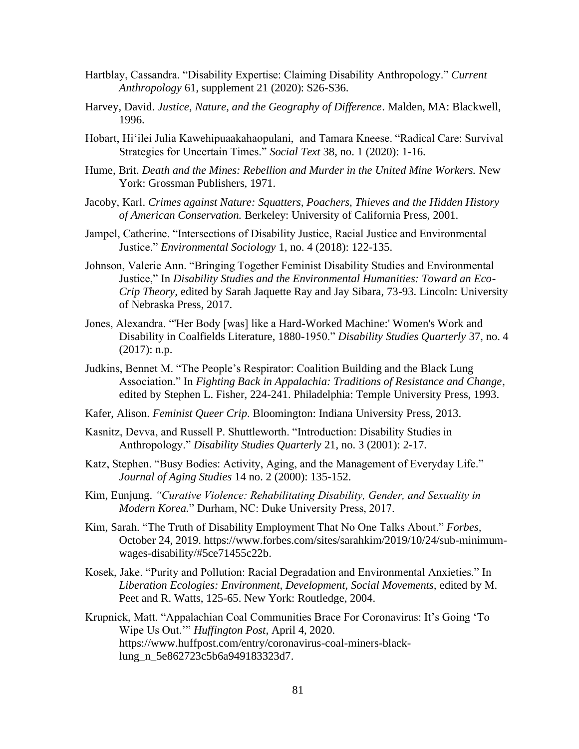Hartblay, Cassandra. "Disability Expertise: Claiming Disability Anthropology." *Current Anthropology* 61, supplement 21 (2020): S26-S36.

Harvey, David. *Justice, Nature, and the Geography of Difference*. Malden, MA: Blackwell, 1996.

Hobart, Hiʻilei Julia Kawehipuaakahaopulani, and Tamara Kneese. "Radical Care: Survival Strategies for Uncertain Times." *Social Text* 38, no. 1 (2020): 1-16.

Hume, Brit. *Death and the Mines: Rebellion and Murder in the United Mine Workers.* New York: Grossman Publishers, 1971.

Jacoby, Karl. *Crimes against Nature: Squatters, Poachers, Thieves and the Hidden History of American Conservation.* Berkeley: University of California Press, 2001.

Jampel, Catherine. "Intersections of Disability Justice, Racial Justice and Environmental Justice." *Environmental Sociology* 1, no. 4 (2018): 122-135.

Johnson, Valerie Ann. "Bringing Together Feminist Disability Studies and Environmental Justice," In *Disability Studies and the Environmental Humanities: Toward an Eco-Crip Theory,* edited by Sarah Jaquette Ray and Jay Sibara, 73-93. Lincoln: University of Nebraska Press, 2017.

Jones, Alexandra. "'Her Body [was] like a Hard-Worked Machine:' Women's Work and Disability in Coalfields Literature, 1880-1950." *Disability Studies Quarterly* 37, no. 4 (2017): n.p.

Judkins, Bennet M. "The People's Respirator: Coalition Building and the Black Lung Association." In *Fighting Back in Appalachia: Traditions of Resistance and Change*, edited by Stephen L. Fisher, 224-241. Philadelphia: Temple University Press, 1993.

Kafer, Alison. *Feminist Queer Crip*. Bloomington: Indiana University Press, 2013.

Kasnitz, Devva, and Russell P. Shuttleworth. "Introduction: Disability Studies in Anthropology." *Disability Studies Quarterly* 21, no. 3 (2001): 2-17.

Katz, Stephen. "Busy Bodies: Activity, Aging, and the Management of Everyday Life." *Journal of Aging Studies* 14 no. 2 (2000): 135-152.

Kim, Eunjung. *"Curative Violence: Rehabilitating Disability, Gender, and Sexuality in Modern Korea.*" Durham, NC: Duke University Press, 2017.

Kim, Sarah. "The Truth of Disability Employment That No One Talks About." *Forbes,* October 24, 2019. https://www.forbes.com/sites/sarahkim/2019/10/24/sub-minimum-wages-disability/#5ce71455c22b.

Kosek, Jake. "Purity and Pollution: Racial Degradation and Environmental Anxieties." In *Liberation Ecologies: Environment, Development, Social Movements,* edited by M. Peet and R. Watts, 125-65. New York: Routledge, 2004.

Krupnick, Matt. "Appalachian Coal Communities Brace For Coronavirus: It's Going 'To Wipe Us Out.'" *Huffington Post,* April 4, 2020. https://www.huffpost.com/entry/coronavirus-coal-miners-black-lung_n_5e862723c5b6a949183323d7.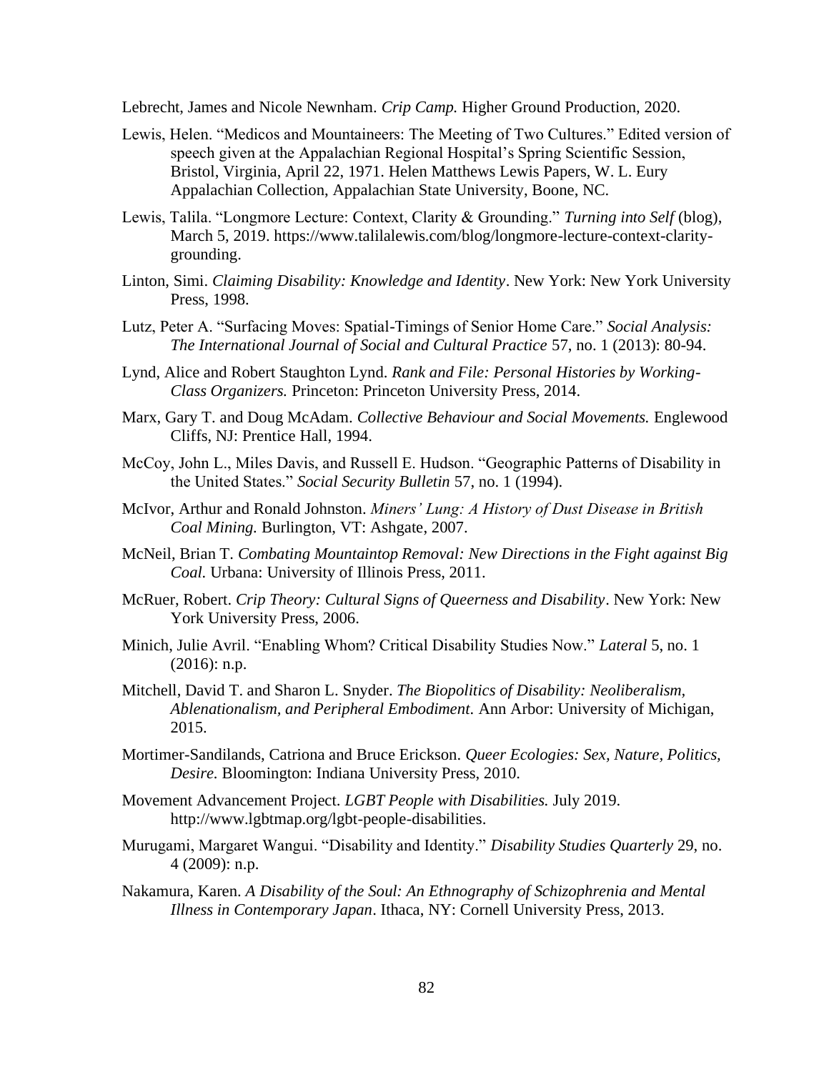Lebrecht, James and Nicole Newnham. *Crip Camp.* Higher Ground Production, 2020.

Lewis, Helen. "Medicos and Mountaineers: The Meeting of Two Cultures." Edited version of speech given at the Appalachian Regional Hospital's Spring Scientific Session, Bristol, Virginia, April 22, 1971. Helen Matthews Lewis Papers, W. L. Eury Appalachian Collection, Appalachian State University, Boone, NC.

Lewis, Talila. "Longmore Lecture: Context, Clarity & Grounding." *Turning into Self* (blog), March 5, 2019. https://www.talilalewis.com/blog/longmore-lecture-context-clarity-grounding.

Linton, Simi. *Claiming Disability: Knowledge and Identity*. New York: New York University Press, 1998.

Lutz, Peter A. "Surfacing Moves: Spatial-Timings of Senior Home Care." *Social Analysis: The International Journal of Social and Cultural Practice* 57, no. 1 (2013): 80-94.

Lynd, Alice and Robert Staughton Lynd. *Rank and File: Personal Histories by Working-Class Organizers.* Princeton: Princeton University Press, 2014.

Marx, Gary T. and Doug McAdam. *Collective Behaviour and Social Movements.* Englewood Cliffs, NJ: Prentice Hall, 1994.

McCoy, John L., Miles Davis, and Russell E. Hudson. "Geographic Patterns of Disability in the United States." *Social Security Bulletin* 57, no. 1 (1994).

McIvor, Arthur and Ronald Johnston. *Miners' Lung: A History of Dust Disease in British Coal Mining.* Burlington, VT: Ashgate, 2007.

McNeil, Brian T. *Combating Mountaintop Removal: New Directions in the Fight against Big Coal.* Urbana: University of Illinois Press, 2011.

McRuer, Robert. *Crip Theory: Cultural Signs of Queerness and Disability*. New York: New York University Press, 2006.

Minich, Julie Avril. "Enabling Whom? Critical Disability Studies Now." *Lateral* 5, no. 1 (2016): n.p.

Mitchell, David T. and Sharon L. Snyder. *The Biopolitics of Disability: Neoliberalism, Ablenationalism, and Peripheral Embodiment.* Ann Arbor: University of Michigan, 2015.

Mortimer-Sandilands, Catriona and Bruce Erickson. *Queer Ecologies: Sex, Nature, Politics, Desire.* Bloomington: Indiana University Press, 2010.

Movement Advancement Project. *LGBT People with Disabilities.* July 2019. http://www.lgbtmap.org/lgbt-people-disabilities.

Murugami, Margaret Wangui. "Disability and Identity." *Disability Studies Quarterly* 29, no. 4 (2009): n.p.

Nakamura, Karen. *A Disability of the Soul: An Ethnography of Schizophrenia and Mental Illness in Contemporary Japan*. Ithaca, NY: Cornell University Press, 2013.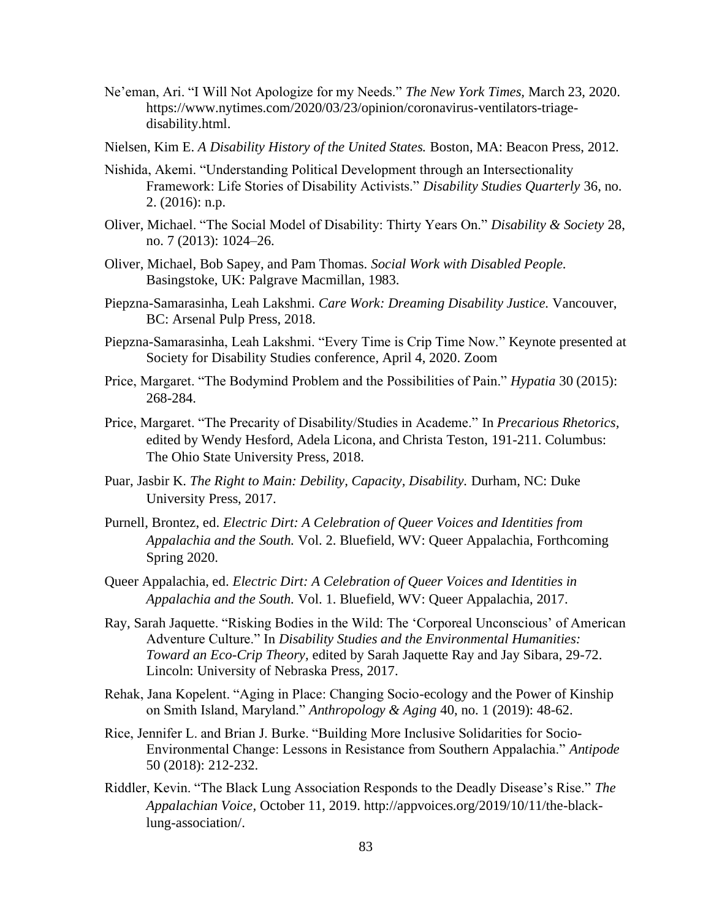Ne'eman, Ari. "I Will Not Apologize for my Needs." *The New York Times*, March 23, 2020. https://www.nytimes.com/2020/03/23/opinion/coronavirus-ventilators-triage-disability.html.

Nielsen, Kim E. *A Disability History of the United States.* Boston, MA: Beacon Press, 2012.

Nishida, Akemi. "Understanding Political Development through an Intersectionality Framework: Life Stories of Disability Activists." *Disability Studies Quarterly* 36, no. 2. (2016): n.p.

Oliver, Michael. "The Social Model of Disability: Thirty Years On." *Disability & Society* 28, no. 7 (2013): 1024–26.

Oliver, Michael, Bob Sapey, and Pam Thomas. *Social Work with Disabled People.* Basingstoke, UK: Palgrave Macmillan, 1983.

Piepzna-Samarasinha, Leah Lakshmi. *Care Work: Dreaming Disability Justice.* Vancouver, BC: Arsenal Pulp Press, 2018.

Piepzna-Samarasinha, Leah Lakshmi. "Every Time is Crip Time Now." Keynote presented at Society for Disability Studies conference, April 4, 2020. Zoom

Price, Margaret. "The Bodymind Problem and the Possibilities of Pain." *Hypatia* 30 (2015): 268-284.

Price, Margaret. "The Precarity of Disability/Studies in Academe." In *Precarious Rhetorics,* edited by Wendy Hesford, Adela Licona, and Christa Teston, 191-211. Columbus: The Ohio State University Press, 2018.

Puar, Jasbir K. *The Right to Main: Debility, Capacity, Disability.* Durham, NC: Duke University Press, 2017.

Purnell, Brontez, ed. *Electric Dirt: A Celebration of Queer Voices and Identities from Appalachia and the South.* Vol. 2. Bluefield, WV: Queer Appalachia, Forthcoming Spring 2020.

Queer Appalachia, ed. *Electric Dirt: A Celebration of Queer Voices and Identities in Appalachia and the South.* Vol. 1. Bluefield, WV: Queer Appalachia, 2017.

Ray, Sarah Jaquette. "Risking Bodies in the Wild: The 'Corporeal Unconscious' of American Adventure Culture." In *Disability Studies and the Environmental Humanities: Toward an Eco-Crip Theory,* edited by Sarah Jaquette Ray and Jay Sibara, 29-72. Lincoln: University of Nebraska Press, 2017.

Rehak, Jana Kopelent. "Aging in Place: Changing Socio-ecology and the Power of Kinship on Smith Island, Maryland." *Anthropology & Aging* 40, no. 1 (2019): 48-62.

Rice, Jennifer L. and Brian J. Burke. "Building More Inclusive Solidarities for Socio-Environmental Change: Lessons in Resistance from Southern Appalachia." *Antipode* 50 (2018): 212-232.

Riddler, Kevin. "The Black Lung Association Responds to the Deadly Disease's Rise." *The Appalachian Voice,* October 11, 2019. http://appvoices.org/2019/10/11/the-black-lung-association/.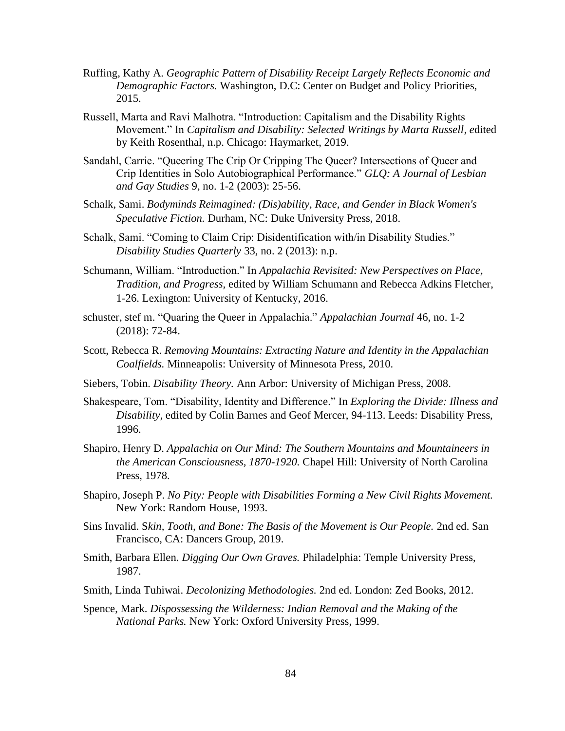Ruffing, Kathy A. *Geographic Pattern of Disability Receipt Largely Reflects Economic and Demographic Factors.* Washington, D.C: Center on Budget and Policy Priorities, 2015.

Russell, Marta and Ravi Malhotra. "Introduction: Capitalism and the Disability Rights Movement." In *Capitalism and Disability: Selected Writings by Marta Russell*, edited by Keith Rosenthal, n.p. Chicago: Haymarket, 2019.

Sandahl, Carrie. "Queering The Crip Or Cripping The Queer? Intersections of Queer and Crip Identities in Solo Autobiographical Performance." *GLQ: A Journal of Lesbian and Gay Studies* 9, no. 1-2 (2003): 25-56.

Schalk, Sami. *Bodyminds Reimagined: (Dis)ability, Race, and Gender in Black Women's Speculative Fiction.* Durham, NC: Duke University Press, 2018.

Schalk, Sami. "Coming to Claim Crip: Disidentification with/in Disability Studies." *Disability Studies Quarterly* 33, no. 2 (2013): n.p.

Schumann, William. "Introduction." In *Appalachia Revisited: New Perspectives on Place, Tradition, and Progress,* edited by William Schumann and Rebecca Adkins Fletcher, 1-26. Lexington: University of Kentucky, 2016.

schuster, stef m. "Quaring the Queer in Appalachia." *Appalachian Journal* 46, no. 1-2 (2018): 72-84.

Scott, Rebecca R. *Removing Mountains: Extracting Nature and Identity in the Appalachian Coalfields.* Minneapolis: University of Minnesota Press, 2010.

Siebers, Tobin. *Disability Theory.* Ann Arbor: University of Michigan Press, 2008.

Shakespeare, Tom. "Disability, Identity and Difference." In *Exploring the Divide: Illness and Disability,* edited by Colin Barnes and Geof Mercer, 94-113. Leeds: Disability Press, 1996.

Shapiro, Henry D. *Appalachia on Our Mind: The Southern Mountains and Mountaineers in the American Consciousness, 1870-1920.* Chapel Hill: University of North Carolina Press, 1978.

Shapiro, Joseph P. *No Pity: People with Disabilities Forming a New Civil Rights Movement.* New York: Random House, 1993.

Sins Invalid. S*kin, Tooth, and Bone: The Basis of the Movement is Our People.* 2nd ed. San Francisco, CA: Dancers Group, 2019.

Smith, Barbara Ellen. *Digging Our Own Graves.* Philadelphia: Temple University Press, 1987.

Smith, Linda Tuhiwai. *Decolonizing Methodologies.* 2nd ed. London: Zed Books, 2012.

Spence, Mark. *Dispossessing the Wilderness: Indian Removal and the Making of the National Parks.* New York: Oxford University Press, 1999.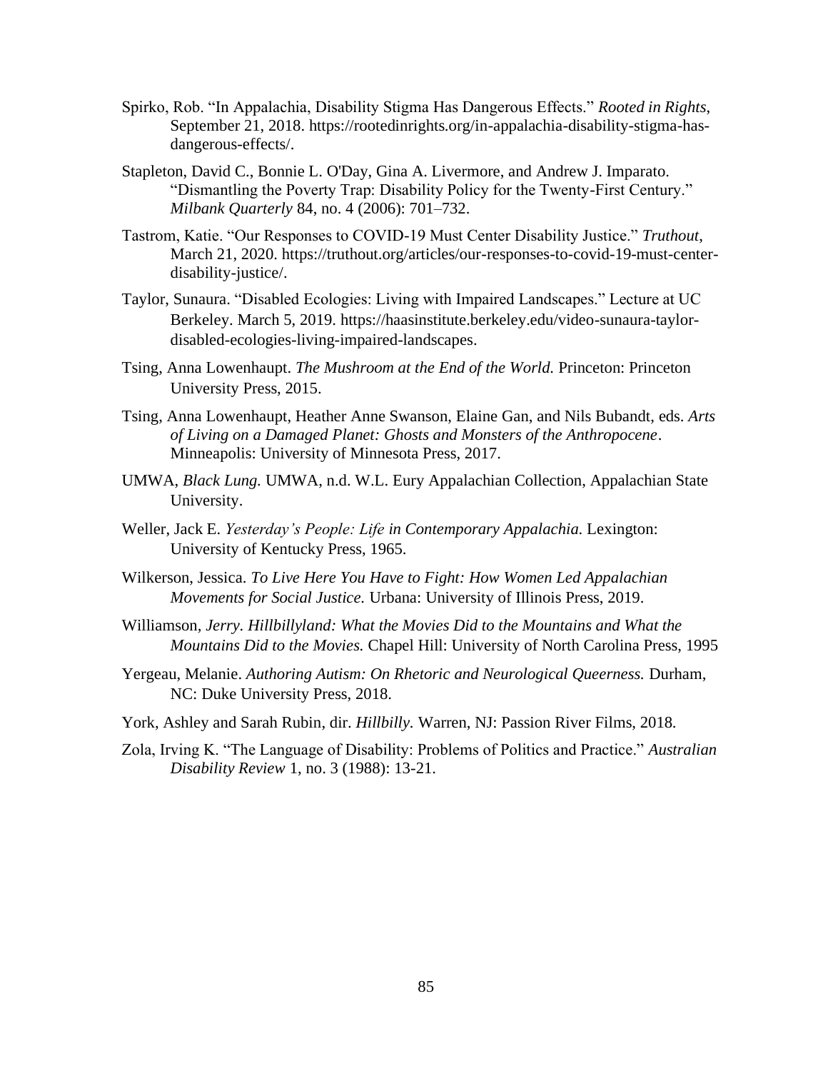Spirko, Rob. "In Appalachia, Disability Stigma Has Dangerous Effects." *Rooted in Rights*, September 21, 2018. https://rootedinrights.org/in-appalachia-disability-stigma-has-dangerous-effects/.

Stapleton, David C., Bonnie L. O'Day, Gina A. Livermore, and Andrew J. Imparato. "Dismantling the Poverty Trap: Disability Policy for the Twenty-First Century." *Milbank Quarterly* 84, no. 4 (2006): 701–732.

Tastrom, Katie. "Our Responses to COVID-19 Must Center Disability Justice." *Truthout*, March 21, 2020. https://truthout.org/articles/our-responses-to-covid-19-must-center-disability-justice/.

Taylor, Sunaura. "Disabled Ecologies: Living with Impaired Landscapes." Lecture at UC Berkeley. March 5, 2019. https://haasinstitute.berkeley.edu/video-sunaura-taylor-disabled-ecologies-living-impaired-landscapes.

Tsing, Anna Lowenhaupt. *The Mushroom at the End of the World.* Princeton: Princeton University Press, 2015.

Tsing, Anna Lowenhaupt, Heather Anne Swanson, Elaine Gan, and Nils Bubandt, eds. *Arts of Living on a Damaged Planet: Ghosts and Monsters of the Anthropocene*. Minneapolis: University of Minnesota Press, 2017.

UMWA, *Black Lung.* UMWA, n.d. W.L. Eury Appalachian Collection, Appalachian State University.

Weller, Jack E. *Yesterday's People: Life in Contemporary Appalachia.* Lexington: University of Kentucky Press, 1965.

Wilkerson, Jessica. *To Live Here You Have to Fight: How Women Led Appalachian Movements for Social Justice.* Urbana: University of Illinois Press, 2019.

Williamson, *Jerry. Hillbillyland: What the Movies Did to the Mountains and What the Mountains Did to the Movies.* Chapel Hill: University of North Carolina Press, 1995

Yergeau, Melanie. *Authoring Autism: On Rhetoric and Neurological Queerness.* Durham, NC: Duke University Press, 2018.

York, Ashley and Sarah Rubin, dir. *Hillbilly.* Warren, NJ: Passion River Films, 2018.

Zola, Irving K. "The Language of Disability: Problems of Politics and Practice." *Australian Disability Review* 1, no. 3 (1988): 13-21.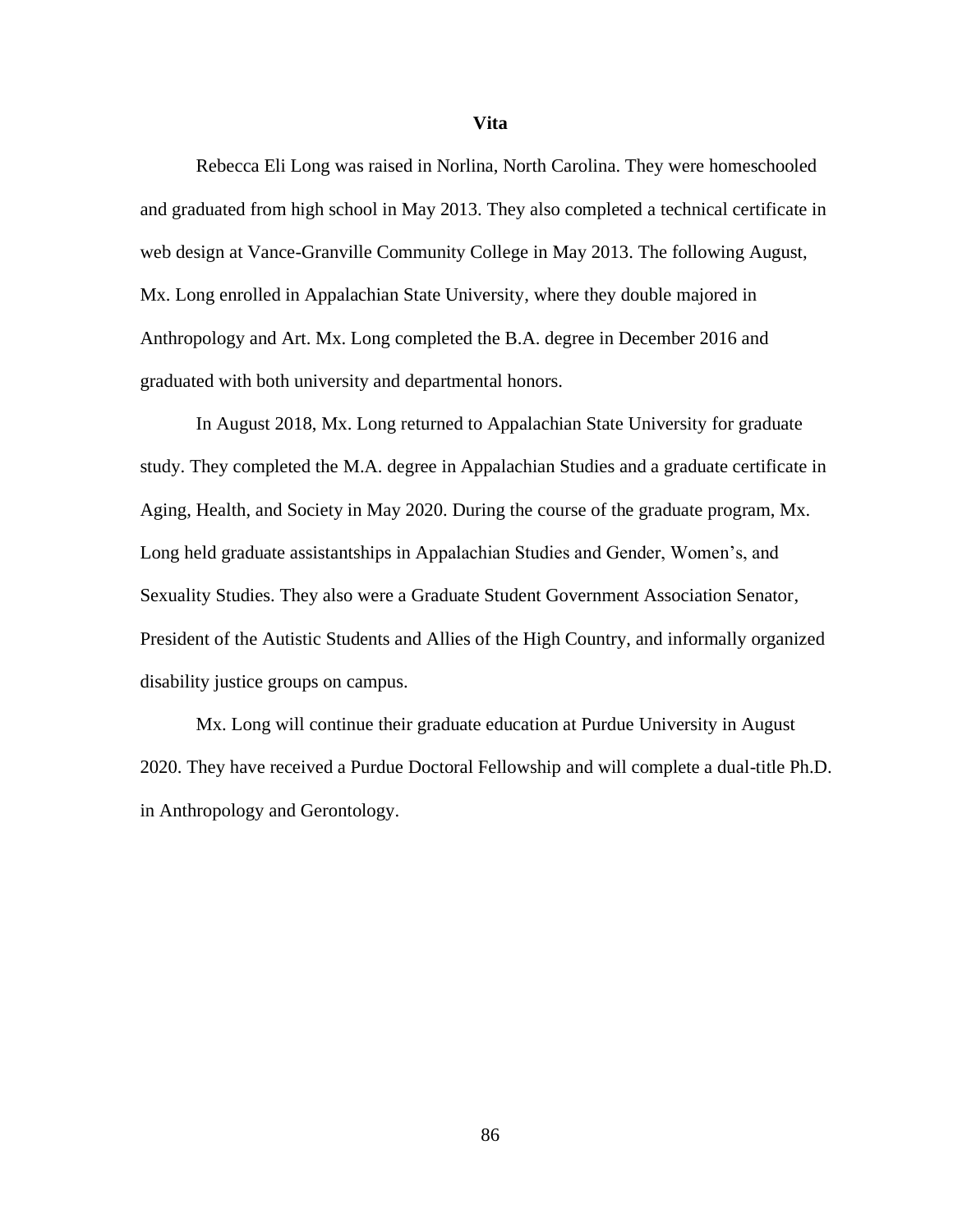# Vita

Rebecca Eli Long was raised in Norlina, North Carolina. They were homeschooled and graduated from high school in May 2013. They also completed a technical certificate in web design at Vance-Granville Community College in May 2013. The following August, Mx. Long enrolled in Appalachian State University, where they double majored in Anthropology and Art. Mx. Long completed the B.A. degree in December 2016 and graduated with both university and departmental honors.

In August 2018, Mx. Long returned to Appalachian State University for graduate study. They completed the M.A. degree in Appalachian Studies and a graduate certificate in Aging, Health, and Society in May 2020. During the course of the graduate program, Mx. Long held graduate assistantships in Appalachian Studies and Gender, Women's, and Sexuality Studies. They also were a Graduate Student Government Association Senator, President of the Autistic Students and Allies of the High Country, and informally organized disability justice groups on campus.

Mx. Long will continue their graduate education at Purdue University in August 2020. They have received a Purdue Doctoral Fellowship and will complete a dual-title Ph.D. in Anthropology and Gerontology.